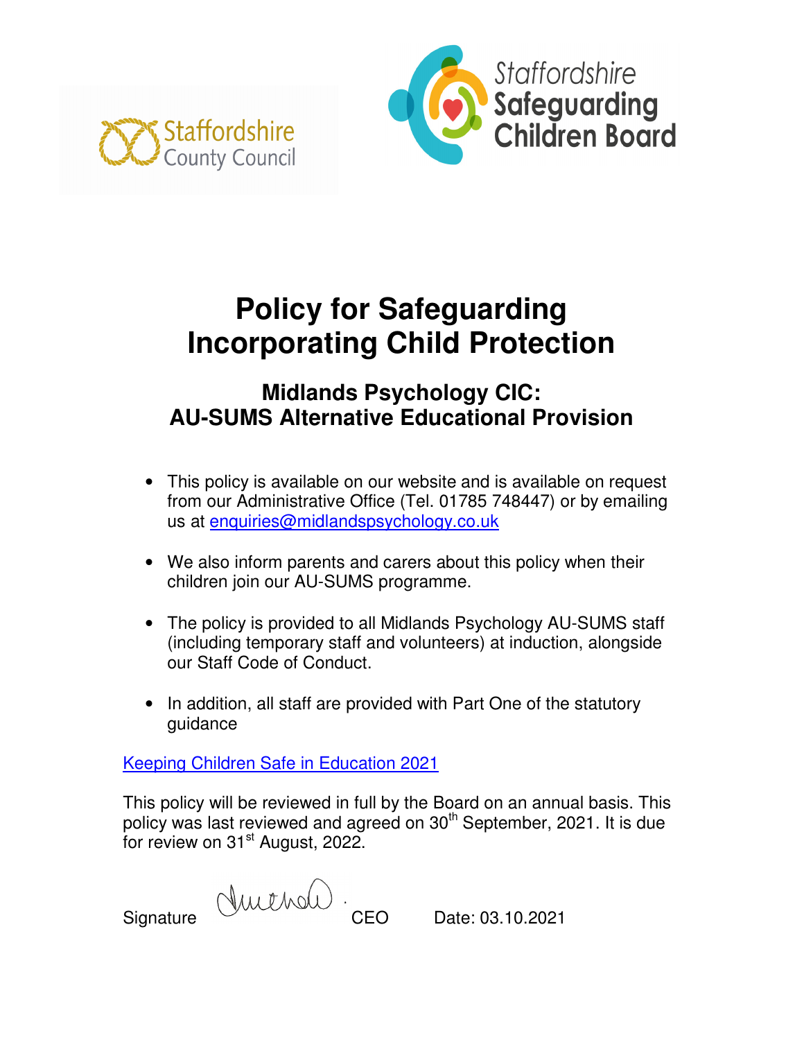Staffordshire County Council

Staffordshire Safeguarding Children Board

# Policy for Safeguarding Incorporating Child Protection

## Midlands Psychology CIC: AU-SUMS Alternative Educational Provision

- This policy is available on our website and is available on request from our Administrative Office (Tel. 01785 748447) or by emailing us at enquiries@midlandspsychology.co.uk
- We also inform parents and carers about this policy when their children join our AU-SUMS programme.
- The policy is provided to all Midlands Psychology AU-SUMS staff (including temporary staff and volunteers) at induction, alongside our Staff Code of Conduct.
- In addition, all staff are provided with Part One of the statutory guidance

Keeping Children Safe in Education 2021

This policy will be reviewed in full by the Board on an annual basis. This policy was last reviewed and agreed on 30th September, 2021. It is due for review on 31st August, 2022.

Signature [signature] CEO Date: 03.10.2021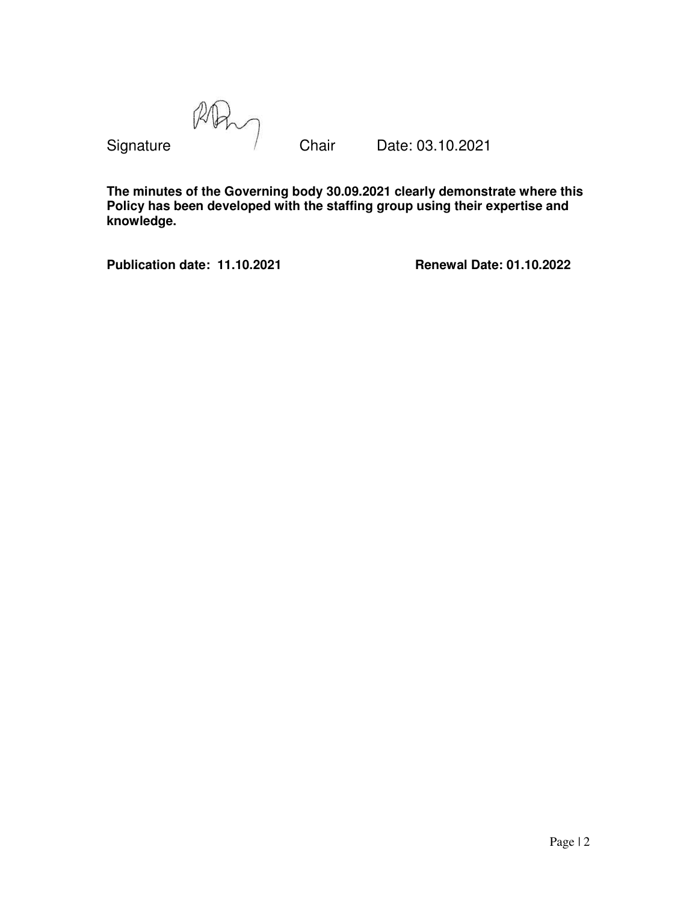Signature Chair Date: 03.10.2021

**The minutes of the Governing body 30.09.2021 clearly demonstrate where this Policy has been developed with the staffing group using their expertise and knowledge.**

**Publication date: 11.10.2021** **Renewal Date: 01.10.2022**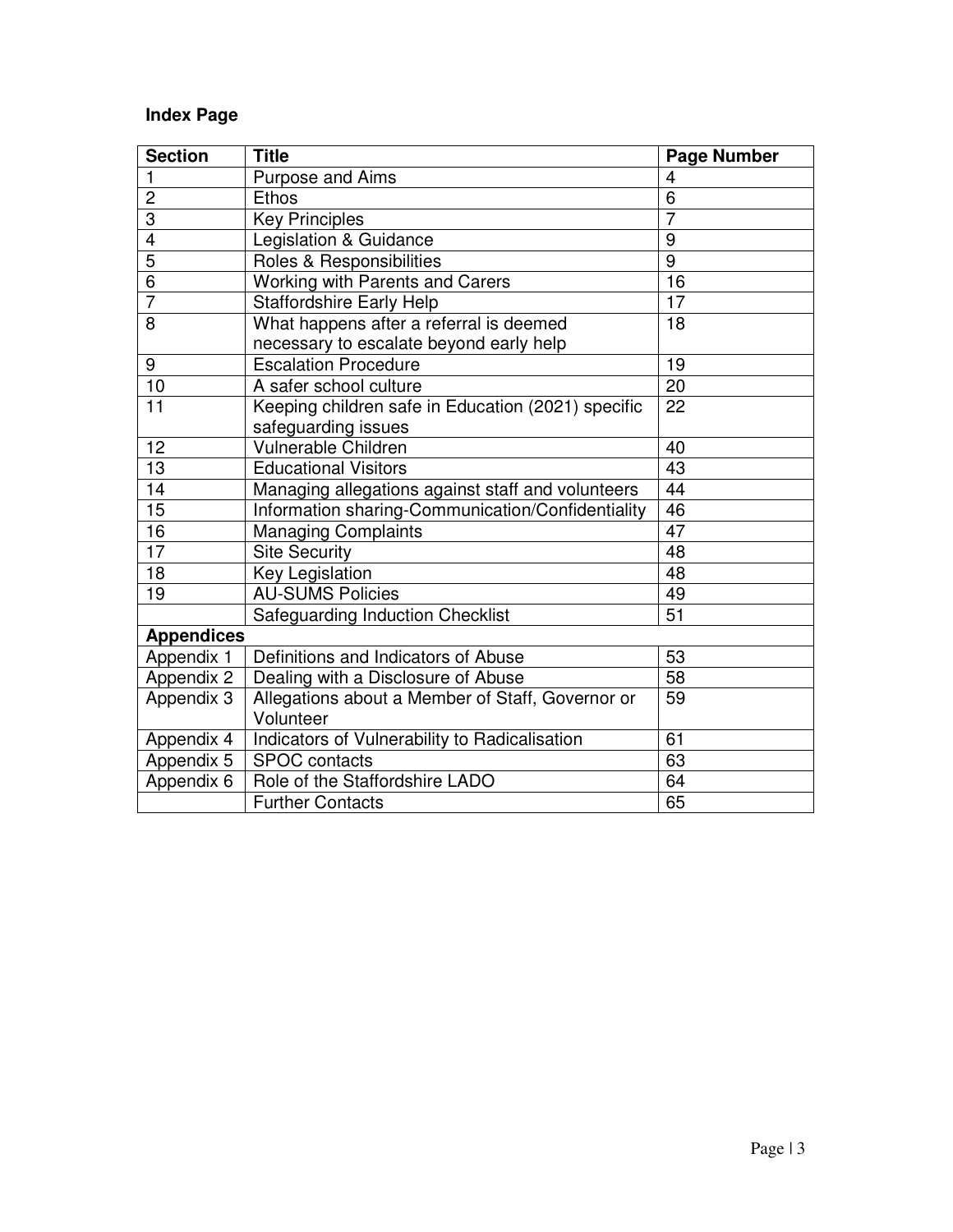**Index Page**

| Section | Title | Page Number |
|---|---|---|
| 1 | Purpose and Aims | 4 |
| 2 | Ethos | 6 |
| 3 | Key Principles | 7 |
| 4 | Legislation & Guidance | 9 |
| 5 | Roles & Responsibilities | 9 |
| 6 | Working with Parents and Carers | 16 |
| 7 | Staffordshire Early Help | 17 |
| 8 | What happens after a referral is deemed necessary to escalate beyond early help | 18 |
| 9 | Escalation Procedure | 19 |
| 10 | A safer school culture | 20 |
| 11 | Keeping children safe in Education (2021) specific safeguarding issues | 22 |
| 12 | Vulnerable Children | 40 |
| 13 | Educational Visitors | 43 |
| 14 | Managing allegations against staff and volunteers | 44 |
| 15 | Information sharing-Communication/Confidentiality | 46 |
| 16 | Managing Complaints | 47 |
| 17 | Site Security | 48 |
| 18 | Key Legislation | 48 |
| 19 | AU-SUMS Policies | 49 |
| | Safeguarding Induction Checklist | 51 |
| **Appendices** | | |
| Appendix 1 | Definitions and Indicators of Abuse | 53 |
| Appendix 2 | Dealing with a Disclosure of Abuse | 58 |
| Appendix 3 | Allegations about a Member of Staff, Governor or Volunteer | 59 |
| Appendix 4 | Indicators of Vulnerability to Radicalisation | 61 |
| Appendix 5 | SPOC contacts | 63 |
| Appendix 6 | Role of the Staffordshire LADO | 64 |
| | Further Contacts | 65 |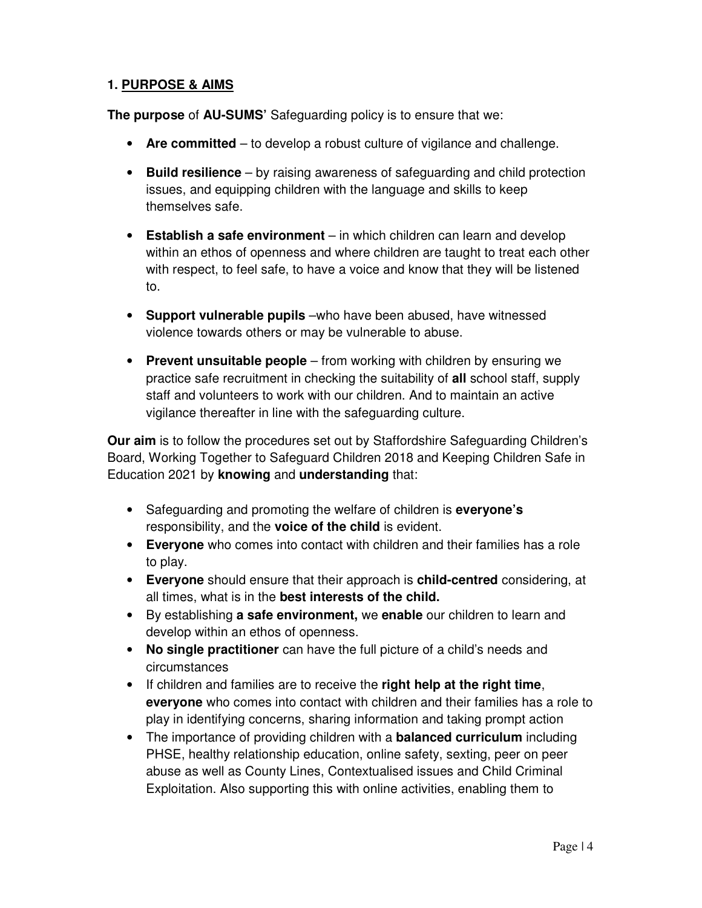## 1. PURPOSE & AIMS

**The purpose** of **AU-SUMS'** Safeguarding policy is to ensure that we:

- **Are committed** – to develop a robust culture of vigilance and challenge.
- **Build resilience** – by raising awareness of safeguarding and child protection issues, and equipping children with the language and skills to keep themselves safe.
- **Establish a safe environment** – in which children can learn and develop within an ethos of openness and where children are taught to treat each other with respect, to feel safe, to have a voice and know that they will be listened to.
- **Support vulnerable pupils** –who have been abused, have witnessed violence towards others or may be vulnerable to abuse.
- **Prevent unsuitable people** – from working with children by ensuring we practice safe recruitment in checking the suitability of **all** school staff, supply staff and volunteers to work with our children. And to maintain an active vigilance thereafter in line with the safeguarding culture.

**Our aim** is to follow the procedures set out by Staffordshire Safeguarding Children's Board, Working Together to Safeguard Children 2018 and Keeping Children Safe in Education 2021 by **knowing** and **understanding** that:

- Safeguarding and promoting the welfare of children is **everyone's** responsibility, and the **voice of the child** is evident.
- **Everyone** who comes into contact with children and their families has a role to play.
- **Everyone** should ensure that their approach is **child-centred** considering, at all times, what is in the **best interests of the child.**
- By establishing **a safe environment,** we **enable** our children to learn and develop within an ethos of openness.
- **No single practitioner** can have the full picture of a child's needs and circumstances
- If children and families are to receive the **right help at the right time**, **everyone** who comes into contact with children and their families has a role to play in identifying concerns, sharing information and taking prompt action
- The importance of providing children with a **balanced curriculum** including PHSE, healthy relationship education, online safety, sexting, peer on peer abuse as well as County Lines, Contextualised issues and Child Criminal Exploitation. Also supporting this with online activities, enabling them to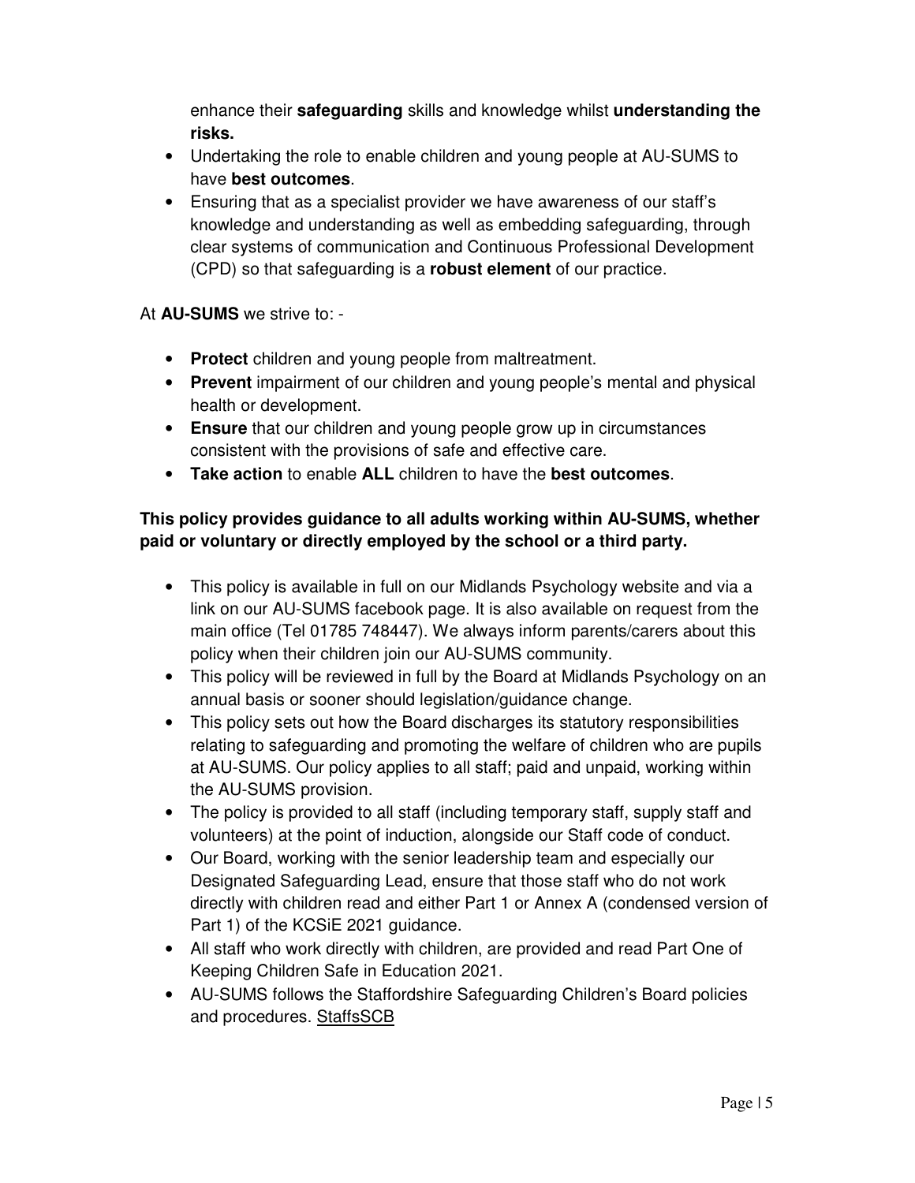enhance their **safeguarding** skills and knowledge whilst **understanding the risks.**

- Undertaking the role to enable children and young people at AU-SUMS to have **best outcomes**.
- Ensuring that as a specialist provider we have awareness of our staff's knowledge and understanding as well as embedding safeguarding, through clear systems of communication and Continuous Professional Development (CPD) so that safeguarding is a **robust element** of our practice.

At **AU-SUMS** we strive to: -

- **Protect** children and young people from maltreatment.
- **Prevent** impairment of our children and young people's mental and physical health or development.
- **Ensure** that our children and young people grow up in circumstances consistent with the provisions of safe and effective care.
- **Take action** to enable **ALL** children to have the **best outcomes**.

**This policy provides guidance to all adults working within AU-SUMS, whether paid or voluntary or directly employed by the school or a third party.**

- This policy is available in full on our Midlands Psychology website and via a link on our AU-SUMS facebook page. It is also available on request from the main office (Tel 01785 748447). We always inform parents/carers about this policy when their children join our AU-SUMS community.
- This policy will be reviewed in full by the Board at Midlands Psychology on an annual basis or sooner should legislation/guidance change.
- This policy sets out how the Board discharges its statutory responsibilities relating to safeguarding and promoting the welfare of children who are pupils at AU-SUMS. Our policy applies to all staff; paid and unpaid, working within the AU-SUMS provision.
- The policy is provided to all staff (including temporary staff, supply staff and volunteers) at the point of induction, alongside our Staff code of conduct.
- Our Board, working with the senior leadership team and especially our Designated Safeguarding Lead, ensure that those staff who do not work directly with children read and either Part 1 or Annex A (condensed version of Part 1) of the KCSiE 2021 guidance.
- All staff who work directly with children, are provided and read Part One of Keeping Children Safe in Education 2021.
- AU-SUMS follows the Staffordshire Safeguarding Children's Board policies and procedures. StaffsSCB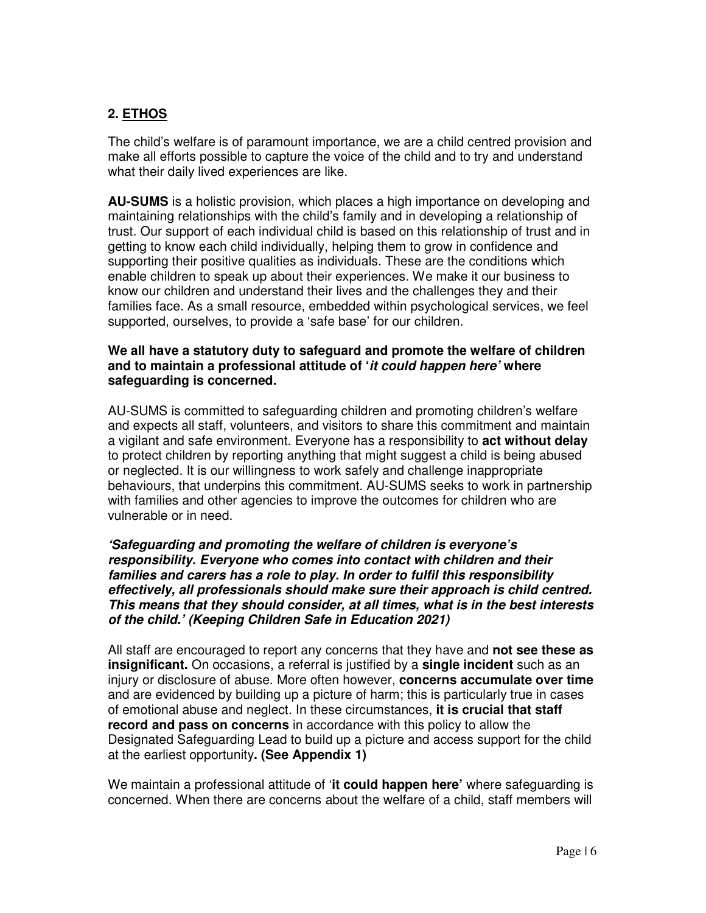## 2. ETHOS

The child's welfare is of paramount importance, we are a child centred provision and make all efforts possible to capture the voice of the child and to try and understand what their daily lived experiences are like.

**AU-SUMS** is a holistic provision, which places a high importance on developing and maintaining relationships with the child's family and in developing a relationship of trust. Our support of each individual child is based on this relationship of trust and in getting to know each child individually, helping them to grow in confidence and supporting their positive qualities as individuals. These are the conditions which enable children to speak up about their experiences. We make it our business to know our children and understand their lives and the challenges they and their families face. As a small resource, embedded within psychological services, we feel supported, ourselves, to provide a 'safe base' for our children.

**We all have a statutory duty to safeguard and promote the welfare of children and to maintain a professional attitude of '*it could happen here*' where safeguarding is concerned.**

AU-SUMS is committed to safeguarding children and promoting children's welfare and expects all staff, volunteers, and visitors to share this commitment and maintain a vigilant and safe environment. Everyone has a responsibility to **act without delay** to protect children by reporting anything that might suggest a child is being abused or neglected. It is our willingness to work safely and challenge inappropriate behaviours, that underpins this commitment. AU-SUMS seeks to work in partnership with families and other agencies to improve the outcomes for children who are vulnerable or in need.

***'Safeguarding and promoting the welfare of children is everyone's responsibility. Everyone who comes into contact with children and their families and carers has a role to play. In order to fulfil this responsibility effectively, all professionals should make sure their approach is child centred. This means that they should consider, at all times, what is in the best interests of the child.' (Keeping Children Safe in Education 2021)***

All staff are encouraged to report any concerns that they have and **not see these as insignificant.** On occasions, a referral is justified by a **single incident** such as an injury or disclosure of abuse. More often however, **concerns accumulate over time** and are evidenced by building up a picture of harm; this is particularly true in cases of emotional abuse and neglect. In these circumstances, **it is crucial that staff record and pass on concerns** in accordance with this policy to allow the Designated Safeguarding Lead to build up a picture and access support for the child at the earliest opportunity**. (See Appendix 1)**

We maintain a professional attitude of '**it could happen here'** where safeguarding is concerned. When there are concerns about the welfare of a child, staff members will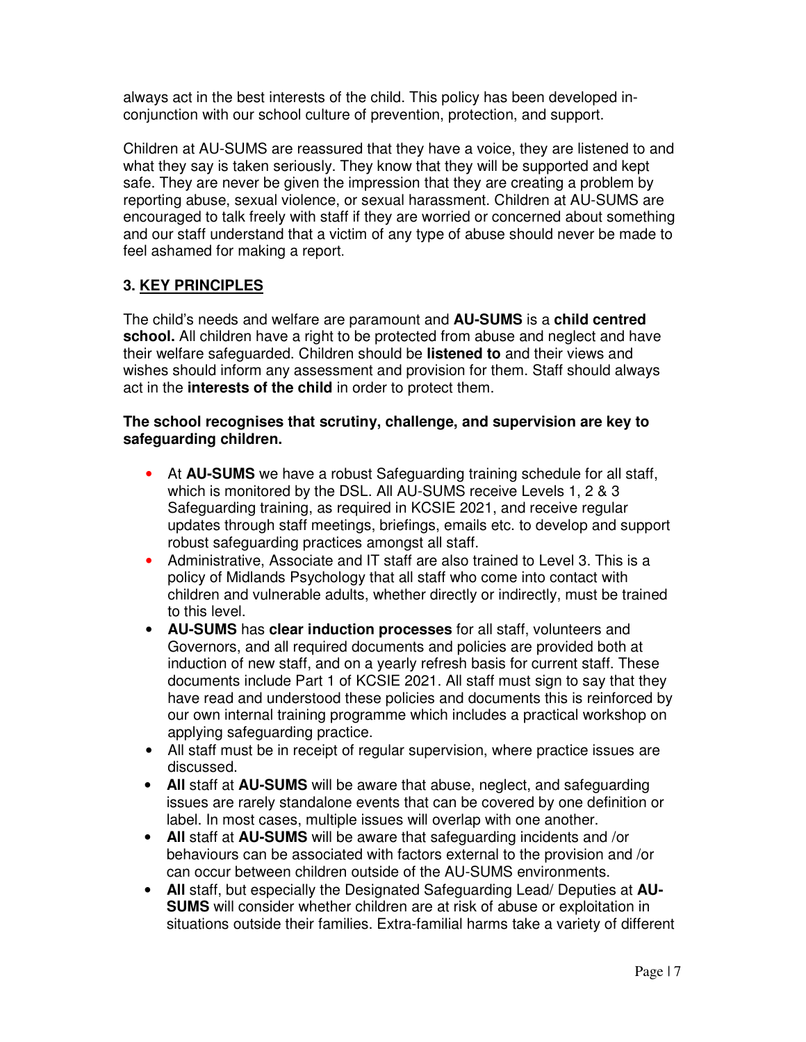always act in the best interests of the child. This policy has been developed in-conjunction with our school culture of prevention, protection, and support.

Children at AU-SUMS are reassured that they have a voice, they are listened to and what they say is taken seriously. They know that they will be supported and kept safe. They are never be given the impression that they are creating a problem by reporting abuse, sexual violence, or sexual harassment. Children at AU-SUMS are encouraged to talk freely with staff if they are worried or concerned about something and our staff understand that a victim of any type of abuse should never be made to feel ashamed for making a report.

### 3. KEY PRINCIPLES

The child's needs and welfare are paramount and **AU-SUMS** is a **child centred school.** All children have a right to be protected from abuse and neglect and have their welfare safeguarded. Children should be **listened to** and their views and wishes should inform any assessment and provision for them. Staff should always act in the **interests of the child** in order to protect them.

**The school recognises that scrutiny, challenge, and supervision are key to safeguarding children.**

- At **AU-SUMS** we have a robust Safeguarding training schedule for all staff, which is monitored by the DSL. All AU-SUMS receive Levels 1, 2 & 3 Safeguarding training, as required in KCSIE 2021, and receive regular updates through staff meetings, briefings, emails etc. to develop and support robust safeguarding practices amongst all staff.
- Administrative, Associate and IT staff are also trained to Level 3. This is a policy of Midlands Psychology that all staff who come into contact with children and vulnerable adults, whether directly or indirectly, must be trained to this level.
- **AU-SUMS** has **clear induction processes** for all staff, volunteers and Governors, and all required documents and policies are provided both at induction of new staff, and on a yearly refresh basis for current staff. These documents include Part 1 of KCSIE 2021. All staff must sign to say that they have read and understood these policies and documents this is reinforced by our own internal training programme which includes a practical workshop on applying safeguarding practice.
- All staff must be in receipt of regular supervision, where practice issues are discussed.
- **All** staff at **AU-SUMS** will be aware that abuse, neglect, and safeguarding issues are rarely standalone events that can be covered by one definition or label. In most cases, multiple issues will overlap with one another.
- **All** staff at **AU-SUMS** will be aware that safeguarding incidents and /or behaviours can be associated with factors external to the provision and /or can occur between children outside of the AU-SUMS environments.
- **All** staff, but especially the Designated Safeguarding Lead/ Deputies at **AU-SUMS** will consider whether children are at risk of abuse or exploitation in situations outside their families. Extra-familial harms take a variety of different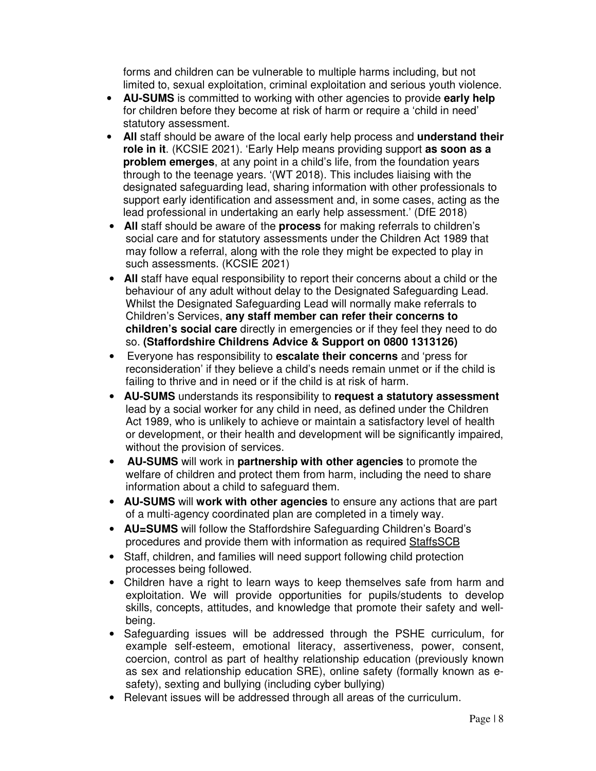forms and children can be vulnerable to multiple harms including, but not limited to, sexual exploitation, criminal exploitation and serious youth violence.

- **AU-SUMS** is committed to working with other agencies to provide **early help** for children before they become at risk of harm or require a 'child in need' statutory assessment.
- **All** staff should be aware of the local early help process and **understand their role in it**. (KCSIE 2021). 'Early Help means providing support **as soon as a problem emerges**, at any point in a child's life, from the foundation years through to the teenage years. '(WT 2018). This includes liaising with the designated safeguarding lead, sharing information with other professionals to support early identification and assessment and, in some cases, acting as the lead professional in undertaking an early help assessment.' (DfE 2018)
- **All** staff should be aware of the **process** for making referrals to children's social care and for statutory assessments under the Children Act 1989 that may follow a referral, along with the role they might be expected to play in such assessments. (KCSIE 2021)
- **All** staff have equal responsibility to report their concerns about a child or the behaviour of any adult without delay to the Designated Safeguarding Lead. Whilst the Designated Safeguarding Lead will normally make referrals to Children's Services, **any staff member can refer their concerns to children's social care** directly in emergencies or if they feel they need to do so. **(Staffordshire Childrens Advice & Support on 0800 1313126)**
- Everyone has responsibility to **escalate their concerns** and 'press for reconsideration' if they believe a child's needs remain unmet or if the child is failing to thrive and in need or if the child is at risk of harm.
- **AU-SUMS** understands its responsibility to **request a statutory assessment** lead by a social worker for any child in need, as defined under the Children Act 1989, who is unlikely to achieve or maintain a satisfactory level of health or development, or their health and development will be significantly impaired, without the provision of services.
- **AU-SUMS** will work in **partnership with other agencies** to promote the welfare of children and protect them from harm, including the need to share information about a child to safeguard them.
- **AU-SUMS** will **work with other agencies** to ensure any actions that are part of a multi-agency coordinated plan are completed in a timely way.
- **AU=SUMS** will follow the Staffordshire Safeguarding Children's Board's procedures and provide them with information as required StaffsSCB
- Staff, children, and families will need support following child protection processes being followed.
- Children have a right to learn ways to keep themselves safe from harm and exploitation. We will provide opportunities for pupils/students to develop skills, concepts, attitudes, and knowledge that promote their safety and well-being.
- Safeguarding issues will be addressed through the PSHE curriculum, for example self-esteem, emotional literacy, assertiveness, power, consent, coercion, control as part of healthy relationship education (previously known as sex and relationship education SRE), online safety (formally known as e-safety), sexting and bullying (including cyber bullying)
- Relevant issues will be addressed through all areas of the curriculum.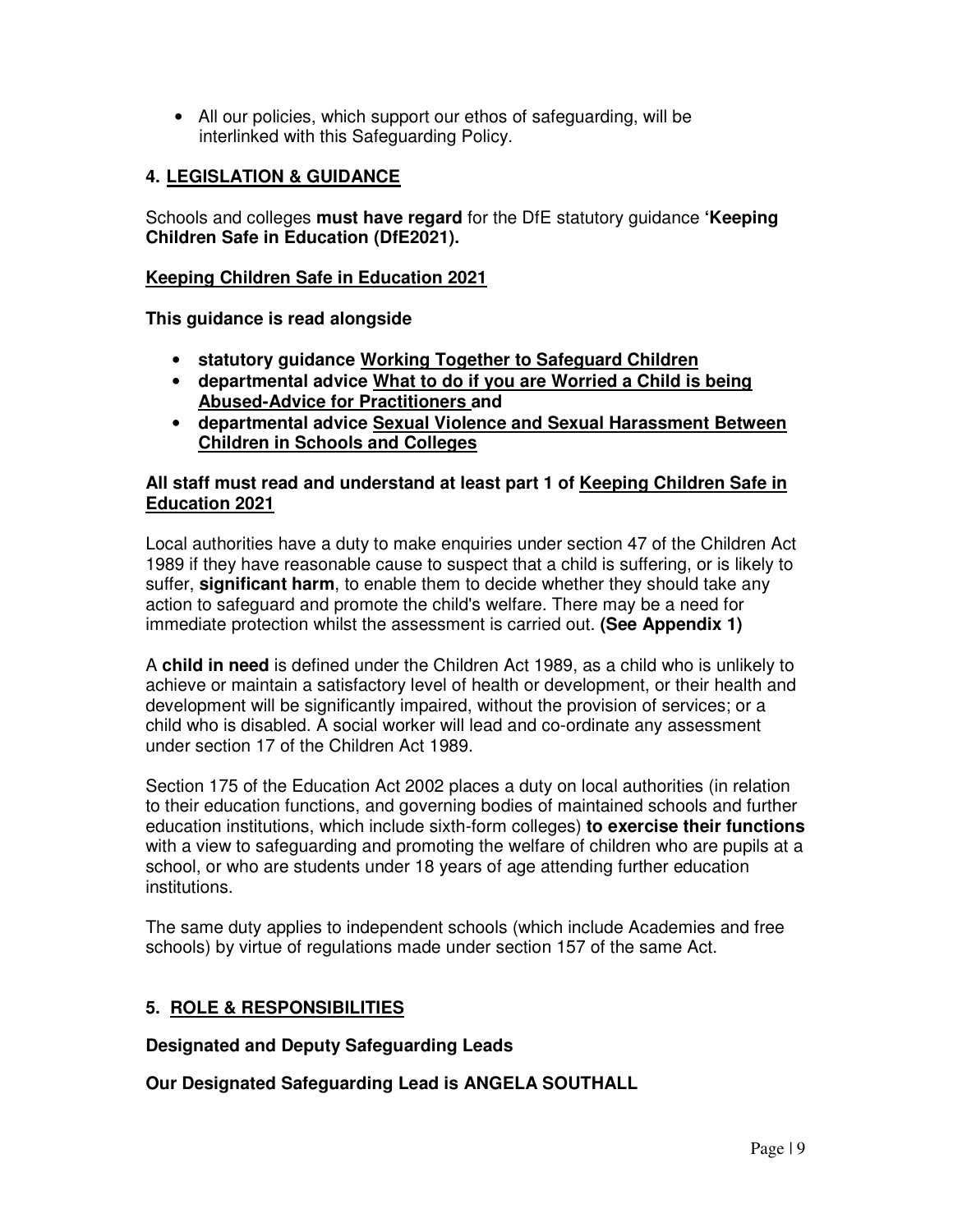- All our policies, which support our ethos of safeguarding, will be interlinked with this Safeguarding Policy.

## 4. LEGISLATION & GUIDANCE

Schools and colleges **must have regard** for the DfE statutory guidance **'Keeping Children Safe in Education (DfE2021).**

**Keeping Children Safe in Education 2021**

**This guidance is read alongside**

- **statutory guidance Working Together to Safeguard Children**
- **departmental advice What to do if you are Worried a Child is being Abused-Advice for Practitioners and**
- **departmental advice Sexual Violence and Sexual Harassment Between Children in Schools and Colleges**

**All staff must read and understand at least part 1 of Keeping Children Safe in Education 2021**

Local authorities have a duty to make enquiries under section 47 of the Children Act 1989 if they have reasonable cause to suspect that a child is suffering, or is likely to suffer, **significant harm**, to enable them to decide whether they should take any action to safeguard and promote the child's welfare. There may be a need for immediate protection whilst the assessment is carried out. **(See Appendix 1)**

A **child in need** is defined under the Children Act 1989, as a child who is unlikely to achieve or maintain a satisfactory level of health or development, or their health and development will be significantly impaired, without the provision of services; or a child who is disabled. A social worker will lead and co-ordinate any assessment under section 17 of the Children Act 1989.

Section 175 of the Education Act 2002 places a duty on local authorities (in relation to their education functions, and governing bodies of maintained schools and further education institutions, which include sixth-form colleges) **to exercise their functions** with a view to safeguarding and promoting the welfare of children who are pupils at a school, or who are students under 18 years of age attending further education institutions.

The same duty applies to independent schools (which include Academies and free schools) by virtue of regulations made under section 157 of the same Act.

## 5. ROLE & RESPONSIBILITIES

**Designated and Deputy Safeguarding Leads**

**Our Designated Safeguarding Lead is ANGELA SOUTHALL**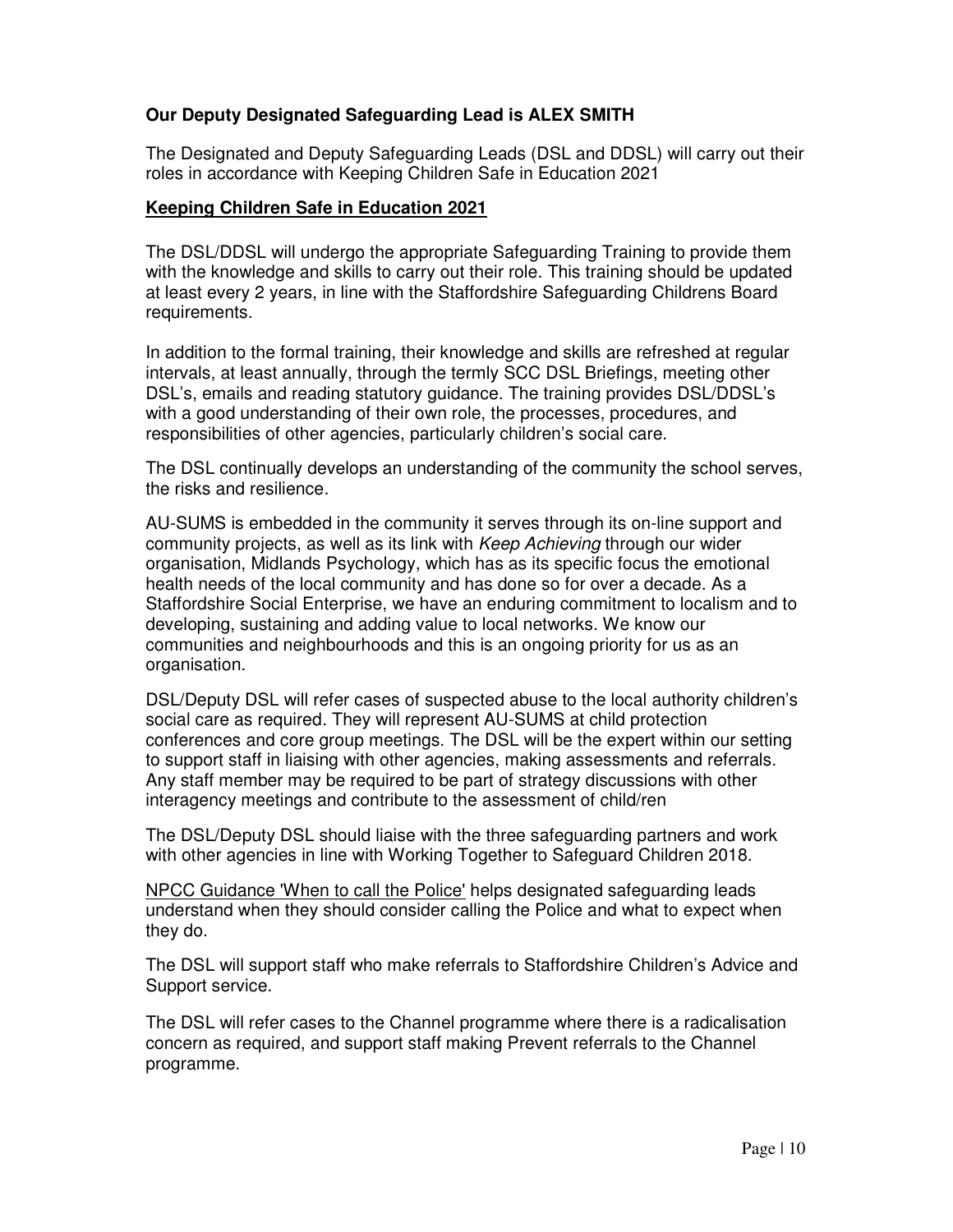**Our Deputy Designated Safeguarding Lead is ALEX SMITH**

The Designated and Deputy Safeguarding Leads (DSL and DDSL) will carry out their roles in accordance with Keeping Children Safe in Education 2021

**<u>Keeping Children Safe in Education 2021</u>**

The DSL/DDSL will undergo the appropriate Safeguarding Training to provide them with the knowledge and skills to carry out their role. This training should be updated at least every 2 years, in line with the Staffordshire Safeguarding Childrens Board requirements.

In addition to the formal training, their knowledge and skills are refreshed at regular intervals, at least annually, through the termly SCC DSL Briefings, meeting other DSL's, emails and reading statutory guidance. The training provides DSL/DDSL's with a good understanding of their own role, the processes, procedures, and responsibilities of other agencies, particularly children's social care.

The DSL continually develops an understanding of the community the school serves, the risks and resilience.

AU-SUMS is embedded in the community it serves through its on-line support and community projects, as well as its link with *Keep Achieving* through our wider organisation, Midlands Psychology, which has as its specific focus the emotional health needs of the local community and has done so for over a decade. As a Staffordshire Social Enterprise, we have an enduring commitment to localism and to developing, sustaining and adding value to local networks. We know our communities and neighbourhoods and this is an ongoing priority for us as an organisation.

DSL/Deputy DSL will refer cases of suspected abuse to the local authority children's social care as required. They will represent AU-SUMS at child protection conferences and core group meetings. The DSL will be the expert within our setting to support staff in liaising with other agencies, making assessments and referrals. Any staff member may be required to be part of strategy discussions with other interagency meetings and contribute to the assessment of child/ren

The DSL/Deputy DSL should liaise with the three safeguarding partners and work with other agencies in line with Working Together to Safeguard Children 2018.

<u>NPCC Guidance 'When to call the Police'</u> helps designated safeguarding leads understand when they should consider calling the Police and what to expect when they do.

The DSL will support staff who make referrals to Staffordshire Children's Advice and Support service.

The DSL will refer cases to the Channel programme where there is a radicalisation concern as required, and support staff making Prevent referrals to the Channel programme.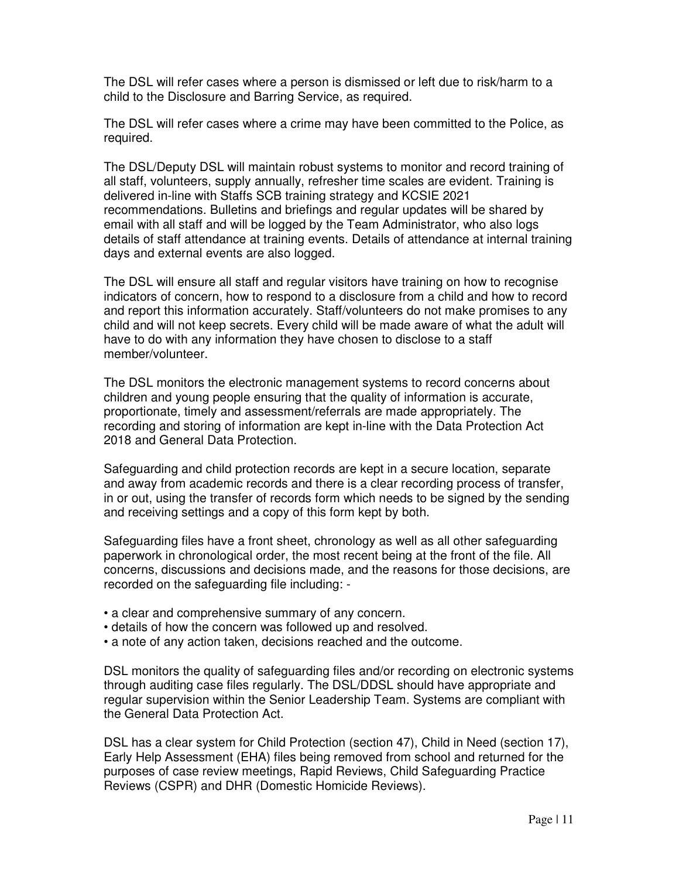The DSL will refer cases where a person is dismissed or left due to risk/harm to a child to the Disclosure and Barring Service, as required.

The DSL will refer cases where a crime may have been committed to the Police, as required.

The DSL/Deputy DSL will maintain robust systems to monitor and record training of all staff, volunteers, supply annually, refresher time scales are evident. Training is delivered in-line with Staffs SCB training strategy and KCSIE 2021 recommendations. Bulletins and briefings and regular updates will be shared by email with all staff and will be logged by the Team Administrator, who also logs details of staff attendance at training events. Details of attendance at internal training days and external events are also logged.

The DSL will ensure all staff and regular visitors have training on how to recognise indicators of concern, how to respond to a disclosure from a child and how to record and report this information accurately. Staff/volunteers do not make promises to any child and will not keep secrets. Every child will be made aware of what the adult will have to do with any information they have chosen to disclose to a staff member/volunteer.

The DSL monitors the electronic management systems to record concerns about children and young people ensuring that the quality of information is accurate, proportionate, timely and assessment/referrals are made appropriately. The recording and storing of information are kept in-line with the Data Protection Act 2018 and General Data Protection.

Safeguarding and child protection records are kept in a secure location, separate and away from academic records and there is a clear recording process of transfer, in or out, using the transfer of records form which needs to be signed by the sending and receiving settings and a copy of this form kept by both.

Safeguarding files have a front sheet, chronology as well as all other safeguarding paperwork in chronological order, the most recent being at the front of the file. All concerns, discussions and decisions made, and the reasons for those decisions, are recorded on the safeguarding file including: -

- a clear and comprehensive summary of any concern.
- details of how the concern was followed up and resolved.
- a note of any action taken, decisions reached and the outcome.

DSL monitors the quality of safeguarding files and/or recording on electronic systems through auditing case files regularly. The DSL/DDSL should have appropriate and regular supervision within the Senior Leadership Team. Systems are compliant with the General Data Protection Act.

DSL has a clear system for Child Protection (section 47), Child in Need (section 17), Early Help Assessment (EHA) files being removed from school and returned for the purposes of case review meetings, Rapid Reviews, Child Safeguarding Practice Reviews (CSPR) and DHR (Domestic Homicide Reviews).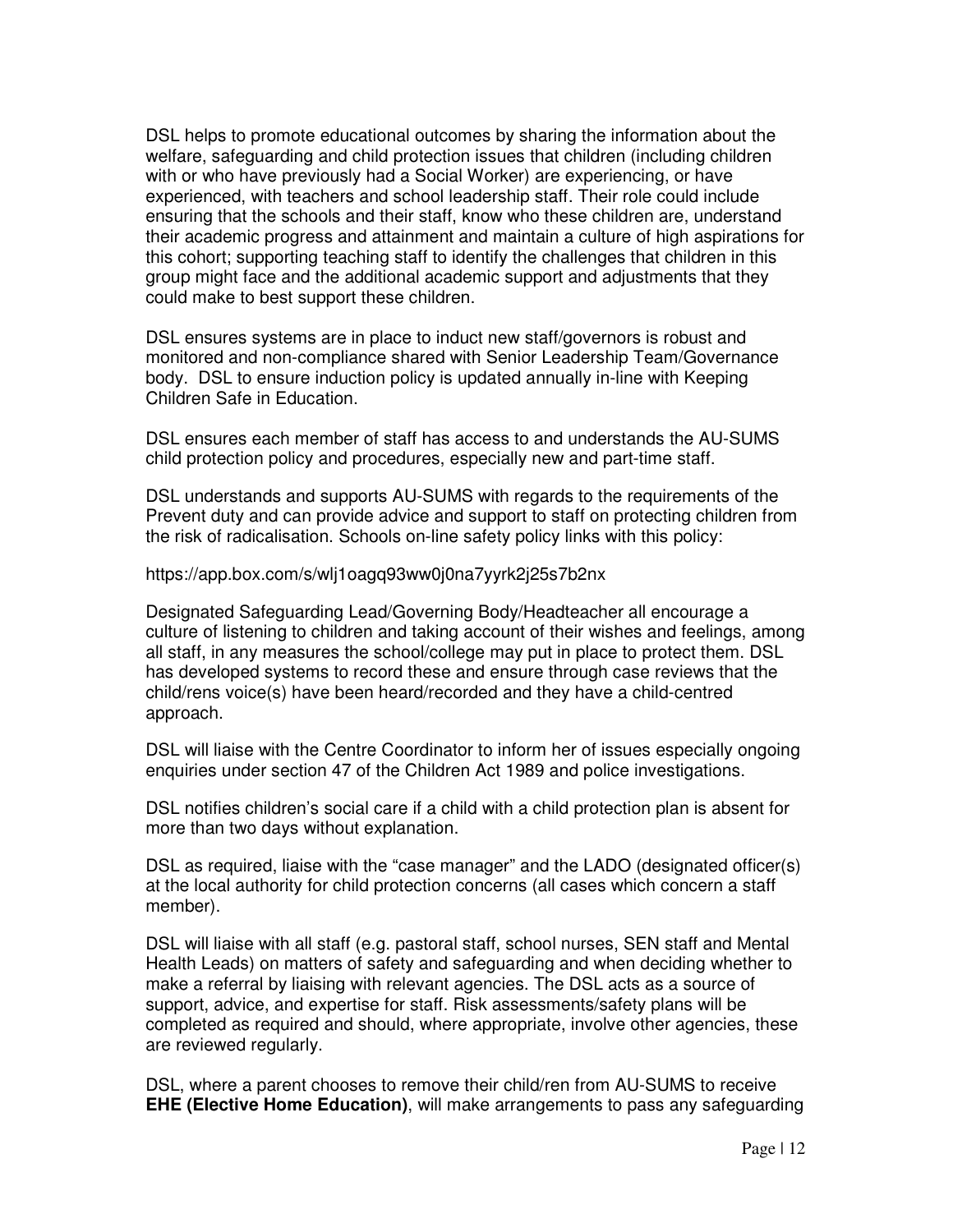DSL helps to promote educational outcomes by sharing the information about the welfare, safeguarding and child protection issues that children (including children with or who have previously had a Social Worker) are experiencing, or have experienced, with teachers and school leadership staff. Their role could include ensuring that the schools and their staff, know who these children are, understand their academic progress and attainment and maintain a culture of high aspirations for this cohort; supporting teaching staff to identify the challenges that children in this group might face and the additional academic support and adjustments that they could make to best support these children.

DSL ensures systems are in place to induct new staff/governors is robust and monitored and non-compliance shared with Senior Leadership Team/Governance body. DSL to ensure induction policy is updated annually in-line with Keeping Children Safe in Education.

DSL ensures each member of staff has access to and understands the AU-SUMS child protection policy and procedures, especially new and part-time staff.

DSL understands and supports AU-SUMS with regards to the requirements of the Prevent duty and can provide advice and support to staff on protecting children from the risk of radicalisation. Schools on-line safety policy links with this policy:

https://app.box.com/s/wlj1oagq93ww0j0na7yyrk2j25s7b2nx

Designated Safeguarding Lead/Governing Body/Headteacher all encourage a culture of listening to children and taking account of their wishes and feelings, among all staff, in any measures the school/college may put in place to protect them. DSL has developed systems to record these and ensure through case reviews that the child/rens voice(s) have been heard/recorded and they have a child-centred approach.

DSL will liaise with the Centre Coordinator to inform her of issues especially ongoing enquiries under section 47 of the Children Act 1989 and police investigations.

DSL notifies children's social care if a child with a child protection plan is absent for more than two days without explanation.

DSL as required, liaise with the "case manager" and the LADO (designated officer(s) at the local authority for child protection concerns (all cases which concern a staff member).

DSL will liaise with all staff (e.g. pastoral staff, school nurses, SEN staff and Mental Health Leads) on matters of safety and safeguarding and when deciding whether to make a referral by liaising with relevant agencies. The DSL acts as a source of support, advice, and expertise for staff. Risk assessments/safety plans will be completed as required and should, where appropriate, involve other agencies, these are reviewed regularly.

DSL, where a parent chooses to remove their child/ren from AU-SUMS to receive **EHE (Elective Home Education)**, will make arrangements to pass any safeguarding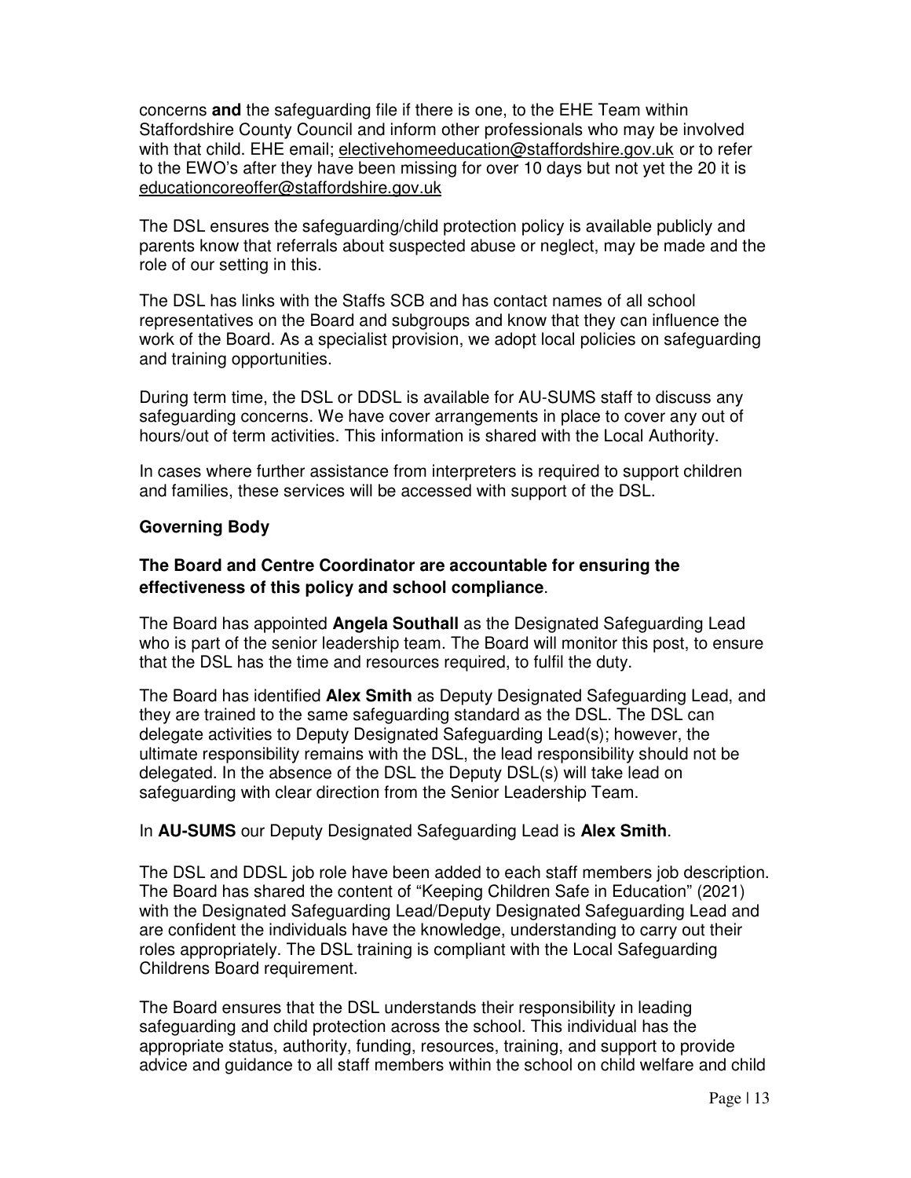concerns **and** the safeguarding file if there is one, to the EHE Team within Staffordshire County Council and inform other professionals who may be involved with that child. EHE email; electivehomeeducation@staffordshire.gov.uk or to refer to the EWO's after they have been missing for over 10 days but not yet the 20 it is educationcoreoffer@staffordshire.gov.uk

The DSL ensures the safeguarding/child protection policy is available publicly and parents know that referrals about suspected abuse or neglect, may be made and the role of our setting in this.

The DSL has links with the Staffs SCB and has contact names of all school representatives on the Board and subgroups and know that they can influence the work of the Board. As a specialist provision, we adopt local policies on safeguarding and training opportunities.

During term time, the DSL or DDSL is available for AU-SUMS staff to discuss any safeguarding concerns. We have cover arrangements in place to cover any out of hours/out of term activities. This information is shared with the Local Authority.

In cases where further assistance from interpreters is required to support children and families, these services will be accessed with support of the DSL.

**Governing Body**

**The Board and Centre Coordinator are accountable for ensuring the effectiveness of this policy and school compliance**.

The Board has appointed **Angela Southall** as the Designated Safeguarding Lead who is part of the senior leadership team. The Board will monitor this post, to ensure that the DSL has the time and resources required, to fulfil the duty.

The Board has identified **Alex Smith** as Deputy Designated Safeguarding Lead, and they are trained to the same safeguarding standard as the DSL. The DSL can delegate activities to Deputy Designated Safeguarding Lead(s); however, the ultimate responsibility remains with the DSL, the lead responsibility should not be delegated. In the absence of the DSL the Deputy DSL(s) will take lead on safeguarding with clear direction from the Senior Leadership Team.

In **AU-SUMS** our Deputy Designated Safeguarding Lead is **Alex Smith**.

The DSL and DDSL job role have been added to each staff members job description. The Board has shared the content of "Keeping Children Safe in Education" (2021) with the Designated Safeguarding Lead/Deputy Designated Safeguarding Lead and are confident the individuals have the knowledge, understanding to carry out their roles appropriately. The DSL training is compliant with the Local Safeguarding Childrens Board requirement.

The Board ensures that the DSL understands their responsibility in leading safeguarding and child protection across the school. This individual has the appropriate status, authority, funding, resources, training, and support to provide advice and guidance to all staff members within the school on child welfare and child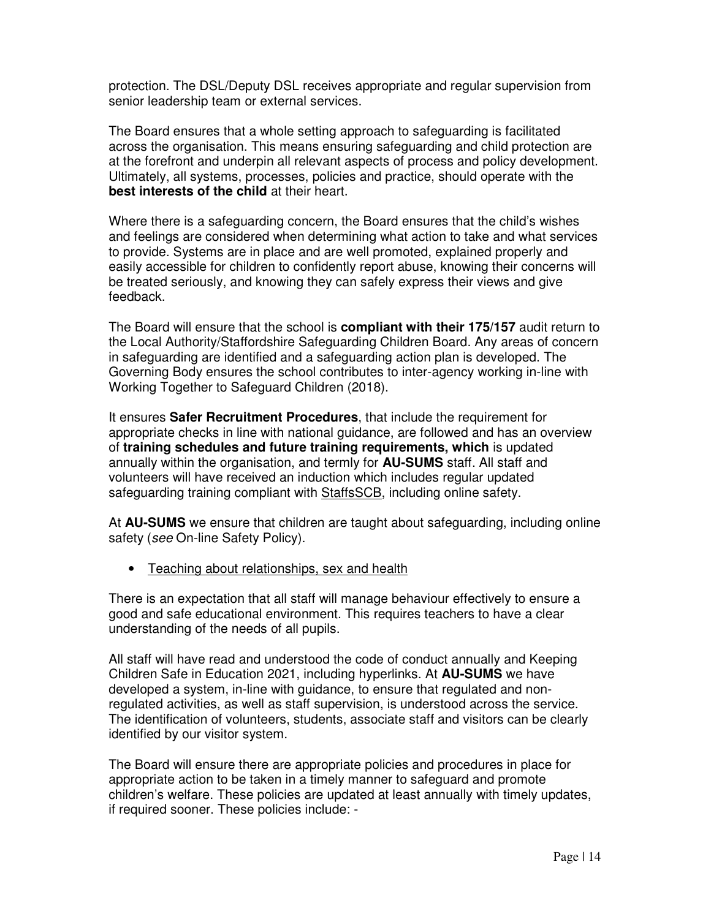protection. The DSL/Deputy DSL receives appropriate and regular supervision from senior leadership team or external services.

The Board ensures that a whole setting approach to safeguarding is facilitated across the organisation. This means ensuring safeguarding and child protection are at the forefront and underpin all relevant aspects of process and policy development. Ultimately, all systems, processes, policies and practice, should operate with the **best interests of the child** at their heart.

Where there is a safeguarding concern, the Board ensures that the child's wishes and feelings are considered when determining what action to take and what services to provide. Systems are in place and are well promoted, explained properly and easily accessible for children to confidently report abuse, knowing their concerns will be treated seriously, and knowing they can safely express their views and give feedback.

The Board will ensure that the school is **compliant with their 175/157** audit return to the Local Authority/Staffordshire Safeguarding Children Board. Any areas of concern in safeguarding are identified and a safeguarding action plan is developed. The Governing Body ensures the school contributes to inter-agency working in-line with Working Together to Safeguard Children (2018).

It ensures **Safer Recruitment Procedures**, that include the requirement for appropriate checks in line with national guidance, are followed and has an overview of **training schedules and future training requirements, which** is updated annually within the organisation, and termly for **AU-SUMS** staff. All staff and volunteers will have received an induction which includes regular updated safeguarding training compliant with StaffsSCB, including online safety.

At **AU-SUMS** we ensure that children are taught about safeguarding, including online safety (*see* On-line Safety Policy).

- Teaching about relationships, sex and health

There is an expectation that all staff will manage behaviour effectively to ensure a good and safe educational environment. This requires teachers to have a clear understanding of the needs of all pupils.

All staff will have read and understood the code of conduct annually and Keeping Children Safe in Education 2021, including hyperlinks. At **AU-SUMS** we have developed a system, in-line with guidance, to ensure that regulated and non-regulated activities, as well as staff supervision, is understood across the service. The identification of volunteers, students, associate staff and visitors can be clearly identified by our visitor system.

The Board will ensure there are appropriate policies and procedures in place for appropriate action to be taken in a timely manner to safeguard and promote children's welfare. These policies are updated at least annually with timely updates, if required sooner. These policies include: -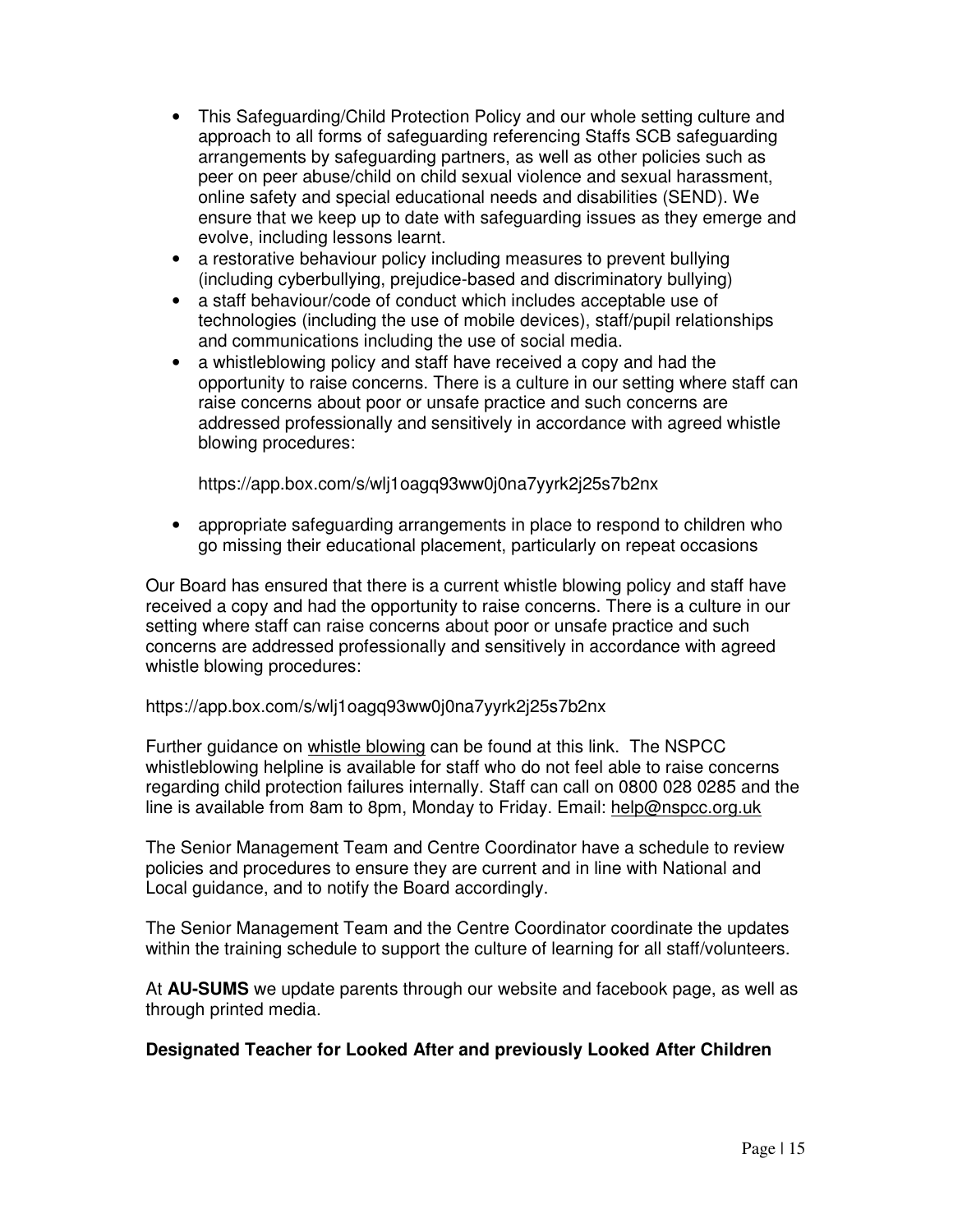- This Safeguarding/Child Protection Policy and our whole setting culture and approach to all forms of safeguarding referencing Staffs SCB safeguarding arrangements by safeguarding partners, as well as other policies such as peer on peer abuse/child on child sexual violence and sexual harassment, online safety and special educational needs and disabilities (SEND). We ensure that we keep up to date with safeguarding issues as they emerge and evolve, including lessons learnt.
- a restorative behaviour policy including measures to prevent bullying (including cyberbullying, prejudice-based and discriminatory bullying)
- a staff behaviour/code of conduct which includes acceptable use of technologies (including the use of mobile devices), staff/pupil relationships and communications including the use of social media.
- a whistleblowing policy and staff have received a copy and had the opportunity to raise concerns. There is a culture in our setting where staff can raise concerns about poor or unsafe practice and such concerns are addressed professionally and sensitively in accordance with agreed whistle blowing procedures:

  https://app.box.com/s/wlj1oagq93ww0j0na7yyrk2j25s7b2nx

- appropriate safeguarding arrangements in place to respond to children who go missing their educational placement, particularly on repeat occasions

Our Board has ensured that there is a current whistle blowing policy and staff have received a copy and had the opportunity to raise concerns. There is a culture in our setting where staff can raise concerns about poor or unsafe practice and such concerns are addressed professionally and sensitively in accordance with agreed whistle blowing procedures:

https://app.box.com/s/wlj1oagq93ww0j0na7yyrk2j25s7b2nx

Further guidance on whistle blowing can be found at this link. The NSPCC whistleblowing helpline is available for staff who do not feel able to raise concerns regarding child protection failures internally. Staff can call on 0800 028 0285 and the line is available from 8am to 8pm, Monday to Friday. Email: help@nspcc.org.uk

The Senior Management Team and Centre Coordinator have a schedule to review policies and procedures to ensure they are current and in line with National and Local guidance, and to notify the Board accordingly.

The Senior Management Team and the Centre Coordinator coordinate the updates within the training schedule to support the culture of learning for all staff/volunteers.

At **AU-SUMS** we update parents through our website and facebook page, as well as through printed media.

**Designated Teacher for Looked After and previously Looked After Children**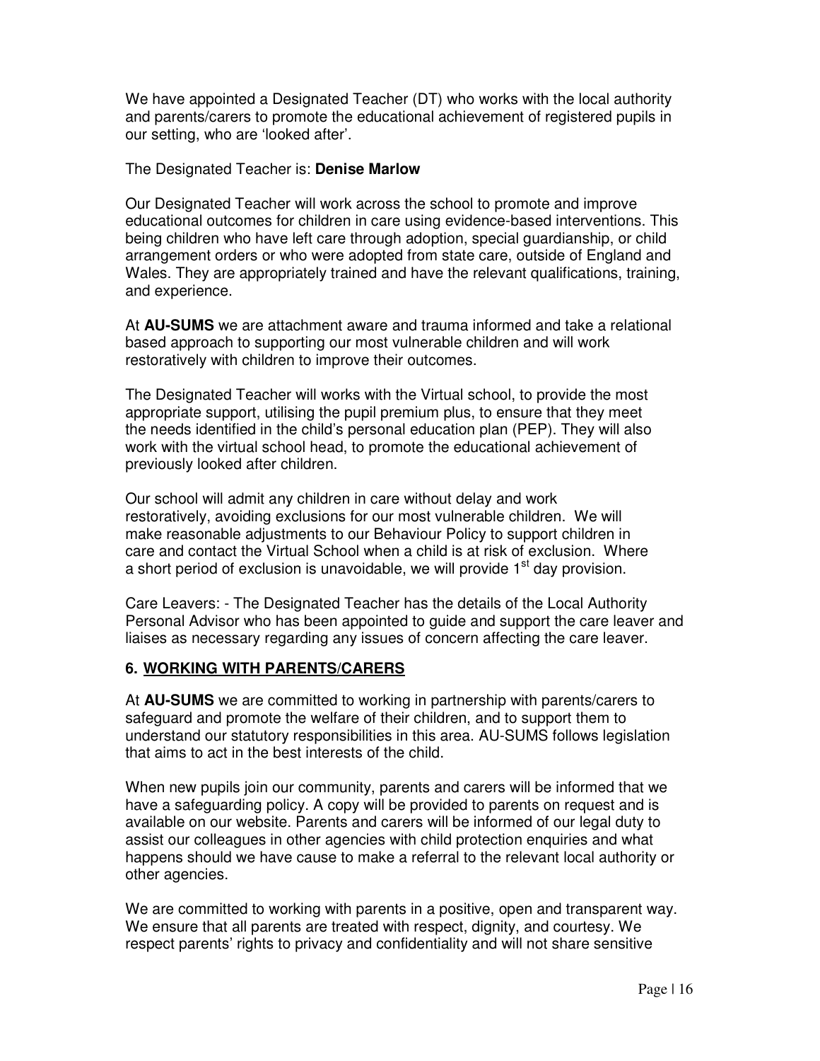We have appointed a Designated Teacher (DT) who works with the local authority and parents/carers to promote the educational achievement of registered pupils in our setting, who are 'looked after'.

The Designated Teacher is: **Denise Marlow**

Our Designated Teacher will work across the school to promote and improve educational outcomes for children in care using evidence-based interventions. This being children who have left care through adoption, special guardianship, or child arrangement orders or who were adopted from state care, outside of England and Wales. They are appropriately trained and have the relevant qualifications, training, and experience.

At **AU-SUMS** we are attachment aware and trauma informed and take a relational based approach to supporting our most vulnerable children and will work restoratively with children to improve their outcomes.

The Designated Teacher will works with the Virtual school, to provide the most appropriate support, utilising the pupil premium plus, to ensure that they meet the needs identified in the child's personal education plan (PEP). They will also work with the virtual school head, to promote the educational achievement of previously looked after children.

Our school will admit any children in care without delay and work restoratively, avoiding exclusions for our most vulnerable children. We will make reasonable adjustments to our Behaviour Policy to support children in care and contact the Virtual School when a child is at risk of exclusion. Where a short period of exclusion is unavoidable, we will provide 1st day provision.

Care Leavers: - The Designated Teacher has the details of the Local Authority Personal Advisor who has been appointed to guide and support the care leaver and liaises as necessary regarding any issues of concern affecting the care leaver.

## 6. WORKING WITH PARENTS/CARERS

At **AU-SUMS** we are committed to working in partnership with parents/carers to safeguard and promote the welfare of their children, and to support them to understand our statutory responsibilities in this area. AU-SUMS follows legislation that aims to act in the best interests of the child.

When new pupils join our community, parents and carers will be informed that we have a safeguarding policy. A copy will be provided to parents on request and is available on our website. Parents and carers will be informed of our legal duty to assist our colleagues in other agencies with child protection enquiries and what happens should we have cause to make a referral to the relevant local authority or other agencies.

We are committed to working with parents in a positive, open and transparent way. We ensure that all parents are treated with respect, dignity, and courtesy. We respect parents' rights to privacy and confidentiality and will not share sensitive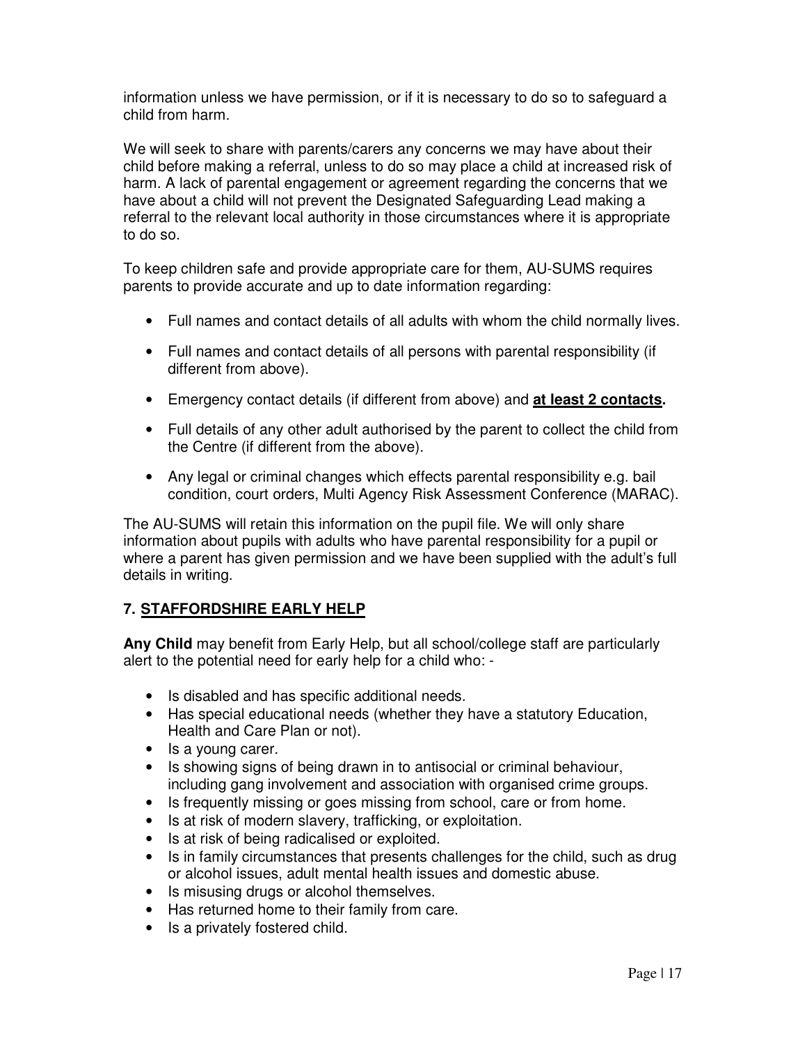information unless we have permission, or if it is necessary to do so to safeguard a child from harm.

We will seek to share with parents/carers any concerns we may have about their child before making a referral, unless to do so may place a child at increased risk of harm. A lack of parental engagement or agreement regarding the concerns that we have about a child will not prevent the Designated Safeguarding Lead making a referral to the relevant local authority in those circumstances where it is appropriate to do so.

To keep children safe and provide appropriate care for them, AU-SUMS requires parents to provide accurate and up to date information regarding:

- Full names and contact details of all adults with whom the child normally lives.
- Full names and contact details of all persons with parental responsibility (if different from above).
- Emergency contact details (if different from above) and **<u>at least 2 contacts</u>.**
- Full details of any other adult authorised by the parent to collect the child from the Centre (if different from the above).
- Any legal or criminal changes which effects parental responsibility e.g. bail condition, court orders, Multi Agency Risk Assessment Conference (MARAC).

The AU-SUMS will retain this information on the pupil file. We will only share information about pupils with adults who have parental responsibility for a pupil or where a parent has given permission and we have been supplied with the adult's full details in writing.

## 7. <u>STAFFORDSHIRE EARLY HELP</u>

**Any Child** may benefit from Early Help, but all school/college staff are particularly alert to the potential need for early help for a child who: -

- Is disabled and has specific additional needs.
- Has special educational needs (whether they have a statutory Education, Health and Care Plan or not).
- Is a young carer.
- Is showing signs of being drawn in to antisocial or criminal behaviour, including gang involvement and association with organised crime groups.
- Is frequently missing or goes missing from school, care or from home.
- Is at risk of modern slavery, trafficking, or exploitation.
- Is at risk of being radicalised or exploited.
- Is in family circumstances that presents challenges for the child, such as drug or alcohol issues, adult mental health issues and domestic abuse.
- Is misusing drugs or alcohol themselves.
- Has returned home to their family from care.
- Is a privately fostered child.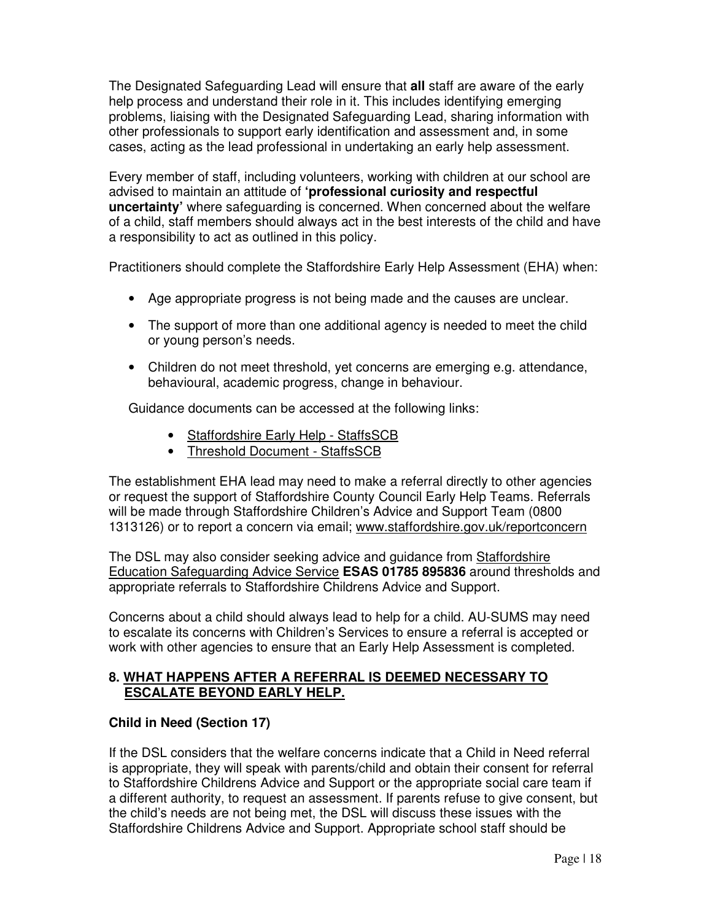The Designated Safeguarding Lead will ensure that **all** staff are aware of the early help process and understand their role in it. This includes identifying emerging problems, liaising with the Designated Safeguarding Lead, sharing information with other professionals to support early identification and assessment and, in some cases, acting as the lead professional in undertaking an early help assessment.

Every member of staff, including volunteers, working with children at our school are advised to maintain an attitude of **'professional curiosity and respectful uncertainty'** where safeguarding is concerned. When concerned about the welfare of a child, staff members should always act in the best interests of the child and have a responsibility to act as outlined in this policy.

Practitioners should complete the Staffordshire Early Help Assessment (EHA) when:

- Age appropriate progress is not being made and the causes are unclear.
- The support of more than one additional agency is needed to meet the child or young person's needs.
- Children do not meet threshold, yet concerns are emerging e.g. attendance, behavioural, academic progress, change in behaviour.

Guidance documents can be accessed at the following links:

- Staffordshire Early Help - StaffsSCB
- Threshold Document - StaffsSCB

The establishment EHA lead may need to make a referral directly to other agencies or request the support of Staffordshire County Council Early Help Teams. Referrals will be made through Staffordshire Children's Advice and Support Team (0800 1313126) or to report a concern via email; www.staffordshire.gov.uk/reportconcern

The DSL may also consider seeking advice and guidance from Staffordshire Education Safeguarding Advice Service **ESAS 01785 895836** around thresholds and appropriate referrals to Staffordshire Childrens Advice and Support.

Concerns about a child should always lead to help for a child. AU-SUMS may need to escalate its concerns with Children's Services to ensure a referral is accepted or work with other agencies to ensure that an Early Help Assessment is completed.

## 8. WHAT HAPPENS AFTER A REFERRAL IS DEEMED NECESSARY TO ESCALATE BEYOND EARLY HELP.

**Child in Need (Section 17)**

If the DSL considers that the welfare concerns indicate that a Child in Need referral is appropriate, they will speak with parents/child and obtain their consent for referral to Staffordshire Childrens Advice and Support or the appropriate social care team if a different authority, to request an assessment. If parents refuse to give consent, but the child's needs are not being met, the DSL will discuss these issues with the Staffordshire Childrens Advice and Support. Appropriate school staff should be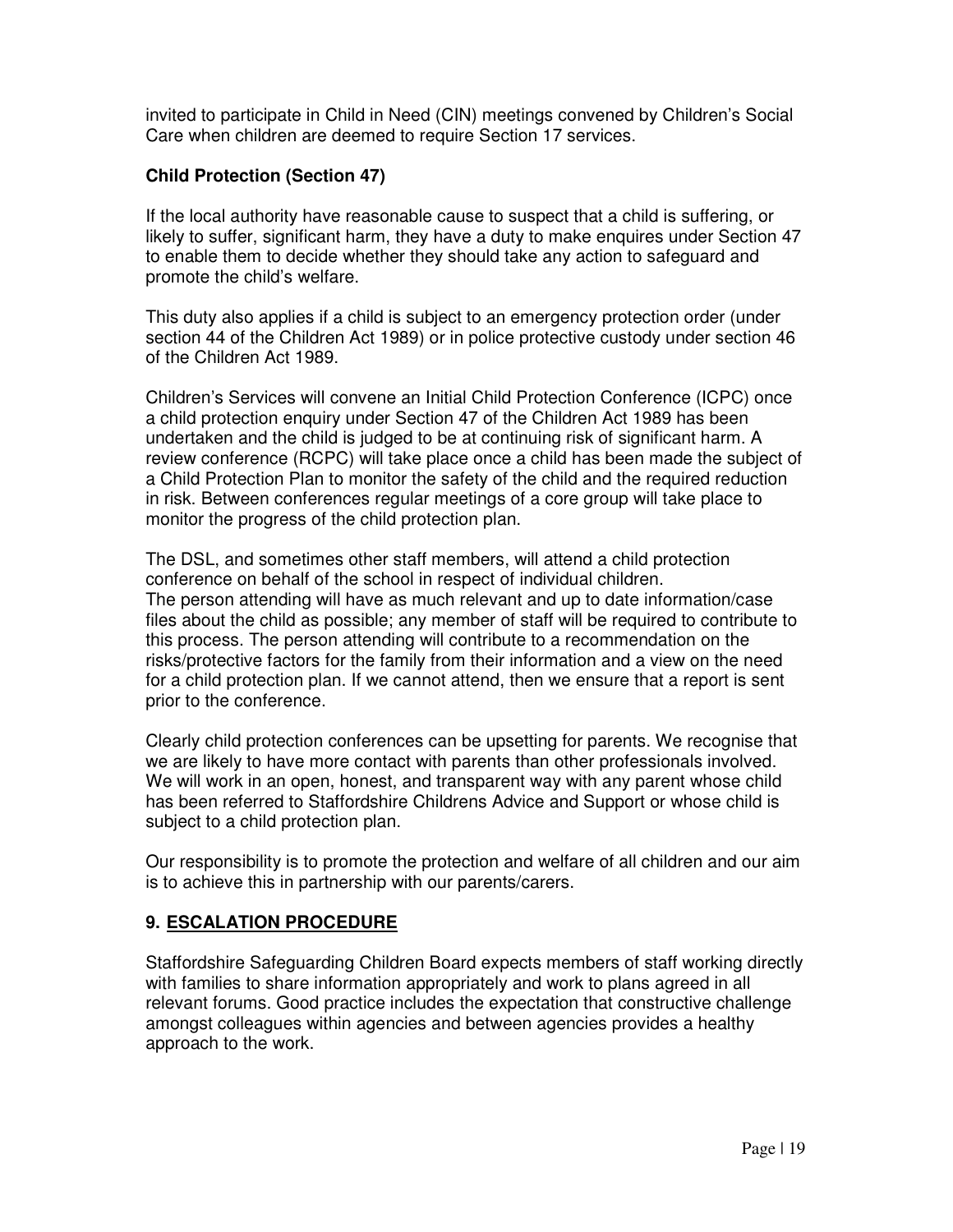invited to participate in Child in Need (CIN) meetings convened by Children's Social Care when children are deemed to require Section 17 services.

### Child Protection (Section 47)

If the local authority have reasonable cause to suspect that a child is suffering, or likely to suffer, significant harm, they have a duty to make enquires under Section 47 to enable them to decide whether they should take any action to safeguard and promote the child's welfare.

This duty also applies if a child is subject to an emergency protection order (under section 44 of the Children Act 1989) or in police protective custody under section 46 of the Children Act 1989.

Children's Services will convene an Initial Child Protection Conference (ICPC) once a child protection enquiry under Section 47 of the Children Act 1989 has been undertaken and the child is judged to be at continuing risk of significant harm. A review conference (RCPC) will take place once a child has been made the subject of a Child Protection Plan to monitor the safety of the child and the required reduction in risk. Between conferences regular meetings of a core group will take place to monitor the progress of the child protection plan.

The DSL, and sometimes other staff members, will attend a child protection conference on behalf of the school in respect of individual children.
The person attending will have as much relevant and up to date information/case files about the child as possible; any member of staff will be required to contribute to this process. The person attending will contribute to a recommendation on the risks/protective factors for the family from their information and a view on the need for a child protection plan. If we cannot attend, then we ensure that a report is sent prior to the conference.

Clearly child protection conferences can be upsetting for parents. We recognise that we are likely to have more contact with parents than other professionals involved. We will work in an open, honest, and transparent way with any parent whose child has been referred to Staffordshire Childrens Advice and Support or whose child is subject to a child protection plan.

Our responsibility is to promote the protection and welfare of all children and our aim is to achieve this in partnership with our parents/carers.

## 9. ESCALATION PROCEDURE

Staffordshire Safeguarding Children Board expects members of staff working directly with families to share information appropriately and work to plans agreed in all relevant forums. Good practice includes the expectation that constructive challenge amongst colleagues within agencies and between agencies provides a healthy approach to the work.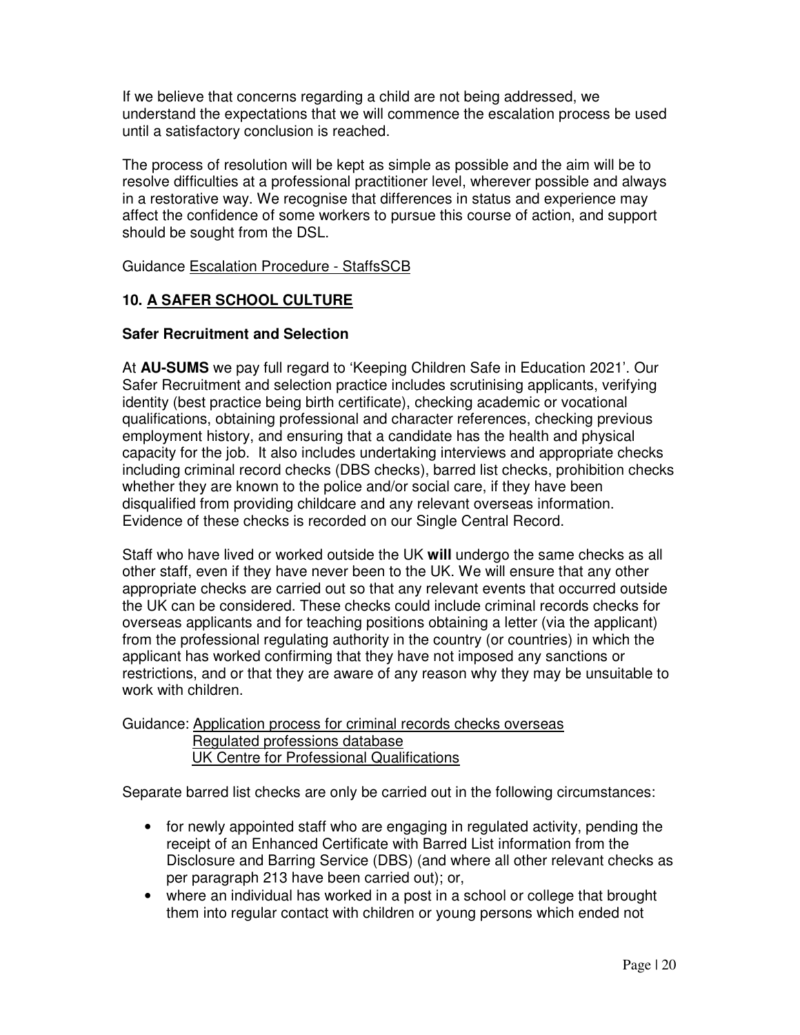If we believe that concerns regarding a child are not being addressed, we understand the expectations that we will commence the escalation process be used until a satisfactory conclusion is reached.

The process of resolution will be kept as simple as possible and the aim will be to resolve difficulties at a professional practitioner level, wherever possible and always in a restorative way. We recognise that differences in status and experience may affect the confidence of some workers to pursue this course of action, and support should be sought from the DSL.

Guidance Escalation Procedure - StaffsSCB

## 10. A SAFER SCHOOL CULTURE

### Safer Recruitment and Selection

At **AU-SUMS** we pay full regard to 'Keeping Children Safe in Education 2021'. Our Safer Recruitment and selection practice includes scrutinising applicants, verifying identity (best practice being birth certificate), checking academic or vocational qualifications, obtaining professional and character references, checking previous employment history, and ensuring that a candidate has the health and physical capacity for the job. It also includes undertaking interviews and appropriate checks including criminal record checks (DBS checks), barred list checks, prohibition checks whether they are known to the police and/or social care, if they have been disqualified from providing childcare and any relevant overseas information. Evidence of these checks is recorded on our Single Central Record.

Staff who have lived or worked outside the UK **will** undergo the same checks as all other staff, even if they have never been to the UK. We will ensure that any other appropriate checks are carried out so that any relevant events that occurred outside the UK can be considered. These checks could include criminal records checks for overseas applicants and for teaching positions obtaining a letter (via the applicant) from the professional regulating authority in the country (or countries) in which the applicant has worked confirming that they have not imposed any sanctions or restrictions, and or that they are aware of any reason why they may be unsuitable to work with children.

Guidance: Application process for criminal records checks overseas
Regulated professions database
UK Centre for Professional Qualifications

Separate barred list checks are only be carried out in the following circumstances:

- for newly appointed staff who are engaging in regulated activity, pending the receipt of an Enhanced Certificate with Barred List information from the Disclosure and Barring Service (DBS) (and where all other relevant checks as per paragraph 213 have been carried out); or,
- where an individual has worked in a post in a school or college that brought them into regular contact with children or young persons which ended not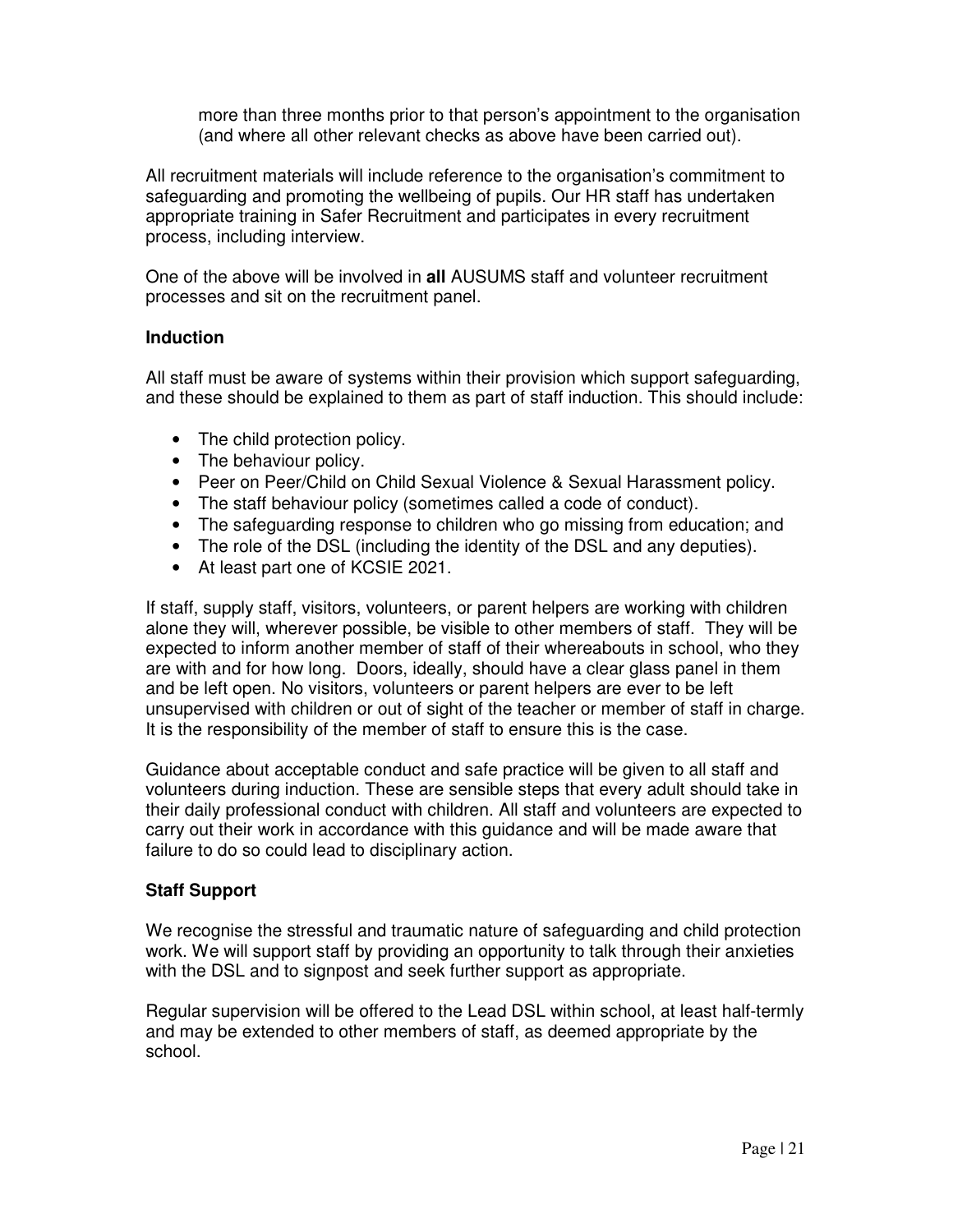more than three months prior to that person's appointment to the organisation (and where all other relevant checks as above have been carried out).

All recruitment materials will include reference to the organisation's commitment to safeguarding and promoting the wellbeing of pupils. Our HR staff has undertaken appropriate training in Safer Recruitment and participates in every recruitment process, including interview.

One of the above will be involved in **all** AUSUMS staff and volunteer recruitment processes and sit on the recruitment panel.

**Induction**

All staff must be aware of systems within their provision which support safeguarding, and these should be explained to them as part of staff induction. This should include:

- The child protection policy.
- The behaviour policy.
- Peer on Peer/Child on Child Sexual Violence & Sexual Harassment policy.
- The staff behaviour policy (sometimes called a code of conduct).
- The safeguarding response to children who go missing from education; and
- The role of the DSL (including the identity of the DSL and any deputies).
- At least part one of KCSIE 2021.

If staff, supply staff, visitors, volunteers, or parent helpers are working with children alone they will, wherever possible, be visible to other members of staff. They will be expected to inform another member of staff of their whereabouts in school, who they are with and for how long. Doors, ideally, should have a clear glass panel in them and be left open. No visitors, volunteers or parent helpers are ever to be left unsupervised with children or out of sight of the teacher or member of staff in charge. It is the responsibility of the member of staff to ensure this is the case.

Guidance about acceptable conduct and safe practice will be given to all staff and volunteers during induction. These are sensible steps that every adult should take in their daily professional conduct with children. All staff and volunteers are expected to carry out their work in accordance with this guidance and will be made aware that failure to do so could lead to disciplinary action.

**Staff Support**

We recognise the stressful and traumatic nature of safeguarding and child protection work. We will support staff by providing an opportunity to talk through their anxieties with the DSL and to signpost and seek further support as appropriate.

Regular supervision will be offered to the Lead DSL within school, at least half-termly and may be extended to other members of staff, as deemed appropriate by the school.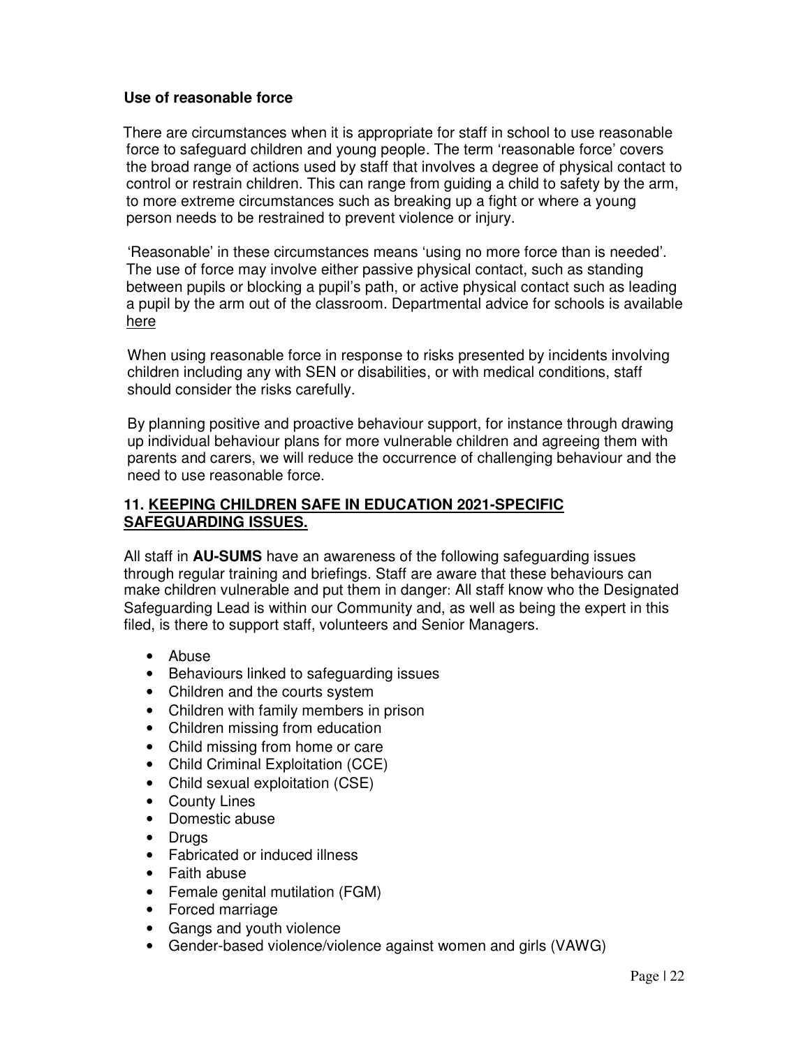**Use of reasonable force**

There are circumstances when it is appropriate for staff in school to use reasonable force to safeguard children and young people. The term 'reasonable force' covers the broad range of actions used by staff that involves a degree of physical contact to control or restrain children. This can range from guiding a child to safety by the arm, to more extreme circumstances such as breaking up a fight or where a young person needs to be restrained to prevent violence or injury.

'Reasonable' in these circumstances means 'using no more force than is needed'. The use of force may involve either passive physical contact, such as standing between pupils or blocking a pupil's path, or active physical contact such as leading a pupil by the arm out of the classroom. Departmental advice for schools is available here

When using reasonable force in response to risks presented by incidents involving children including any with SEN or disabilities, or with medical conditions, staff should consider the risks carefully.

By planning positive and proactive behaviour support, for instance through drawing up individual behaviour plans for more vulnerable children and agreeing them with parents and carers, we will reduce the occurrence of challenging behaviour and the need to use reasonable force.

## 11. KEEPING CHILDREN SAFE IN EDUCATION 2021-SPECIFIC SAFEGUARDING ISSUES.

All staff in **AU-SUMS** have an awareness of the following safeguarding issues through regular training and briefings. Staff are aware that these behaviours can make children vulnerable and put them in danger: All staff know who the Designated Safeguarding Lead is within our Community and, as well as being the expert in this filed, is there to support staff, volunteers and Senior Managers.

- Abuse
- Behaviours linked to safeguarding issues
- Children and the courts system
- Children with family members in prison
- Children missing from education
- Child missing from home or care
- Child Criminal Exploitation (CCE)
- Child sexual exploitation (CSE)
- County Lines
- Domestic abuse
- Drugs
- Fabricated or induced illness
- Faith abuse
- Female genital mutilation (FGM)
- Forced marriage
- Gangs and youth violence
- Gender-based violence/violence against women and girls (VAWG)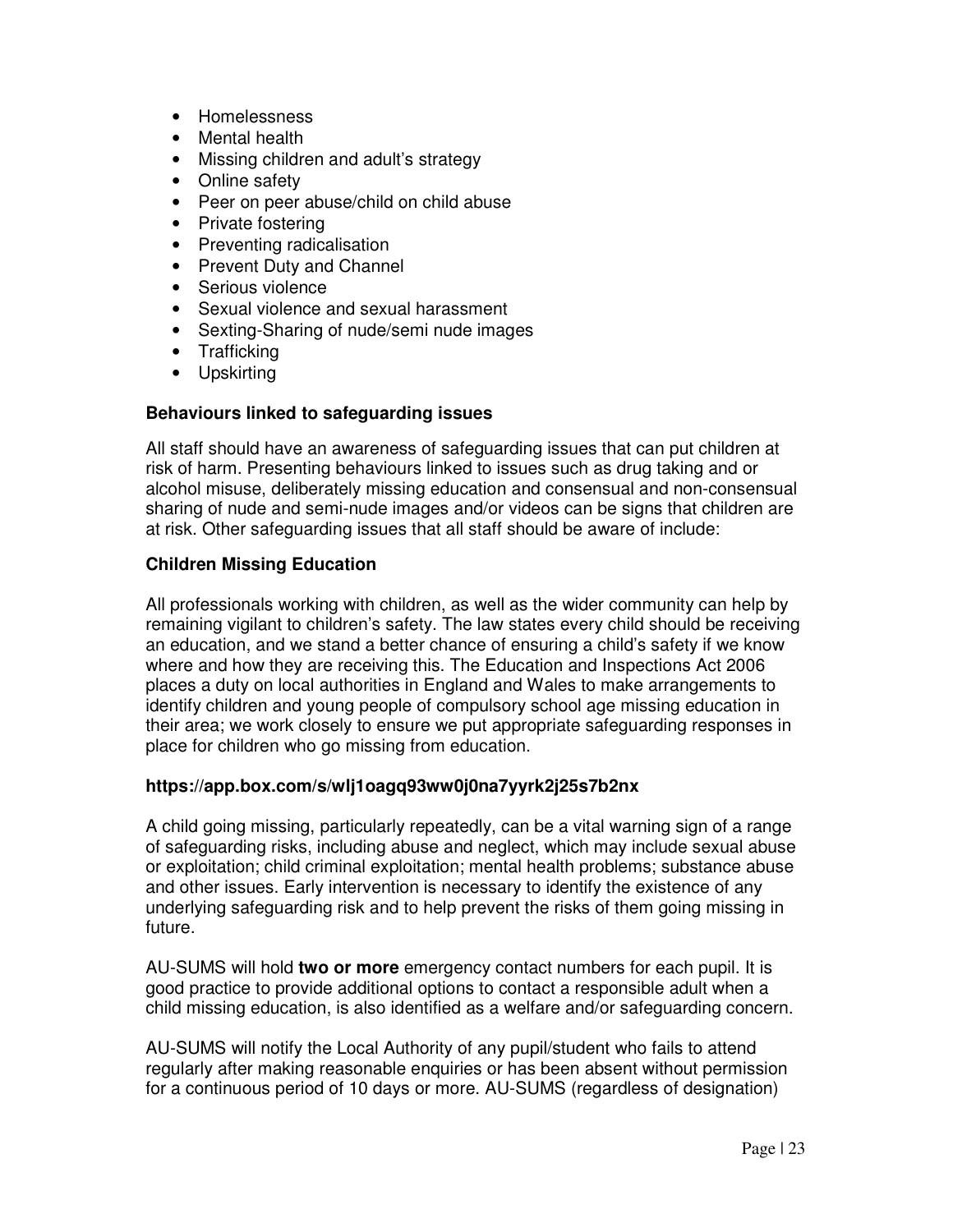- Homelessness
- Mental health
- Missing children and adult's strategy
- Online safety
- Peer on peer abuse/child on child abuse
- Private fostering
- Preventing radicalisation
- Prevent Duty and Channel
- Serious violence
- Sexual violence and sexual harassment
- Sexting-Sharing of nude/semi nude images
- Trafficking
- Upskirting

**Behaviours linked to safeguarding issues**

All staff should have an awareness of safeguarding issues that can put children at risk of harm. Presenting behaviours linked to issues such as drug taking and or alcohol misuse, deliberately missing education and consensual and non-consensual sharing of nude and semi-nude images and/or videos can be signs that children are at risk. Other safeguarding issues that all staff should be aware of include:

**Children Missing Education**

All professionals working with children, as well as the wider community can help by remaining vigilant to children's safety. The law states every child should be receiving an education, and we stand a better chance of ensuring a child's safety if we know where and how they are receiving this. The Education and Inspections Act 2006 places a duty on local authorities in England and Wales to make arrangements to identify children and young people of compulsory school age missing education in their area; we work closely to ensure we put appropriate safeguarding responses in place for children who go missing from education.

**https://app.box.com/s/wlj1oagq93ww0j0na7yyrk2j25s7b2nx**

A child going missing, particularly repeatedly, can be a vital warning sign of a range of safeguarding risks, including abuse and neglect, which may include sexual abuse or exploitation; child criminal exploitation; mental health problems; substance abuse and other issues. Early intervention is necessary to identify the existence of any underlying safeguarding risk and to help prevent the risks of them going missing in future.

AU-SUMS will hold **two or more** emergency contact numbers for each pupil. It is good practice to provide additional options to contact a responsible adult when a child missing education, is also identified as a welfare and/or safeguarding concern.

AU-SUMS will notify the Local Authority of any pupil/student who fails to attend regularly after making reasonable enquiries or has been absent without permission for a continuous period of 10 days or more. AU-SUMS (regardless of designation)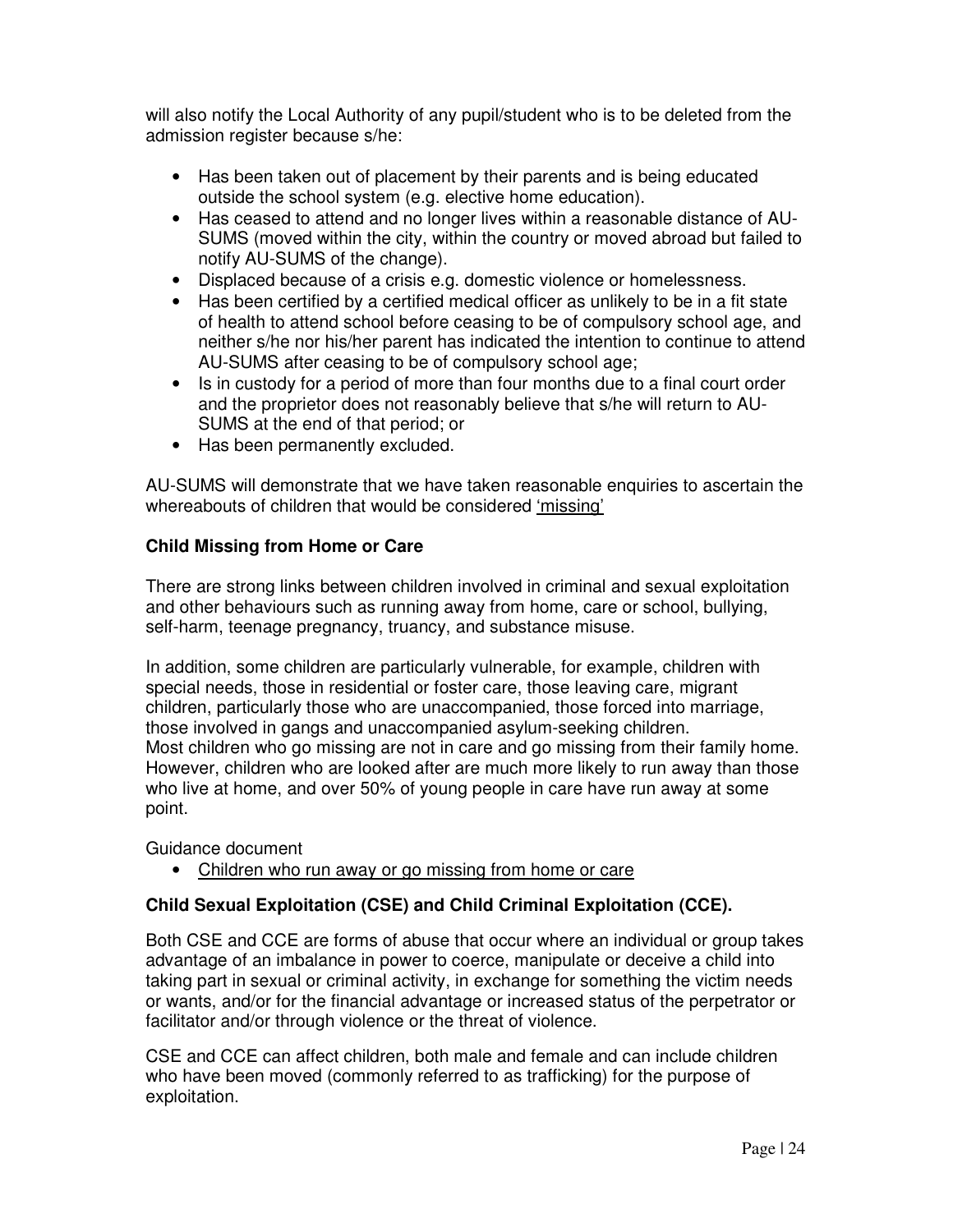will also notify the Local Authority of any pupil/student who is to be deleted from the admission register because s/he:

- Has been taken out of placement by their parents and is being educated outside the school system (e.g. elective home education).
- Has ceased to attend and no longer lives within a reasonable distance of AU-SUMS (moved within the city, within the country or moved abroad but failed to notify AU-SUMS of the change).
- Displaced because of a crisis e.g. domestic violence or homelessness.
- Has been certified by a certified medical officer as unlikely to be in a fit state of health to attend school before ceasing to be of compulsory school age, and neither s/he nor his/her parent has indicated the intention to continue to attend AU-SUMS after ceasing to be of compulsory school age;
- Is in custody for a period of more than four months due to a final court order and the proprietor does not reasonably believe that s/he will return to AU-SUMS at the end of that period; or
- Has been permanently excluded.

AU-SUMS will demonstrate that we have taken reasonable enquiries to ascertain the whereabouts of children that would be considered 'missing'

**Child Missing from Home or Care**

There are strong links between children involved in criminal and sexual exploitation and other behaviours such as running away from home, care or school, bullying, self-harm, teenage pregnancy, truancy, and substance misuse.

In addition, some children are particularly vulnerable, for example, children with special needs, those in residential or foster care, those leaving care, migrant children, particularly those who are unaccompanied, those forced into marriage, those involved in gangs and unaccompanied asylum-seeking children.
Most children who go missing are not in care and go missing from their family home. However, children who are looked after are much more likely to run away than those who live at home, and over 50% of young people in care have run away at some point.

Guidance document

- Children who run away or go missing from home or care

**Child Sexual Exploitation (CSE) and Child Criminal Exploitation (CCE).**

Both CSE and CCE are forms of abuse that occur where an individual or group takes advantage of an imbalance in power to coerce, manipulate or deceive a child into taking part in sexual or criminal activity, in exchange for something the victim needs or wants, and/or for the financial advantage or increased status of the perpetrator or facilitator and/or through violence or the threat of violence.

CSE and CCE can affect children, both male and female and can include children who have been moved (commonly referred to as trafficking) for the purpose of exploitation.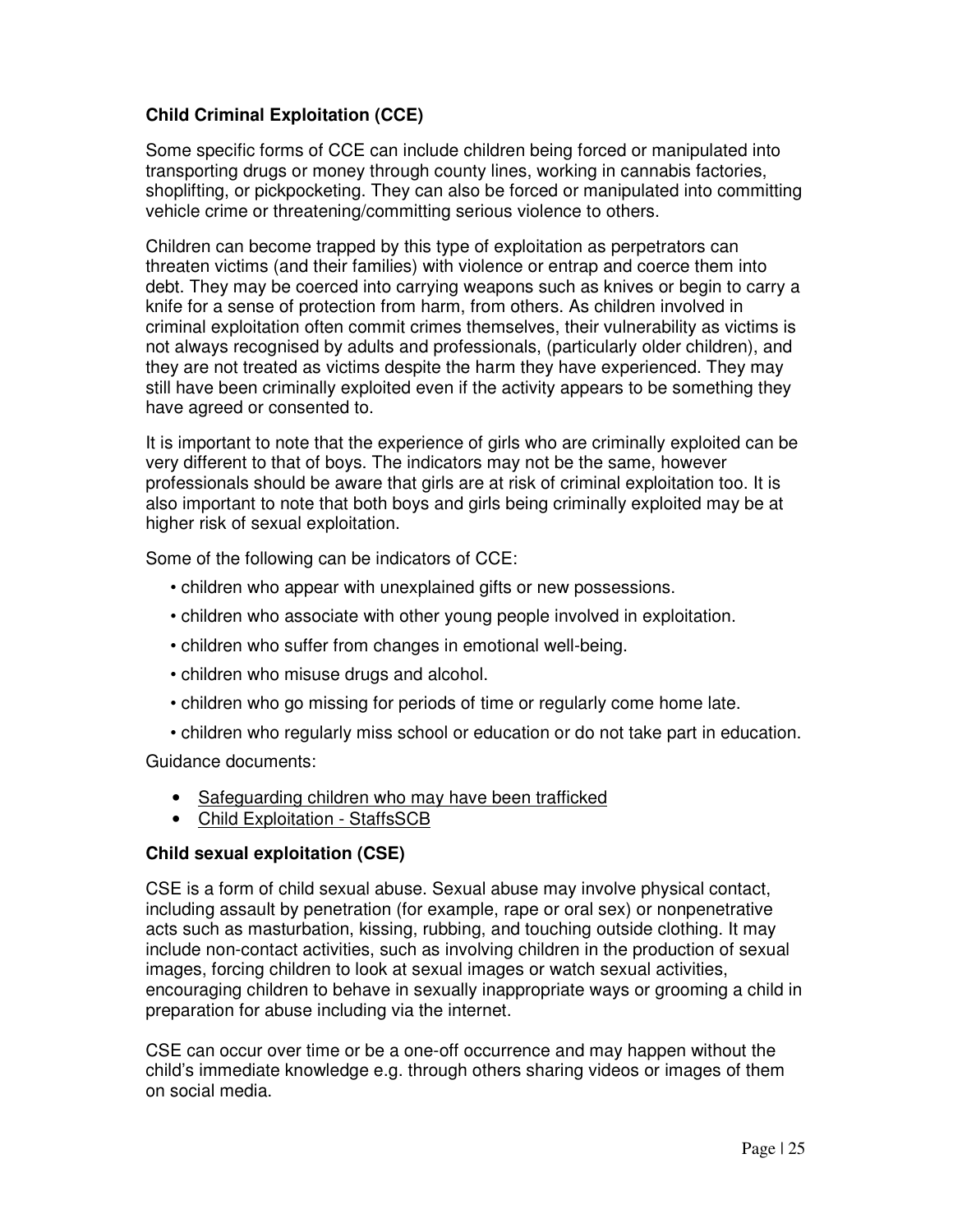**Child Criminal Exploitation (CCE)**

Some specific forms of CCE can include children being forced or manipulated into transporting drugs or money through county lines, working in cannabis factories, shoplifting, or pickpocketing. They can also be forced or manipulated into committing vehicle crime or threatening/committing serious violence to others.

Children can become trapped by this type of exploitation as perpetrators can threaten victims (and their families) with violence or entrap and coerce them into debt. They may be coerced into carrying weapons such as knives or begin to carry a knife for a sense of protection from harm, from others. As children involved in criminal exploitation often commit crimes themselves, their vulnerability as victims is not always recognised by adults and professionals, (particularly older children), and they are not treated as victims despite the harm they have experienced. They may still have been criminally exploited even if the activity appears to be something they have agreed or consented to.

It is important to note that the experience of girls who are criminally exploited can be very different to that of boys. The indicators may not be the same, however professionals should be aware that girls are at risk of criminal exploitation too. It is also important to note that both boys and girls being criminally exploited may be at higher risk of sexual exploitation.

Some of the following can be indicators of CCE:

- children who appear with unexplained gifts or new possessions.
- children who associate with other young people involved in exploitation.
- children who suffer from changes in emotional well-being.
- children who misuse drugs and alcohol.
- children who go missing for periods of time or regularly come home late.
- children who regularly miss school or education or do not take part in education.

Guidance documents:

- Safeguarding children who may have been trafficked
- Child Exploitation - StaffsSCB

**Child sexual exploitation (CSE)**

CSE is a form of child sexual abuse. Sexual abuse may involve physical contact, including assault by penetration (for example, rape or oral sex) or nonpenetrative acts such as masturbation, kissing, rubbing, and touching outside clothing. It may include non-contact activities, such as involving children in the production of sexual images, forcing children to look at sexual images or watch sexual activities, encouraging children to behave in sexually inappropriate ways or grooming a child in preparation for abuse including via the internet.

CSE can occur over time or be a one-off occurrence and may happen without the child's immediate knowledge e.g. through others sharing videos or images of them on social media.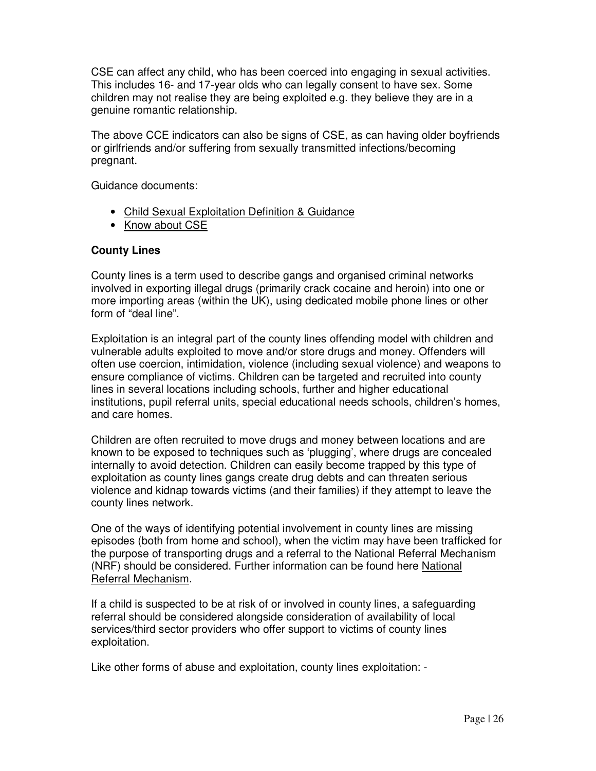CSE can affect any child, who has been coerced into engaging in sexual activities. This includes 16- and 17-year olds who can legally consent to have sex. Some children may not realise they are being exploited e.g. they believe they are in a genuine romantic relationship.

The above CCE indicators can also be signs of CSE, as can having older boyfriends or girlfriends and/or suffering from sexually transmitted infections/becoming pregnant.

Guidance documents:

- Child Sexual Exploitation Definition & Guidance
- Know about CSE

**County Lines**

County lines is a term used to describe gangs and organised criminal networks involved in exporting illegal drugs (primarily crack cocaine and heroin) into one or more importing areas (within the UK), using dedicated mobile phone lines or other form of "deal line".

Exploitation is an integral part of the county lines offending model with children and vulnerable adults exploited to move and/or store drugs and money. Offenders will often use coercion, intimidation, violence (including sexual violence) and weapons to ensure compliance of victims. Children can be targeted and recruited into county lines in several locations including schools, further and higher educational institutions, pupil referral units, special educational needs schools, children's homes, and care homes.

Children are often recruited to move drugs and money between locations and are known to be exposed to techniques such as 'plugging', where drugs are concealed internally to avoid detection. Children can easily become trapped by this type of exploitation as county lines gangs create drug debts and can threaten serious violence and kidnap towards victims (and their families) if they attempt to leave the county lines network.

One of the ways of identifying potential involvement in county lines are missing episodes (both from home and school), when the victim may have been trafficked for the purpose of transporting drugs and a referral to the National Referral Mechanism (NRF) should be considered. Further information can be found here National Referral Mechanism.

If a child is suspected to be at risk of or involved in county lines, a safeguarding referral should be considered alongside consideration of availability of local services/third sector providers who offer support to victims of county lines exploitation.

Like other forms of abuse and exploitation, county lines exploitation: -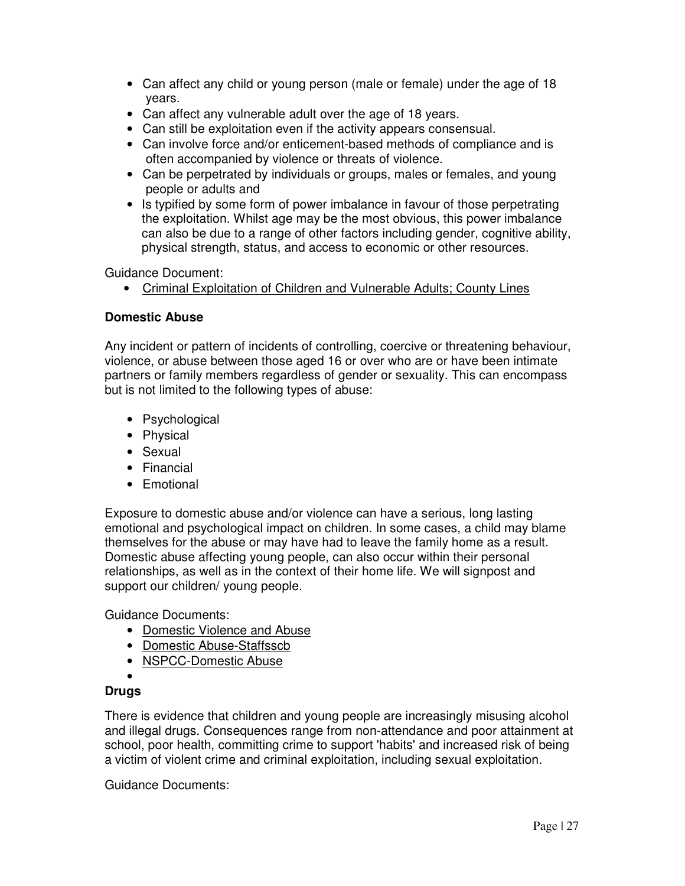- Can affect any child or young person (male or female) under the age of 18 years.
- Can affect any vulnerable adult over the age of 18 years.
- Can still be exploitation even if the activity appears consensual.
- Can involve force and/or enticement-based methods of compliance and is often accompanied by violence or threats of violence.
- Can be perpetrated by individuals or groups, males or females, and young people or adults and
- Is typified by some form of power imbalance in favour of those perpetrating the exploitation. Whilst age may be the most obvious, this power imbalance can also be due to a range of other factors including gender, cognitive ability, physical strength, status, and access to economic or other resources.

Guidance Document:

- Criminal Exploitation of Children and Vulnerable Adults; County Lines

**Domestic Abuse**

Any incident or pattern of incidents of controlling, coercive or threatening behaviour, violence, or abuse between those aged 16 or over who are or have been intimate partners or family members regardless of gender or sexuality. This can encompass but is not limited to the following types of abuse:

- Psychological
- Physical
- Sexual
- Financial
- Emotional

Exposure to domestic abuse and/or violence can have a serious, long lasting emotional and psychological impact on children. In some cases, a child may blame themselves for the abuse or may have had to leave the family home as a result. Domestic abuse affecting young people, can also occur within their personal relationships, as well as in the context of their home life. We will signpost and support our children/ young people.

Guidance Documents:

- Domestic Violence and Abuse
- Domestic Abuse-Staffsscb
- NSPCC-Domestic Abuse

**Drugs**

There is evidence that children and young people are increasingly misusing alcohol and illegal drugs. Consequences range from non-attendance and poor attainment at school, poor health, committing crime to support 'habits' and increased risk of being a victim of violent crime and criminal exploitation, including sexual exploitation.

Guidance Documents: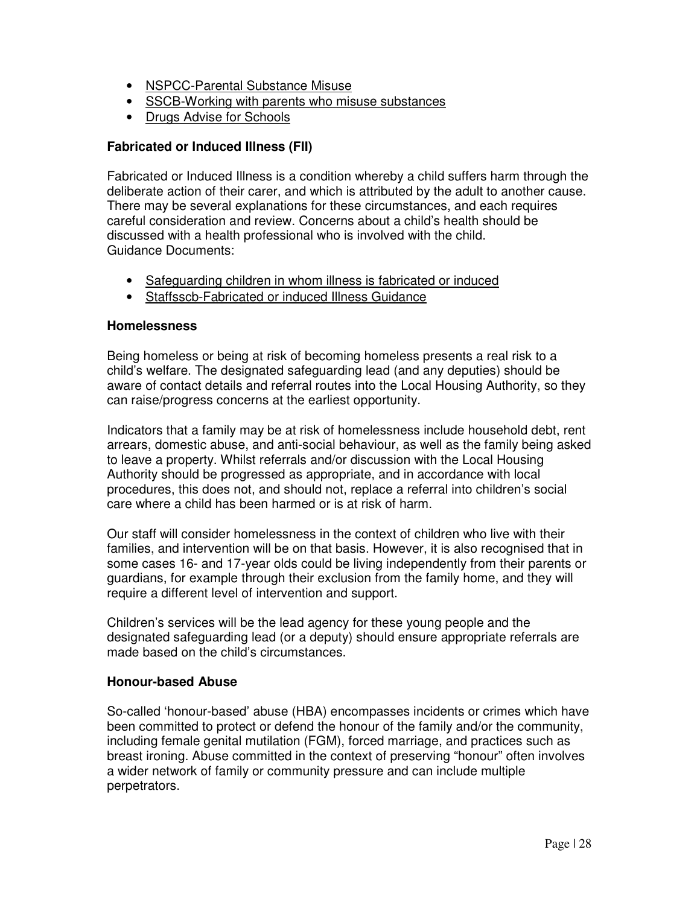- NSPCC-Parental Substance Misuse
- SSCB-Working with parents who misuse substances
- Drugs Advise for Schools

**Fabricated or Induced Illness (FII)**

Fabricated or Induced Illness is a condition whereby a child suffers harm through the deliberate action of their carer, and which is attributed by the adult to another cause. There may be several explanations for these circumstances, and each requires careful consideration and review. Concerns about a child's health should be discussed with a health professional who is involved with the child.
Guidance Documents:

- Safeguarding children in whom illness is fabricated or induced
- Staffsscb-Fabricated or induced Illness Guidance

**Homelessness**

Being homeless or being at risk of becoming homeless presents a real risk to a child's welfare. The designated safeguarding lead (and any deputies) should be aware of contact details and referral routes into the Local Housing Authority, so they can raise/progress concerns at the earliest opportunity.

Indicators that a family may be at risk of homelessness include household debt, rent arrears, domestic abuse, and anti-social behaviour, as well as the family being asked to leave a property. Whilst referrals and/or discussion with the Local Housing Authority should be progressed as appropriate, and in accordance with local procedures, this does not, and should not, replace a referral into children's social care where a child has been harmed or is at risk of harm.

Our staff will consider homelessness in the context of children who live with their families, and intervention will be on that basis. However, it is also recognised that in some cases 16- and 17-year olds could be living independently from their parents or guardians, for example through their exclusion from the family home, and they will require a different level of intervention and support.

Children's services will be the lead agency for these young people and the designated safeguarding lead (or a deputy) should ensure appropriate referrals are made based on the child's circumstances.

**Honour-based Abuse**

So-called 'honour-based' abuse (HBA) encompasses incidents or crimes which have been committed to protect or defend the honour of the family and/or the community, including female genital mutilation (FGM), forced marriage, and practices such as breast ironing. Abuse committed in the context of preserving "honour" often involves a wider network of family or community pressure and can include multiple perpetrators.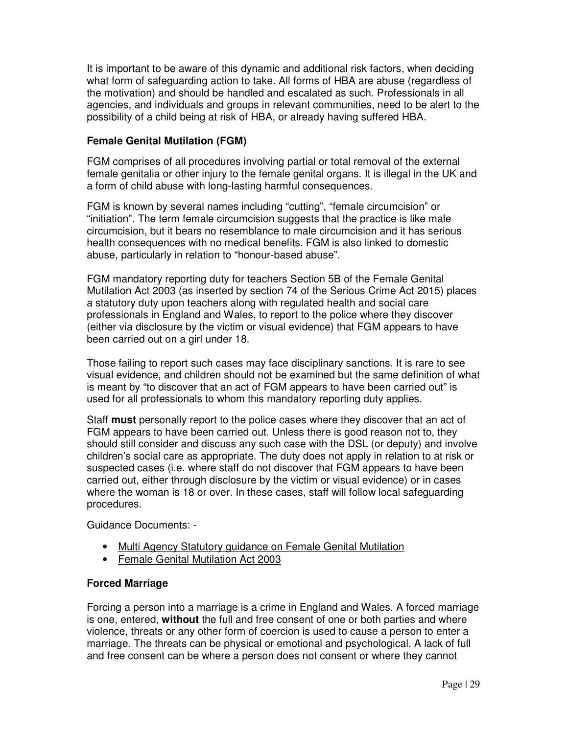It is important to be aware of this dynamic and additional risk factors, when deciding what form of safeguarding action to take. All forms of HBA are abuse (regardless of the motivation) and should be handled and escalated as such. Professionals in all agencies, and individuals and groups in relevant communities, need to be alert to the possibility of a child being at risk of HBA, or already having suffered HBA.

**Female Genital Mutilation (FGM)**

FGM comprises of all procedures involving partial or total removal of the external female genitalia or other injury to the female genital organs. It is illegal in the UK and a form of child abuse with long-lasting harmful consequences.

FGM is known by several names including "cutting", "female circumcision" or "initiation". The term female circumcision suggests that the practice is like male circumcision, but it bears no resemblance to male circumcision and it has serious health consequences with no medical benefits. FGM is also linked to domestic abuse, particularly in relation to "honour-based abuse".

FGM mandatory reporting duty for teachers Section 5B of the Female Genital Mutilation Act 2003 (as inserted by section 74 of the Serious Crime Act 2015) places a statutory duty upon teachers along with regulated health and social care professionals in England and Wales, to report to the police where they discover (either via disclosure by the victim or visual evidence) that FGM appears to have been carried out on a girl under 18.

Those failing to report such cases may face disciplinary sanctions. It is rare to see visual evidence, and children should not be examined but the same definition of what is meant by "to discover that an act of FGM appears to have been carried out" is used for all professionals to whom this mandatory reporting duty applies.

Staff **must** personally report to the police cases where they discover that an act of FGM appears to have been carried out. Unless there is good reason not to, they should still consider and discuss any such case with the DSL (or deputy) and involve children's social care as appropriate. The duty does not apply in relation to at risk or suspected cases (i.e. where staff do not discover that FGM appears to have been carried out, either through disclosure by the victim or visual evidence) or in cases where the woman is 18 or over. In these cases, staff will follow local safeguarding procedures.

Guidance Documents: -

- Multi Agency Statutory guidance on Female Genital Mutilation
- Female Genital Mutilation Act 2003

**Forced Marriage**

Forcing a person into a marriage is a crime in England and Wales. A forced marriage is one, entered, **without** the full and free consent of one or both parties and where violence, threats or any other form of coercion is used to cause a person to enter a marriage. The threats can be physical or emotional and psychological. A lack of full and free consent can be where a person does not consent or where they cannot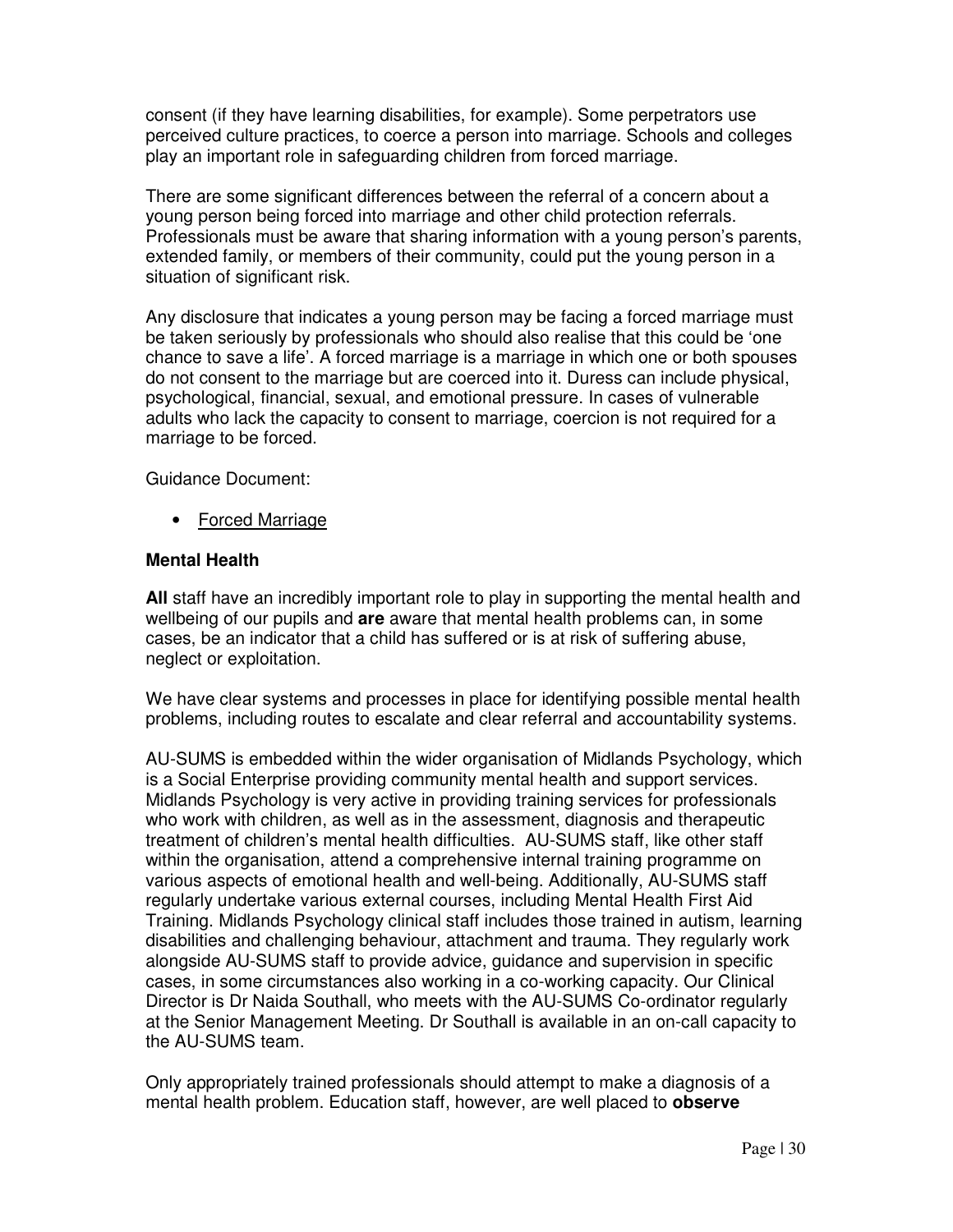consent (if they have learning disabilities, for example). Some perpetrators use perceived culture practices, to coerce a person into marriage. Schools and colleges play an important role in safeguarding children from forced marriage.

There are some significant differences between the referral of a concern about a young person being forced into marriage and other child protection referrals. Professionals must be aware that sharing information with a young person's parents, extended family, or members of their community, could put the young person in a situation of significant risk.

Any disclosure that indicates a young person may be facing a forced marriage must be taken seriously by professionals who should also realise that this could be 'one chance to save a life'. A forced marriage is a marriage in which one or both spouses do not consent to the marriage but are coerced into it. Duress can include physical, psychological, financial, sexual, and emotional pressure. In cases of vulnerable adults who lack the capacity to consent to marriage, coercion is not required for a marriage to be forced.

Guidance Document:

- Forced Marriage

**Mental Health**

**All** staff have an incredibly important role to play in supporting the mental health and wellbeing of our pupils and **are** aware that mental health problems can, in some cases, be an indicator that a child has suffered or is at risk of suffering abuse, neglect or exploitation.

We have clear systems and processes in place for identifying possible mental health problems, including routes to escalate and clear referral and accountability systems.

AU-SUMS is embedded within the wider organisation of Midlands Psychology, which is a Social Enterprise providing community mental health and support services. Midlands Psychology is very active in providing training services for professionals who work with children, as well as in the assessment, diagnosis and therapeutic treatment of children's mental health difficulties. AU-SUMS staff, like other staff within the organisation, attend a comprehensive internal training programme on various aspects of emotional health and well-being. Additionally, AU-SUMS staff regularly undertake various external courses, including Mental Health First Aid Training. Midlands Psychology clinical staff includes those trained in autism, learning disabilities and challenging behaviour, attachment and trauma. They regularly work alongside AU-SUMS staff to provide advice, guidance and supervision in specific cases, in some circumstances also working in a co-working capacity. Our Clinical Director is Dr Naida Southall, who meets with the AU-SUMS Co-ordinator regularly at the Senior Management Meeting. Dr Southall is available in an on-call capacity to the AU-SUMS team.

Only appropriately trained professionals should attempt to make a diagnosis of a mental health problem. Education staff, however, are well placed to **observe**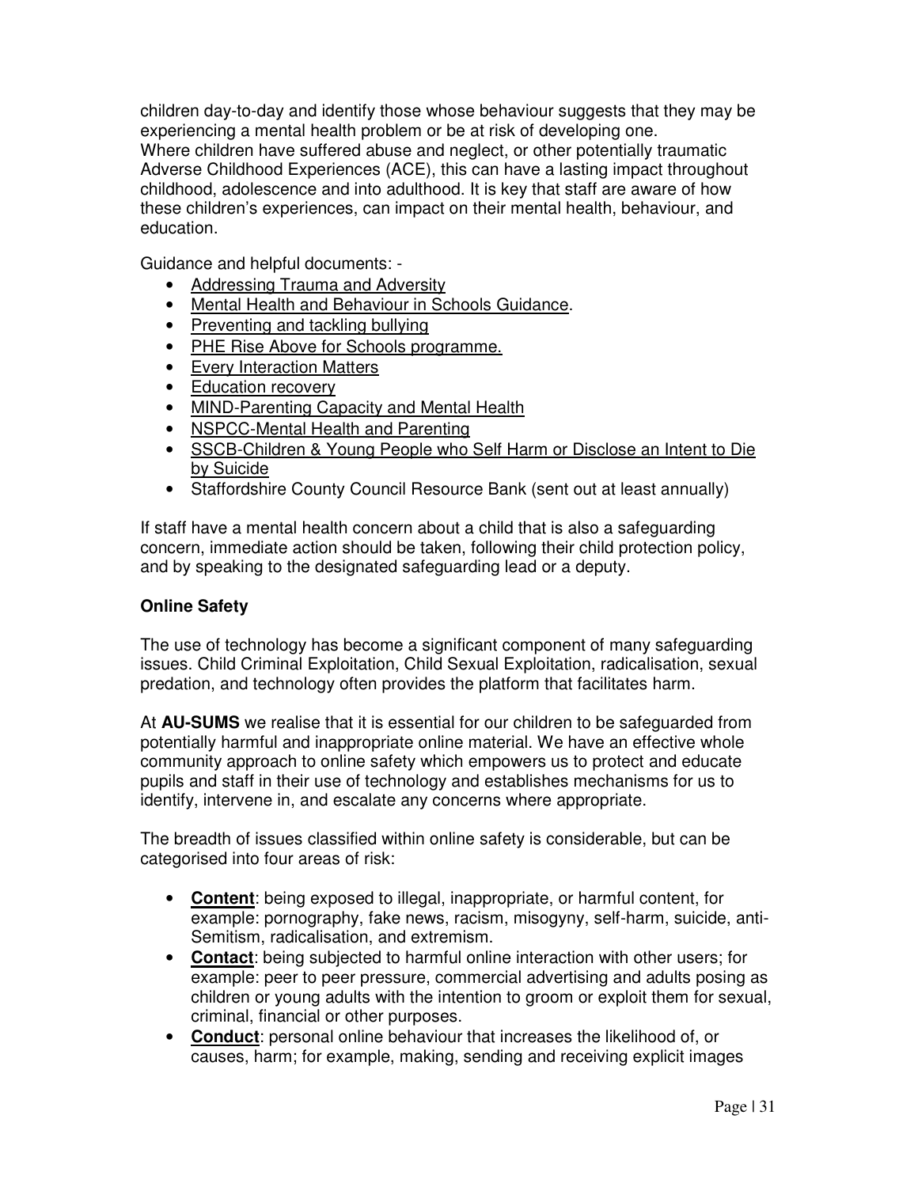children day-to-day and identify those whose behaviour suggests that they may be experiencing a mental health problem or be at risk of developing one.
Where children have suffered abuse and neglect, or other potentially traumatic Adverse Childhood Experiences (ACE), this can have a lasting impact throughout childhood, adolescence and into adulthood. It is key that staff are aware of how these children's experiences, can impact on their mental health, behaviour, and education.

Guidance and helpful documents: -

- Addressing Trauma and Adversity
- Mental Health and Behaviour in Schools Guidance.
- Preventing and tackling bullying
- PHE Rise Above for Schools programme.
- Every Interaction Matters
- Education recovery
- MIND-Parenting Capacity and Mental Health
- NSPCC-Mental Health and Parenting
- SSCB-Children & Young People who Self Harm or Disclose an Intent to Die by Suicide
- Staffordshire County Council Resource Bank (sent out at least annually)

If staff have a mental health concern about a child that is also a safeguarding concern, immediate action should be taken, following their child protection policy, and by speaking to the designated safeguarding lead or a deputy.

**Online Safety**

The use of technology has become a significant component of many safeguarding issues. Child Criminal Exploitation, Child Sexual Exploitation, radicalisation, sexual predation, and technology often provides the platform that facilitates harm.

At **AU-SUMS** we realise that it is essential for our children to be safeguarded from potentially harmful and inappropriate online material. We have an effective whole community approach to online safety which empowers us to protect and educate pupils and staff in their use of technology and establishes mechanisms for us to identify, intervene in, and escalate any concerns where appropriate.

The breadth of issues classified within online safety is considerable, but can be categorised into four areas of risk:

- **Content**: being exposed to illegal, inappropriate, or harmful content, for example: pornography, fake news, racism, misogyny, self-harm, suicide, anti-Semitism, radicalisation, and extremism.
- **Contact**: being subjected to harmful online interaction with other users; for example: peer to peer pressure, commercial advertising and adults posing as children or young adults with the intention to groom or exploit them for sexual, criminal, financial or other purposes.
- **Conduct**: personal online behaviour that increases the likelihood of, or causes, harm; for example, making, sending and receiving explicit images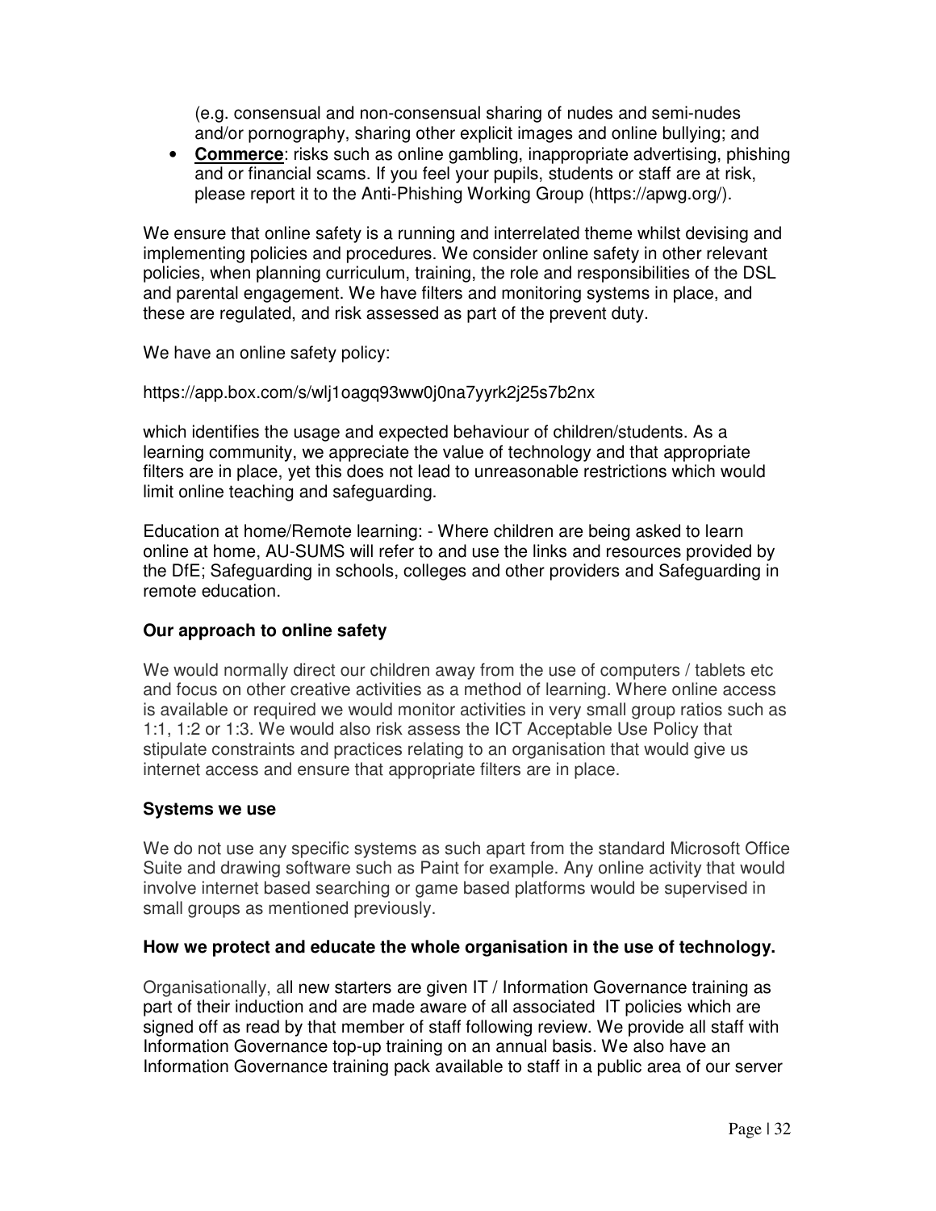(e.g. consensual and non-consensual sharing of nudes and semi-nudes and/or pornography, sharing other explicit images and online bullying; and

- **Commerce**: risks such as online gambling, inappropriate advertising, phishing and or financial scams. If you feel your pupils, students or staff are at risk, please report it to the Anti-Phishing Working Group (https://apwg.org/).

We ensure that online safety is a running and interrelated theme whilst devising and implementing policies and procedures. We consider online safety in other relevant policies, when planning curriculum, training, the role and responsibilities of the DSL and parental engagement. We have filters and monitoring systems in place, and these are regulated, and risk assessed as part of the prevent duty.

We have an online safety policy:

https://app.box.com/s/wlj1oagq93ww0j0na7yyrk2j25s7b2nx

which identifies the usage and expected behaviour of children/students. As a learning community, we appreciate the value of technology and that appropriate filters are in place, yet this does not lead to unreasonable restrictions which would limit online teaching and safeguarding.

Education at home/Remote learning: - Where children are being asked to learn online at home, AU-SUMS will refer to and use the links and resources provided by the DfE; Safeguarding in schools, colleges and other providers and Safeguarding in remote education.

**Our approach to online safety**

We would normally direct our children away from the use of computers / tablets etc and focus on other creative activities as a method of learning. Where online access is available or required we would monitor activities in very small group ratios such as 1:1, 1:2 or 1:3. We would also risk assess the ICT Acceptable Use Policy that stipulate constraints and practices relating to an organisation that would give us internet access and ensure that appropriate filters are in place.

**Systems we use**

We do not use any specific systems as such apart from the standard Microsoft Office Suite and drawing software such as Paint for example. Any online activity that would involve internet based searching or game based platforms would be supervised in small groups as mentioned previously.

**How we protect and educate the whole organisation in the use of technology.**

Organisationally, all new starters are given IT / Information Governance training as part of their induction and are made aware of all associated IT policies which are signed off as read by that member of staff following review. We provide all staff with Information Governance top-up training on an annual basis. We also have an Information Governance training pack available to staff in a public area of our server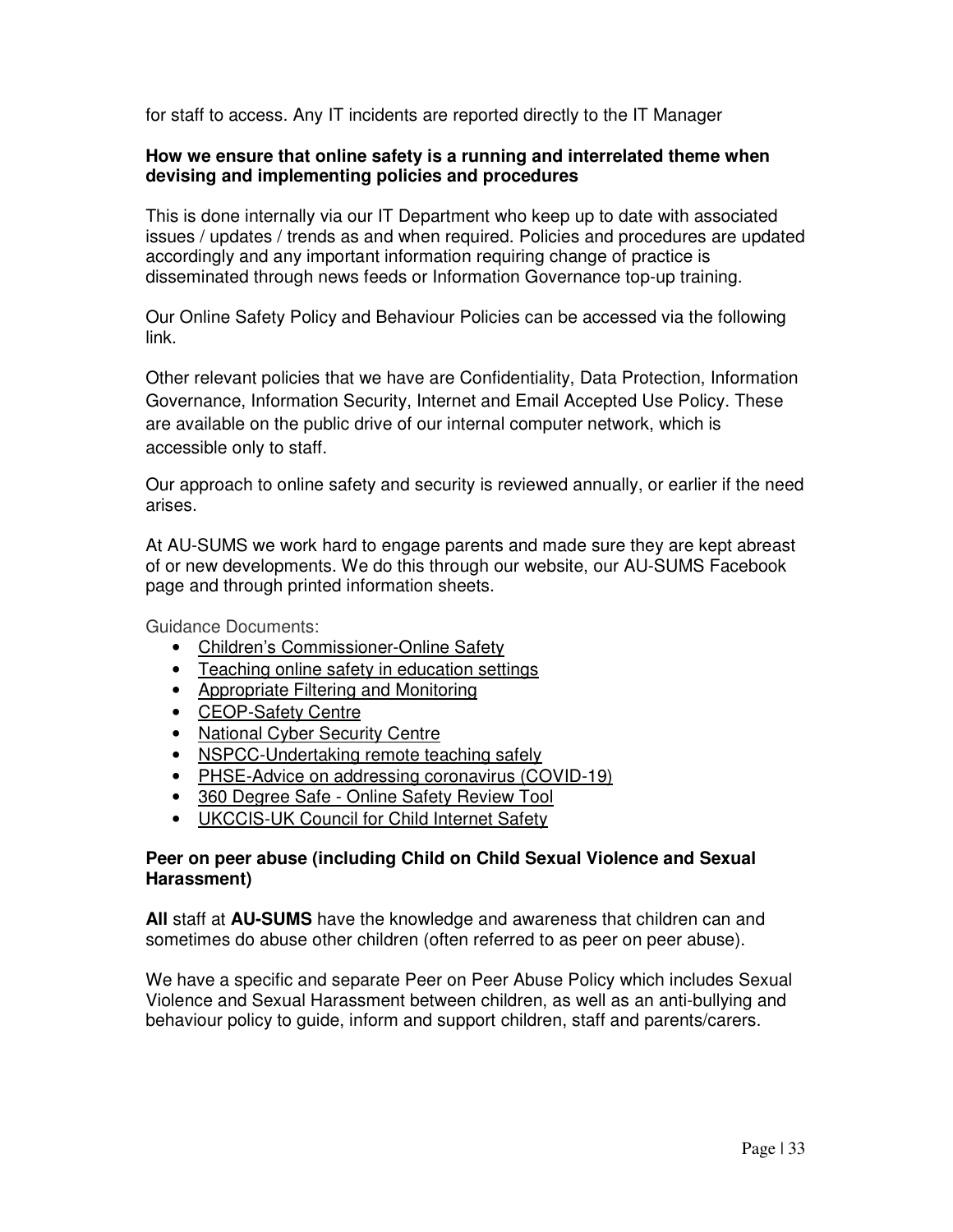for staff to access. Any IT incidents are reported directly to the IT Manager

**How we ensure that online safety is a running and interrelated theme when devising and implementing policies and procedures**

This is done internally via our IT Department who keep up to date with associated issues / updates / trends as and when required. Policies and procedures are updated accordingly and any important information requiring change of practice is disseminated through news feeds or Information Governance top-up training.

Our Online Safety Policy and Behaviour Policies can be accessed via the following link.

Other relevant policies that we have are Confidentiality, Data Protection, Information Governance, Information Security, Internet and Email Accepted Use Policy. These are available on the public drive of our internal computer network, which is accessible only to staff.

Our approach to online safety and security is reviewed annually, or earlier if the need arises.

At AU-SUMS we work hard to engage parents and made sure they are kept abreast of or new developments. We do this through our website, our AU-SUMS Facebook page and through printed information sheets.

Guidance Documents:

- Children's Commissioner-Online Safety
- Teaching online safety in education settings
- Appropriate Filtering and Monitoring
- CEOP-Safety Centre
- National Cyber Security Centre
- NSPCC-Undertaking remote teaching safely
- PHSE-Advice on addressing coronavirus (COVID-19)
- 360 Degree Safe - Online Safety Review Tool
- UKCCIS-UK Council for Child Internet Safety

**Peer on peer abuse (including Child on Child Sexual Violence and Sexual Harassment)**

**All** staff at **AU-SUMS** have the knowledge and awareness that children can and sometimes do abuse other children (often referred to as peer on peer abuse).

We have a specific and separate Peer on Peer Abuse Policy which includes Sexual Violence and Sexual Harassment between children, as well as an anti-bullying and behaviour policy to guide, inform and support children, staff and parents/carers.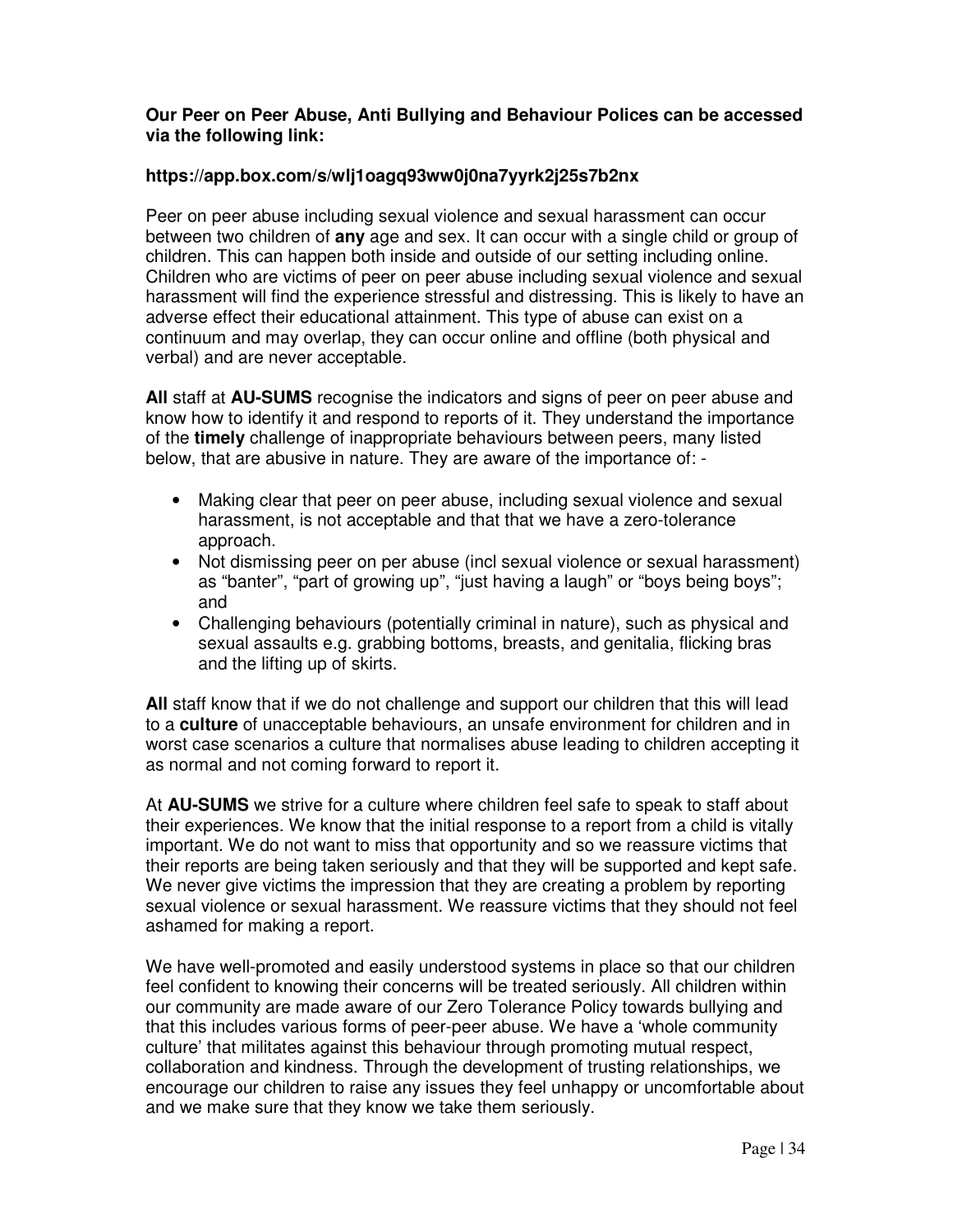**Our Peer on Peer Abuse, Anti Bullying and Behaviour Polices can be accessed via the following link:**

**https://app.box.com/s/wlj1oagq93ww0j0na7yyrk2j25s7b2nx**

Peer on peer abuse including sexual violence and sexual harassment can occur between two children of **any** age and sex. It can occur with a single child or group of children. This can happen both inside and outside of our setting including online. Children who are victims of peer on peer abuse including sexual violence and sexual harassment will find the experience stressful and distressing. This is likely to have an adverse effect their educational attainment. This type of abuse can exist on a continuum and may overlap, they can occur online and offline (both physical and verbal) and are never acceptable.

**All** staff at **AU-SUMS** recognise the indicators and signs of peer on peer abuse and know how to identify it and respond to reports of it. They understand the importance of the **timely** challenge of inappropriate behaviours between peers, many listed below, that are abusive in nature. They are aware of the importance of: -

- Making clear that peer on peer abuse, including sexual violence and sexual harassment, is not acceptable and that that we have a zero-tolerance approach.
- Not dismissing peer on per abuse (incl sexual violence or sexual harassment) as "banter", "part of growing up", "just having a laugh" or "boys being boys"; and
- Challenging behaviours (potentially criminal in nature), such as physical and sexual assaults e.g. grabbing bottoms, breasts, and genitalia, flicking bras and the lifting up of skirts.

**All** staff know that if we do not challenge and support our children that this will lead to a **culture** of unacceptable behaviours, an unsafe environment for children and in worst case scenarios a culture that normalises abuse leading to children accepting it as normal and not coming forward to report it.

At **AU-SUMS** we strive for a culture where children feel safe to speak to staff about their experiences. We know that the initial response to a report from a child is vitally important. We do not want to miss that opportunity and so we reassure victims that their reports are being taken seriously and that they will be supported and kept safe. We never give victims the impression that they are creating a problem by reporting sexual violence or sexual harassment. We reassure victims that they should not feel ashamed for making a report.

We have well-promoted and easily understood systems in place so that our children feel confident to knowing their concerns will be treated seriously. All children within our community are made aware of our Zero Tolerance Policy towards bullying and that this includes various forms of peer-peer abuse. We have a 'whole community culture' that militates against this behaviour through promoting mutual respect, collaboration and kindness. Through the development of trusting relationships, we encourage our children to raise any issues they feel unhappy or uncomfortable about and we make sure that they know we take them seriously.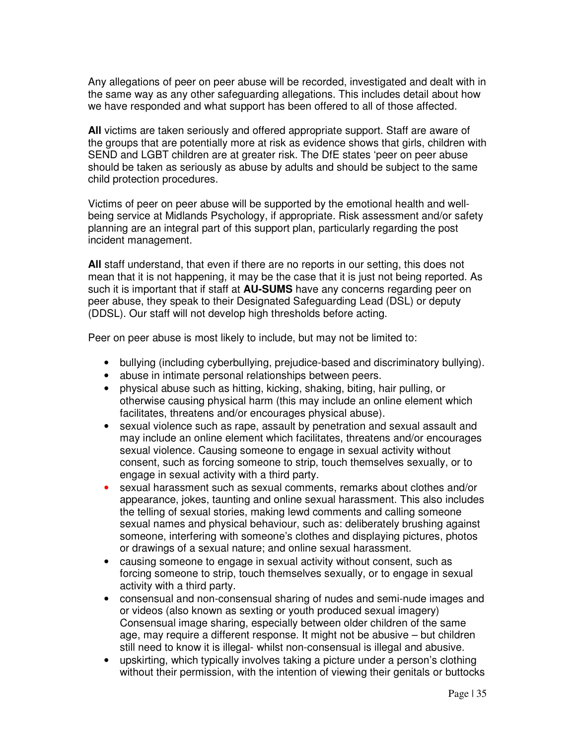Any allegations of peer on peer abuse will be recorded, investigated and dealt with in the same way as any other safeguarding allegations. This includes detail about how we have responded and what support has been offered to all of those affected.

**All** victims are taken seriously and offered appropriate support. Staff are aware of the groups that are potentially more at risk as evidence shows that girls, children with SEND and LGBT children are at greater risk. The DfE states 'peer on peer abuse should be taken as seriously as abuse by adults and should be subject to the same child protection procedures.

Victims of peer on peer abuse will be supported by the emotional health and well-being service at Midlands Psychology, if appropriate. Risk assessment and/or safety planning are an integral part of this support plan, particularly regarding the post incident management.

**All** staff understand, that even if there are no reports in our setting, this does not mean that it is not happening, it may be the case that it is just not being reported. As such it is important that if staff at **AU-SUMS** have any concerns regarding peer on peer abuse, they speak to their Designated Safeguarding Lead (DSL) or deputy (DDSL). Our staff will not develop high thresholds before acting.

Peer on peer abuse is most likely to include, but may not be limited to:

- bullying (including cyberbullying, prejudice-based and discriminatory bullying).
- abuse in intimate personal relationships between peers.
- physical abuse such as hitting, kicking, shaking, biting, hair pulling, or otherwise causing physical harm (this may include an online element which facilitates, threatens and/or encourages physical abuse).
- sexual violence such as rape, assault by penetration and sexual assault and may include an online element which facilitates, threatens and/or encourages sexual violence. Causing someone to engage in sexual activity without consent, such as forcing someone to strip, touch themselves sexually, or to engage in sexual activity with a third party.
- sexual harassment such as sexual comments, remarks about clothes and/or appearance, jokes, taunting and online sexual harassment. This also includes the telling of sexual stories, making lewd comments and calling someone sexual names and physical behaviour, such as: deliberately brushing against someone, interfering with someone's clothes and displaying pictures, photos or drawings of a sexual nature; and online sexual harassment.
- causing someone to engage in sexual activity without consent, such as forcing someone to strip, touch themselves sexually, or to engage in sexual activity with a third party.
- consensual and non-consensual sharing of nudes and semi-nude images and or videos (also known as sexting or youth produced sexual imagery) Consensual image sharing, especially between older children of the same age, may require a different response. It might not be abusive – but children still need to know it is illegal- whilst non-consensual is illegal and abusive.
- upskirting, which typically involves taking a picture under a person's clothing without their permission, with the intention of viewing their genitals or buttocks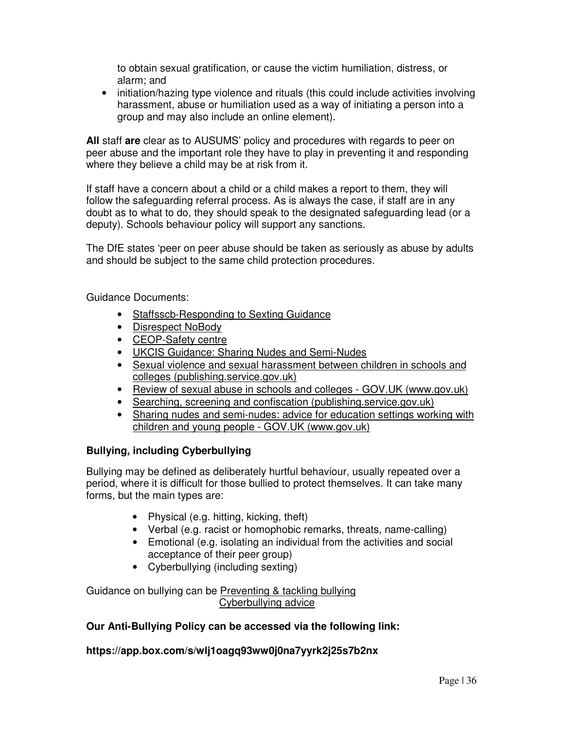to obtain sexual gratification, or cause the victim humiliation, distress, or alarm; and

- initiation/hazing type violence and rituals (this could include activities involving harassment, abuse or humiliation used as a way of initiating a person into a group and may also include an online element).

**All** staff **are** clear as to AUSUMS' policy and procedures with regards to peer on peer abuse and the important role they have to play in preventing it and responding where they believe a child may be at risk from it.

If staff have a concern about a child or a child makes a report to them, they will follow the safeguarding referral process. As is always the case, if staff are in any doubt as to what to do, they should speak to the designated safeguarding lead (or a deputy). Schools behaviour policy will support any sanctions.

The DfE states 'peer on peer abuse should be taken as seriously as abuse by adults and should be subject to the same child protection procedures.

Guidance Documents:

- Staffsscb-Responding to Sexting Guidance
- Disrespect NoBody
- CEOP-Safety centre
- UKCIS Guidance: Sharing Nudes and Semi-Nudes
- Sexual violence and sexual harassment between children in schools and colleges (publishing.service.gov.uk)
- Review of sexual abuse in schools and colleges - GOV.UK (www.gov.uk)
- Searching, screening and confiscation (publishing.service.gov.uk)
- Sharing nudes and semi-nudes: advice for education settings working with children and young people - GOV.UK (www.gov.uk)

### Bullying, including Cyberbullying

Bullying may be defined as deliberately hurtful behaviour, usually repeated over a period, where it is difficult for those bullied to protect themselves. It can take many forms, but the main types are:

- Physical (e.g. hitting, kicking, theft)
- Verbal (e.g. racist or homophobic remarks, threats, name-calling)
- Emotional (e.g. isolating an individual from the activities and social acceptance of their peer group)
- Cyberbullying (including sexting)

Guidance on bullying can be Preventing & tackling bullying
Cyberbullying advice

**Our Anti-Bullying Policy can be accessed via the following link:**

**https://app.box.com/s/wlj1oagq93ww0j0na7yyrk2j25s7b2nx**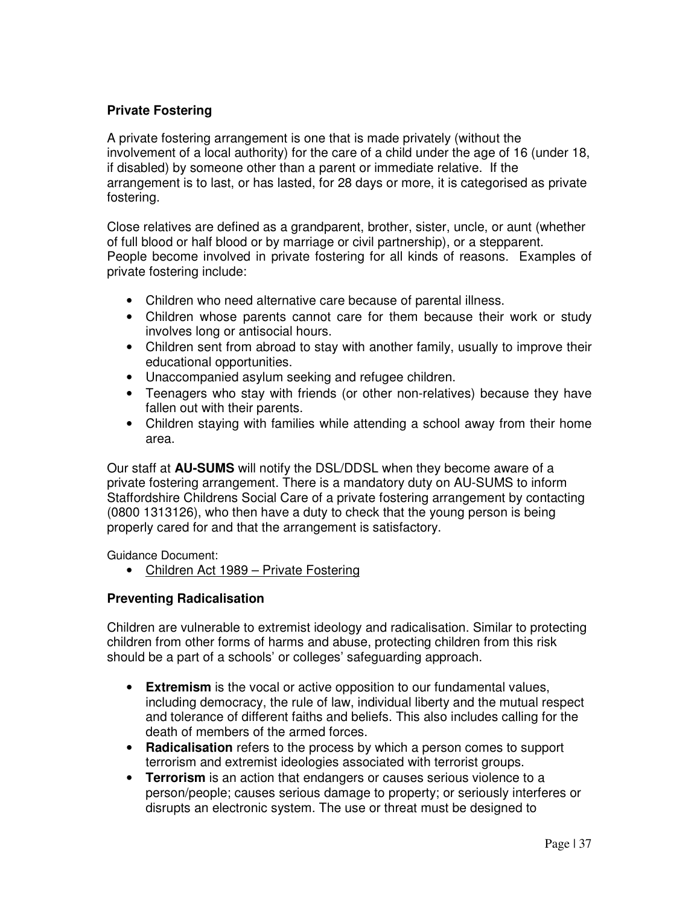### Private Fostering

A private fostering arrangement is one that is made privately (without the involvement of a local authority) for the care of a child under the age of 16 (under 18, if disabled) by someone other than a parent or immediate relative. If the arrangement is to last, or has lasted, for 28 days or more, it is categorised as private fostering.

Close relatives are defined as a grandparent, brother, sister, uncle, or aunt (whether of full blood or half blood or by marriage or civil partnership), or a stepparent. People become involved in private fostering for all kinds of reasons. Examples of private fostering include:

- Children who need alternative care because of parental illness.
- Children whose parents cannot care for them because their work or study involves long or antisocial hours.
- Children sent from abroad to stay with another family, usually to improve their educational opportunities.
- Unaccompanied asylum seeking and refugee children.
- Teenagers who stay with friends (or other non-relatives) because they have fallen out with their parents.
- Children staying with families while attending a school away from their home area.

Our staff at **AU-SUMS** will notify the DSL/DDSL when they become aware of a private fostering arrangement. There is a mandatory duty on AU-SUMS to inform Staffordshire Childrens Social Care of a private fostering arrangement by contacting (0800 1313126), who then have a duty to check that the young person is being properly cared for and that the arrangement is satisfactory.

Guidance Document:

- Children Act 1989 – Private Fostering

### Preventing Radicalisation

Children are vulnerable to extremist ideology and radicalisation. Similar to protecting children from other forms of harms and abuse, protecting children from this risk should be a part of a schools' or colleges' safeguarding approach.

- **Extremism** is the vocal or active opposition to our fundamental values, including democracy, the rule of law, individual liberty and the mutual respect and tolerance of different faiths and beliefs. This also includes calling for the death of members of the armed forces.
- **Radicalisation** refers to the process by which a person comes to support terrorism and extremist ideologies associated with terrorist groups.
- **Terrorism** is an action that endangers or causes serious violence to a person/people; causes serious damage to property; or seriously interferes or disrupts an electronic system. The use or threat must be designed to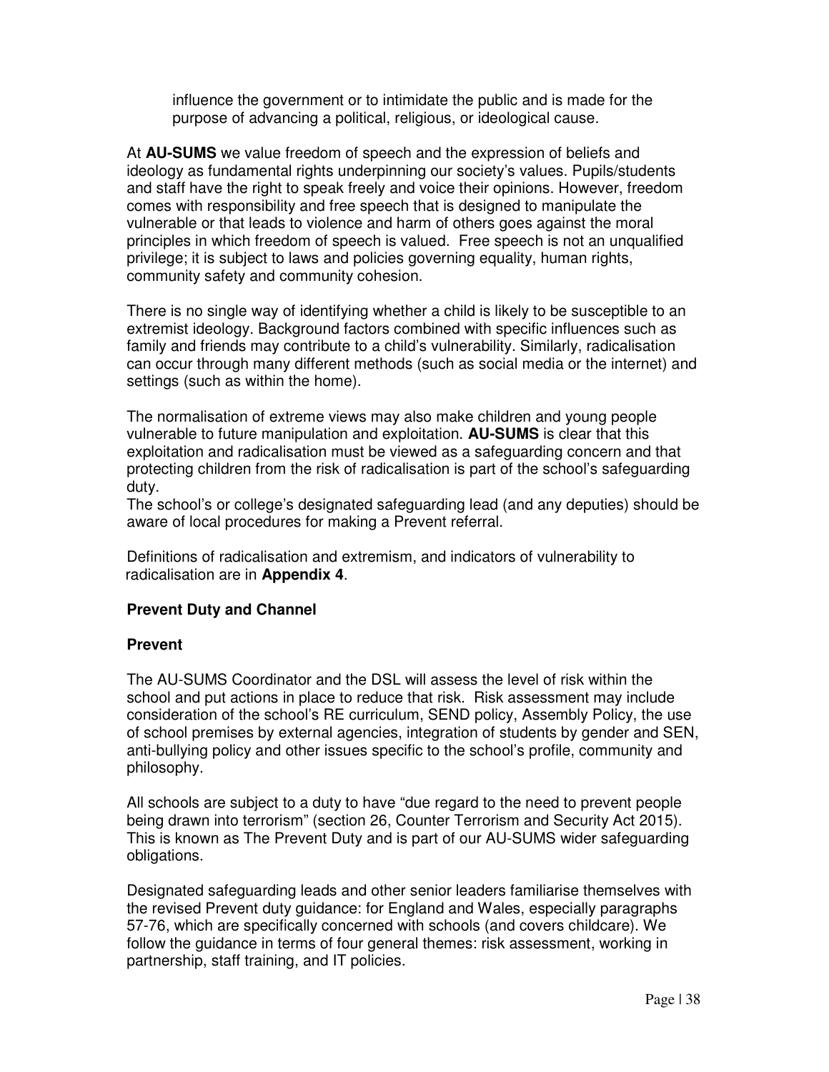influence the government or to intimidate the public and is made for the purpose of advancing a political, religious, or ideological cause.

At **AU-SUMS** we value freedom of speech and the expression of beliefs and ideology as fundamental rights underpinning our society's values. Pupils/students and staff have the right to speak freely and voice their opinions. However, freedom comes with responsibility and free speech that is designed to manipulate the vulnerable or that leads to violence and harm of others goes against the moral principles in which freedom of speech is valued. Free speech is not an unqualified privilege; it is subject to laws and policies governing equality, human rights, community safety and community cohesion.

There is no single way of identifying whether a child is likely to be susceptible to an extremist ideology. Background factors combined with specific influences such as family and friends may contribute to a child's vulnerability. Similarly, radicalisation can occur through many different methods (such as social media or the internet) and settings (such as within the home).

The normalisation of extreme views may also make children and young people vulnerable to future manipulation and exploitation. **AU-SUMS** is clear that this exploitation and radicalisation must be viewed as a safeguarding concern and that protecting children from the risk of radicalisation is part of the school's safeguarding duty.
The school's or college's designated safeguarding lead (and any deputies) should be aware of local procedures for making a Prevent referral.

Definitions of radicalisation and extremism, and indicators of vulnerability to radicalisation are in **Appendix 4**.

**Prevent Duty and Channel**

**Prevent**

The AU-SUMS Coordinator and the DSL will assess the level of risk within the school and put actions in place to reduce that risk. Risk assessment may include consideration of the school's RE curriculum, SEND policy, Assembly Policy, the use of school premises by external agencies, integration of students by gender and SEN, anti-bullying policy and other issues specific to the school's profile, community and philosophy.

All schools are subject to a duty to have "due regard to the need to prevent people being drawn into terrorism" (section 26, Counter Terrorism and Security Act 2015). This is known as The Prevent Duty and is part of our AU-SUMS wider safeguarding obligations.

Designated safeguarding leads and other senior leaders familiarise themselves with the revised Prevent duty guidance: for England and Wales, especially paragraphs 57-76, which are specifically concerned with schools (and covers childcare). We follow the guidance in terms of four general themes: risk assessment, working in partnership, staff training, and IT policies.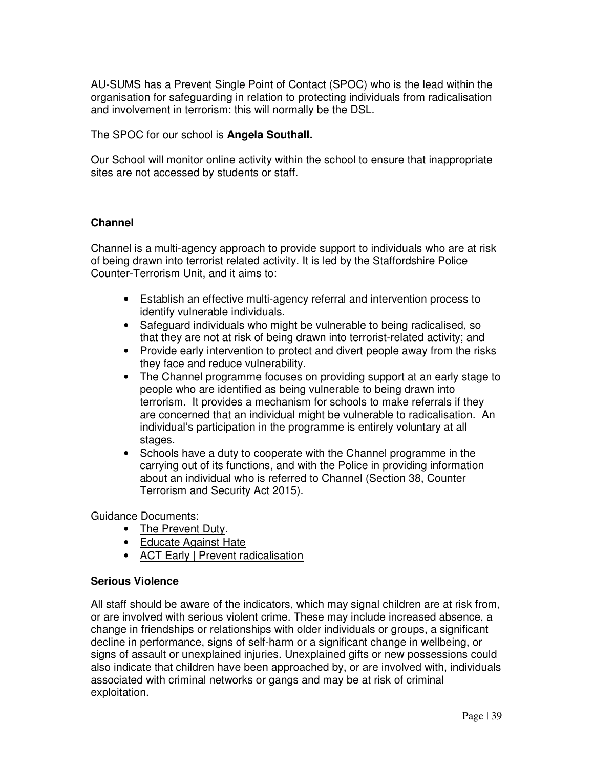AU-SUMS has a Prevent Single Point of Contact (SPOC) who is the lead within the organisation for safeguarding in relation to protecting individuals from radicalisation and involvement in terrorism: this will normally be the DSL.

The SPOC for our school is **Angela Southall.**

Our School will monitor online activity within the school to ensure that inappropriate sites are not accessed by students or staff.

### Channel

Channel is a multi-agency approach to provide support to individuals who are at risk of being drawn into terrorist related activity. It is led by the Staffordshire Police Counter-Terrorism Unit, and it aims to:

- Establish an effective multi-agency referral and intervention process to identify vulnerable individuals.
- Safeguard individuals who might be vulnerable to being radicalised, so that they are not at risk of being drawn into terrorist-related activity; and
- Provide early intervention to protect and divert people away from the risks they face and reduce vulnerability.
- The Channel programme focuses on providing support at an early stage to people who are identified as being vulnerable to being drawn into terrorism. It provides a mechanism for schools to make referrals if they are concerned that an individual might be vulnerable to radicalisation. An individual's participation in the programme is entirely voluntary at all stages.
- Schools have a duty to cooperate with the Channel programme in the carrying out of its functions, and with the Police in providing information about an individual who is referred to Channel (Section 38, Counter Terrorism and Security Act 2015).

Guidance Documents:

- The Prevent Duty.
- Educate Against Hate
- ACT Early | Prevent radicalisation

### Serious Violence

All staff should be aware of the indicators, which may signal children are at risk from, or are involved with serious violent crime. These may include increased absence, a change in friendships or relationships with older individuals or groups, a significant decline in performance, signs of self-harm or a significant change in wellbeing, or signs of assault or unexplained injuries. Unexplained gifts or new possessions could also indicate that children have been approached by, or are involved with, individuals associated with criminal networks or gangs and may be at risk of criminal exploitation.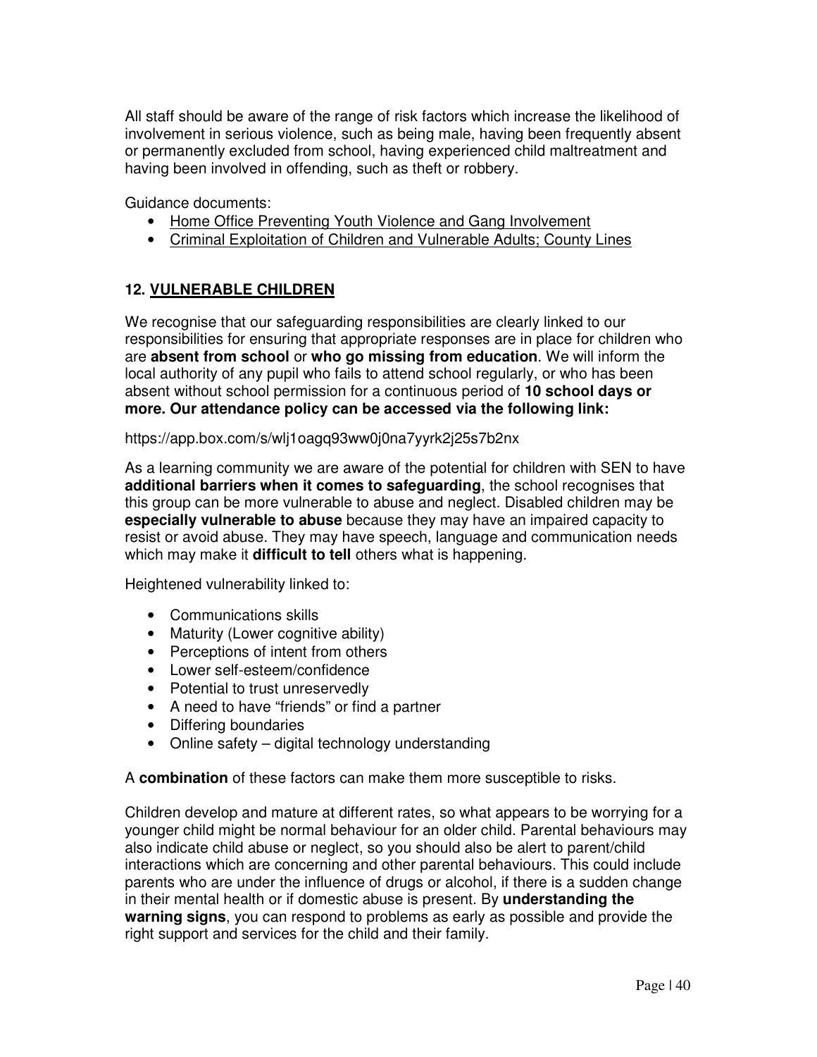All staff should be aware of the range of risk factors which increase the likelihood of involvement in serious violence, such as being male, having been frequently absent or permanently excluded from school, having experienced child maltreatment and having been involved in offending, such as theft or robbery.

Guidance documents:

- Home Office Preventing Youth Violence and Gang Involvement
- Criminal Exploitation of Children and Vulnerable Adults; County Lines

## 12. VULNERABLE CHILDREN

We recognise that our safeguarding responsibilities are clearly linked to our responsibilities for ensuring that appropriate responses are in place for children who are **absent from school** or **who go missing from education**. We will inform the local authority of any pupil who fails to attend school regularly, or who has been absent without school permission for a continuous period of **10 school days or more. Our attendance policy can be accessed via the following link:**

https://app.box.com/s/wlj1oagq93ww0j0na7yyrk2j25s7b2nx

As a learning community we are aware of the potential for children with SEN to have **additional barriers when it comes to safeguarding**, the school recognises that this group can be more vulnerable to abuse and neglect. Disabled children may be **especially vulnerable to abuse** because they may have an impaired capacity to resist or avoid abuse. They may have speech, language and communication needs which may make it **difficult to tell** others what is happening.

Heightened vulnerability linked to:

- Communications skills
- Maturity (Lower cognitive ability)
- Perceptions of intent from others
- Lower self-esteem/confidence
- Potential to trust unreservedly
- A need to have "friends" or find a partner
- Differing boundaries
- Online safety – digital technology understanding

A **combination** of these factors can make them more susceptible to risks.

Children develop and mature at different rates, so what appears to be worrying for a younger child might be normal behaviour for an older child. Parental behaviours may also indicate child abuse or neglect, so you should also be alert to parent/child interactions which are concerning and other parental behaviours. This could include parents who are under the influence of drugs or alcohol, if there is a sudden change in their mental health or if domestic abuse is present. By **understanding the warning signs**, you can respond to problems as early as possible and provide the right support and services for the child and their family.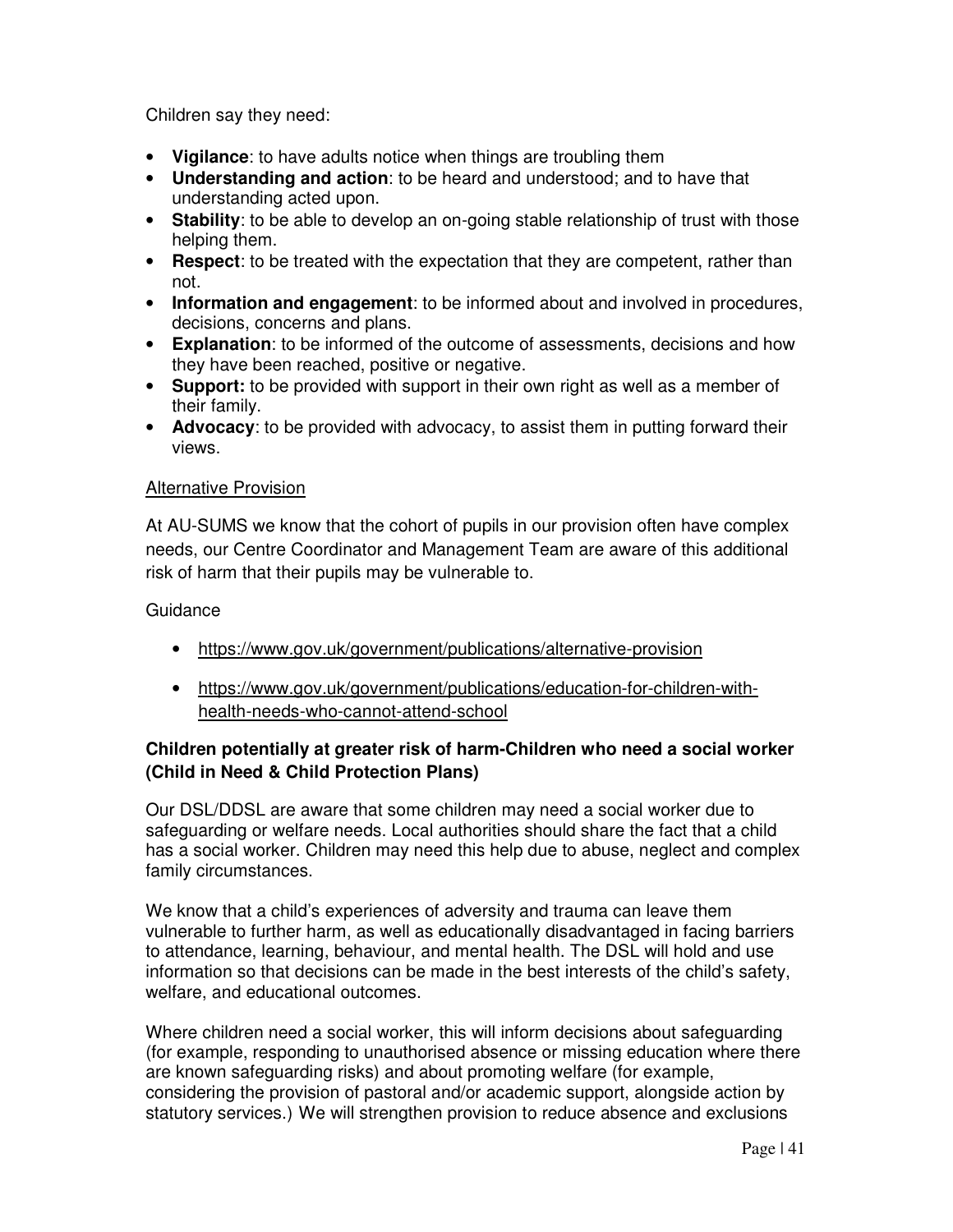Children say they need:

- **Vigilance**: to have adults notice when things are troubling them
- **Understanding and action**: to be heard and understood; and to have that understanding acted upon.
- **Stability**: to be able to develop an on-going stable relationship of trust with those helping them.
- **Respect**: to be treated with the expectation that they are competent, rather than not.
- **Information and engagement**: to be informed about and involved in procedures, decisions, concerns and plans.
- **Explanation**: to be informed of the outcome of assessments, decisions and how they have been reached, positive or negative.
- **Support:** to be provided with support in their own right as well as a member of their family.
- **Advocacy**: to be provided with advocacy, to assist them in putting forward their views.

Alternative Provision

At AU-SUMS we know that the cohort of pupils in our provision often have complex needs, our Centre Coordinator and Management Team are aware of this additional risk of harm that their pupils may be vulnerable to.

Guidance

- https://www.gov.uk/government/publications/alternative-provision
- https://www.gov.uk/government/publications/education-for-children-with-health-needs-who-cannot-attend-school

**Children potentially at greater risk of harm-Children who need a social worker (Child in Need & Child Protection Plans)**

Our DSL/DDSL are aware that some children may need a social worker due to safeguarding or welfare needs. Local authorities should share the fact that a child has a social worker. Children may need this help due to abuse, neglect and complex family circumstances.

We know that a child's experiences of adversity and trauma can leave them vulnerable to further harm, as well as educationally disadvantaged in facing barriers to attendance, learning, behaviour, and mental health. The DSL will hold and use information so that decisions can be made in the best interests of the child's safety, welfare, and educational outcomes.

Where children need a social worker, this will inform decisions about safeguarding (for example, responding to unauthorised absence or missing education where there are known safeguarding risks) and about promoting welfare (for example, considering the provision of pastoral and/or academic support, alongside action by statutory services.) We will strengthen provision to reduce absence and exclusions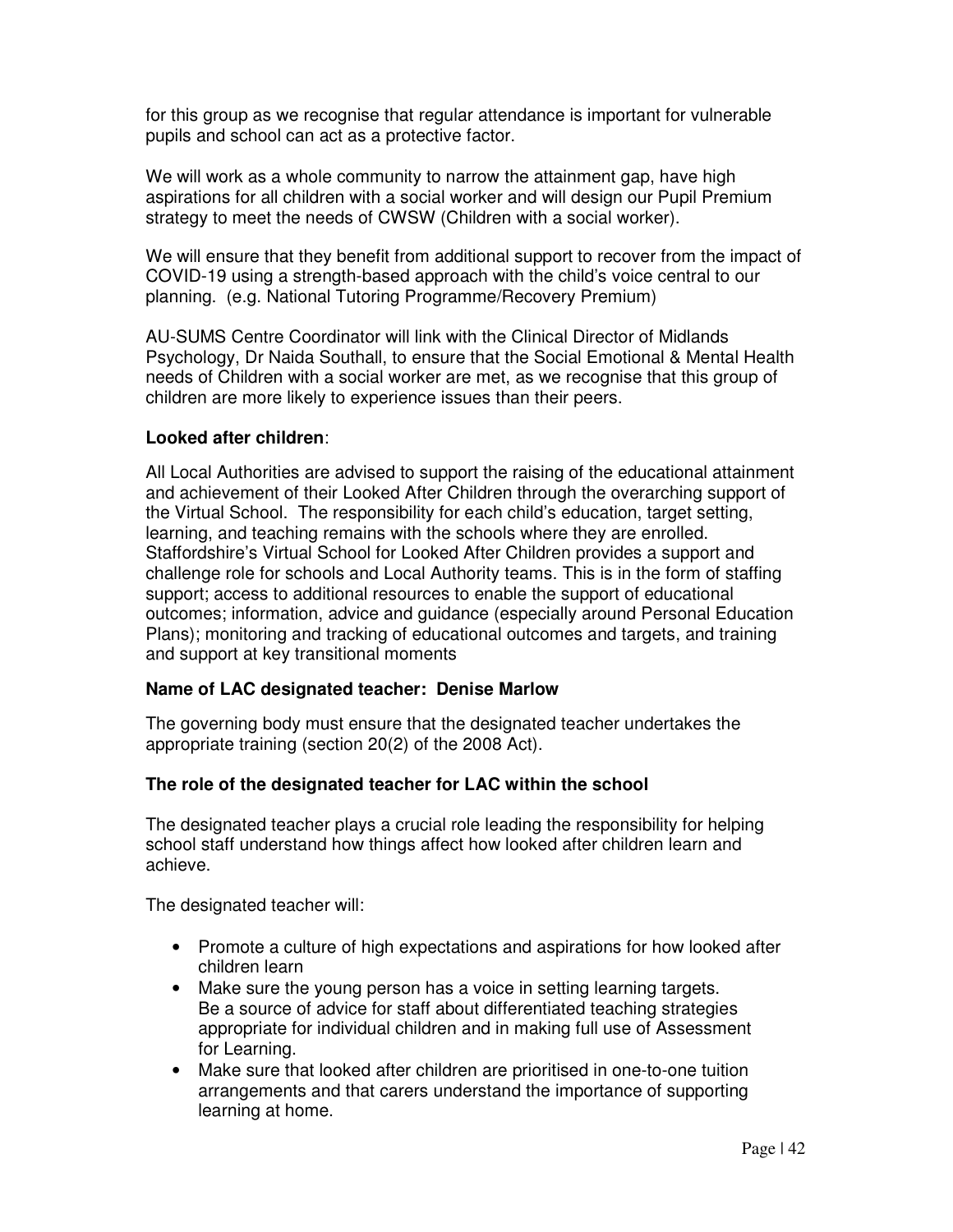for this group as we recognise that regular attendance is important for vulnerable pupils and school can act as a protective factor.

We will work as a whole community to narrow the attainment gap, have high aspirations for all children with a social worker and will design our Pupil Premium strategy to meet the needs of CWSW (Children with a social worker).

We will ensure that they benefit from additional support to recover from the impact of COVID-19 using a strength-based approach with the child's voice central to our planning. (e.g. National Tutoring Programme/Recovery Premium)

AU-SUMS Centre Coordinator will link with the Clinical Director of Midlands Psychology, Dr Naida Southall, to ensure that the Social Emotional & Mental Health needs of Children with a social worker are met, as we recognise that this group of children are more likely to experience issues than their peers.

**Looked after children**:

All Local Authorities are advised to support the raising of the educational attainment and achievement of their Looked After Children through the overarching support of the Virtual School. The responsibility for each child's education, target setting, learning, and teaching remains with the schools where they are enrolled. Staffordshire's Virtual School for Looked After Children provides a support and challenge role for schools and Local Authority teams. This is in the form of staffing support; access to additional resources to enable the support of educational outcomes; information, advice and guidance (especially around Personal Education Plans); monitoring and tracking of educational outcomes and targets, and training and support at key transitional moments

**Name of LAC designated teacher: Denise Marlow**

The governing body must ensure that the designated teacher undertakes the appropriate training (section 20(2) of the 2008 Act).

**The role of the designated teacher for LAC within the school**

The designated teacher plays a crucial role leading the responsibility for helping school staff understand how things affect how looked after children learn and achieve.

The designated teacher will:

- Promote a culture of high expectations and aspirations for how looked after children learn
- Make sure the young person has a voice in setting learning targets. Be a source of advice for staff about differentiated teaching strategies appropriate for individual children and in making full use of Assessment for Learning.
- Make sure that looked after children are prioritised in one-to-one tuition arrangements and that carers understand the importance of supporting learning at home.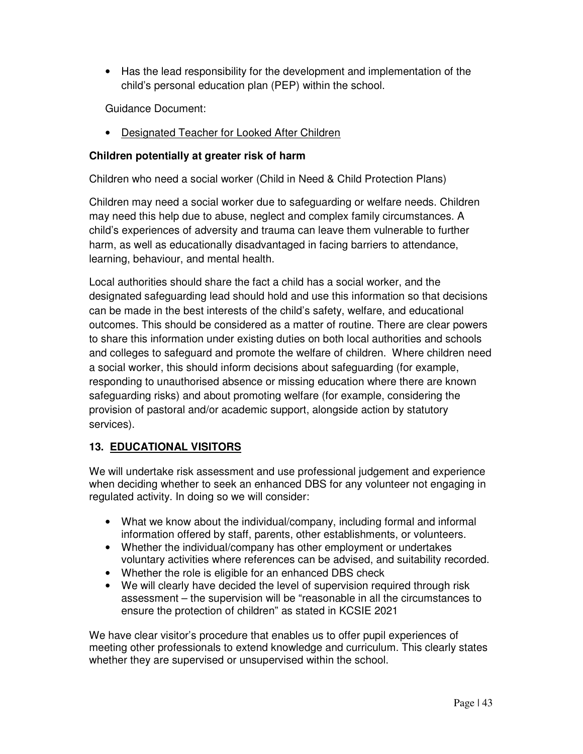- Has the lead responsibility for the development and implementation of the child's personal education plan (PEP) within the school.

Guidance Document:

- Designated Teacher for Looked After Children

**Children potentially at greater risk of harm**

Children who need a social worker (Child in Need & Child Protection Plans)

Children may need a social worker due to safeguarding or welfare needs. Children may need this help due to abuse, neglect and complex family circumstances. A child's experiences of adversity and trauma can leave them vulnerable to further harm, as well as educationally disadvantaged in facing barriers to attendance, learning, behaviour, and mental health.

Local authorities should share the fact a child has a social worker, and the designated safeguarding lead should hold and use this information so that decisions can be made in the best interests of the child's safety, welfare, and educational outcomes. This should be considered as a matter of routine. There are clear powers to share this information under existing duties on both local authorities and schools and colleges to safeguard and promote the welfare of children. Where children need a social worker, this should inform decisions about safeguarding (for example, responding to unauthorised absence or missing education where there are known safeguarding risks) and about promoting welfare (for example, considering the provision of pastoral and/or academic support, alongside action by statutory services).

## 13. EDUCATIONAL VISITORS

We will undertake risk assessment and use professional judgement and experience when deciding whether to seek an enhanced DBS for any volunteer not engaging in regulated activity. In doing so we will consider:

- What we know about the individual/company, including formal and informal information offered by staff, parents, other establishments, or volunteers.
- Whether the individual/company has other employment or undertakes voluntary activities where references can be advised, and suitability recorded.
- Whether the role is eligible for an enhanced DBS check
- We will clearly have decided the level of supervision required through risk assessment – the supervision will be "reasonable in all the circumstances to ensure the protection of children" as stated in KCSIE 2021

We have clear visitor's procedure that enables us to offer pupil experiences of meeting other professionals to extend knowledge and curriculum. This clearly states whether they are supervised or unsupervised within the school.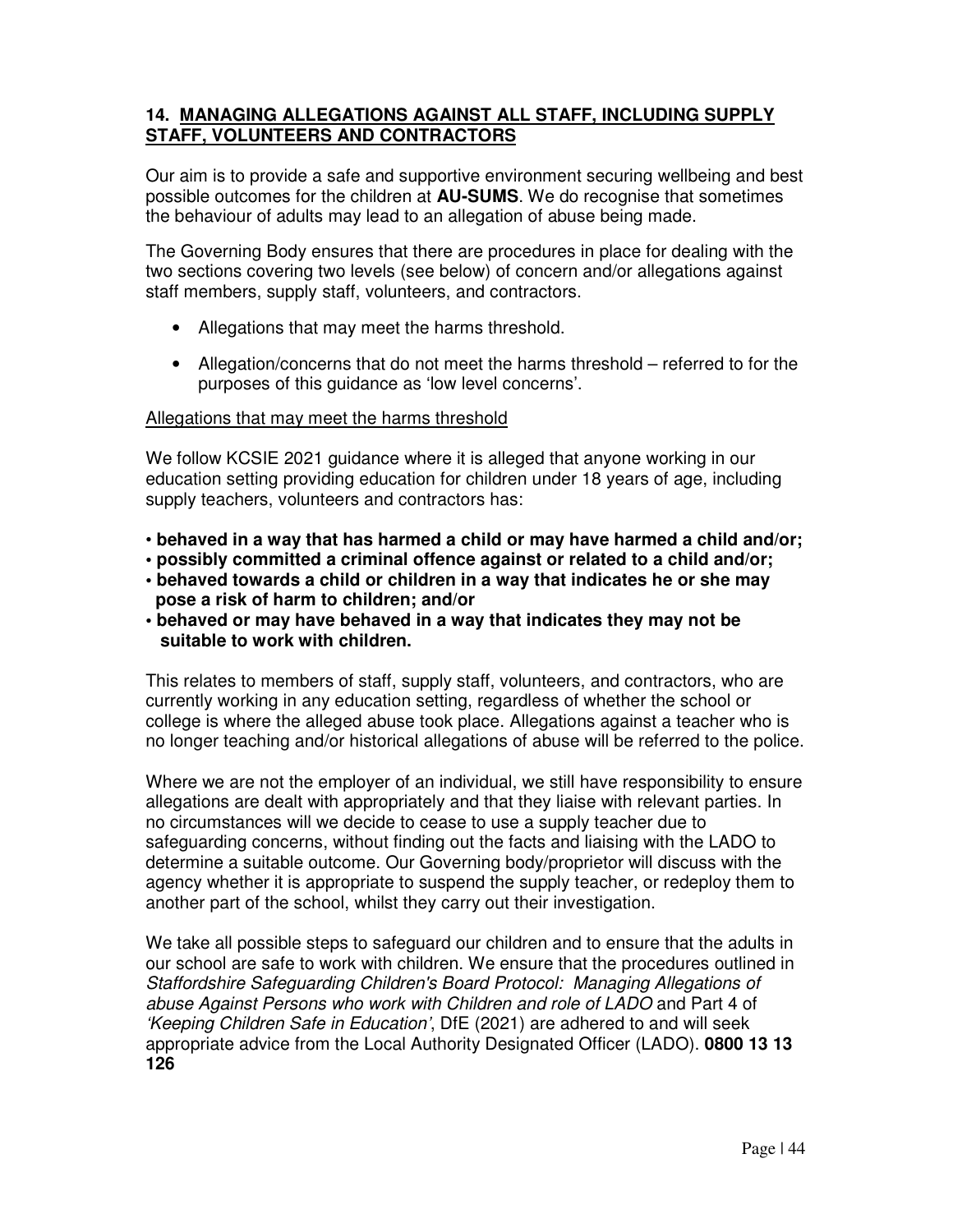## 14. MANAGING ALLEGATIONS AGAINST ALL STAFF, INCLUDING SUPPLY STAFF, VOLUNTEERS AND CONTRACTORS

Our aim is to provide a safe and supportive environment securing wellbeing and best possible outcomes for the children at **AU-SUMS**. We do recognise that sometimes the behaviour of adults may lead to an allegation of abuse being made.

The Governing Body ensures that there are procedures in place for dealing with the two sections covering two levels (see below) of concern and/or allegations against staff members, supply staff, volunteers, and contractors.

- Allegations that may meet the harms threshold.
- Allegation/concerns that do not meet the harms threshold – referred to for the purposes of this guidance as 'low level concerns'.

<u>Allegations that may meet the harms threshold</u>

We follow KCSIE 2021 guidance where it is alleged that anyone working in our education setting providing education for children under 18 years of age, including supply teachers, volunteers and contractors has:

- **behaved in a way that has harmed a child or may have harmed a child and/or;**
- **possibly committed a criminal offence against or related to a child and/or;**
- **behaved towards a child or children in a way that indicates he or she may pose a risk of harm to children; and/or**
- **behaved or may have behaved in a way that indicates they may not be suitable to work with children.**

This relates to members of staff, supply staff, volunteers, and contractors, who are currently working in any education setting, regardless of whether the school or college is where the alleged abuse took place. Allegations against a teacher who is no longer teaching and/or historical allegations of abuse will be referred to the police.

Where we are not the employer of an individual, we still have responsibility to ensure allegations are dealt with appropriately and that they liaise with relevant parties. In no circumstances will we decide to cease to use a supply teacher due to safeguarding concerns, without finding out the facts and liaising with the LADO to determine a suitable outcome. Our Governing body/proprietor will discuss with the agency whether it is appropriate to suspend the supply teacher, or redeploy them to another part of the school, whilst they carry out their investigation.

We take all possible steps to safeguard our children and to ensure that the adults in our school are safe to work with children. We ensure that the procedures outlined in *Staffordshire Safeguarding Children's Board Protocol: Managing Allegations of abuse Against Persons who work with Children and role of LADO* and Part 4 of *'Keeping Children Safe in Education'*, DfE (2021) are adhered to and will seek appropriate advice from the Local Authority Designated Officer (LADO). **0800 13 13 126**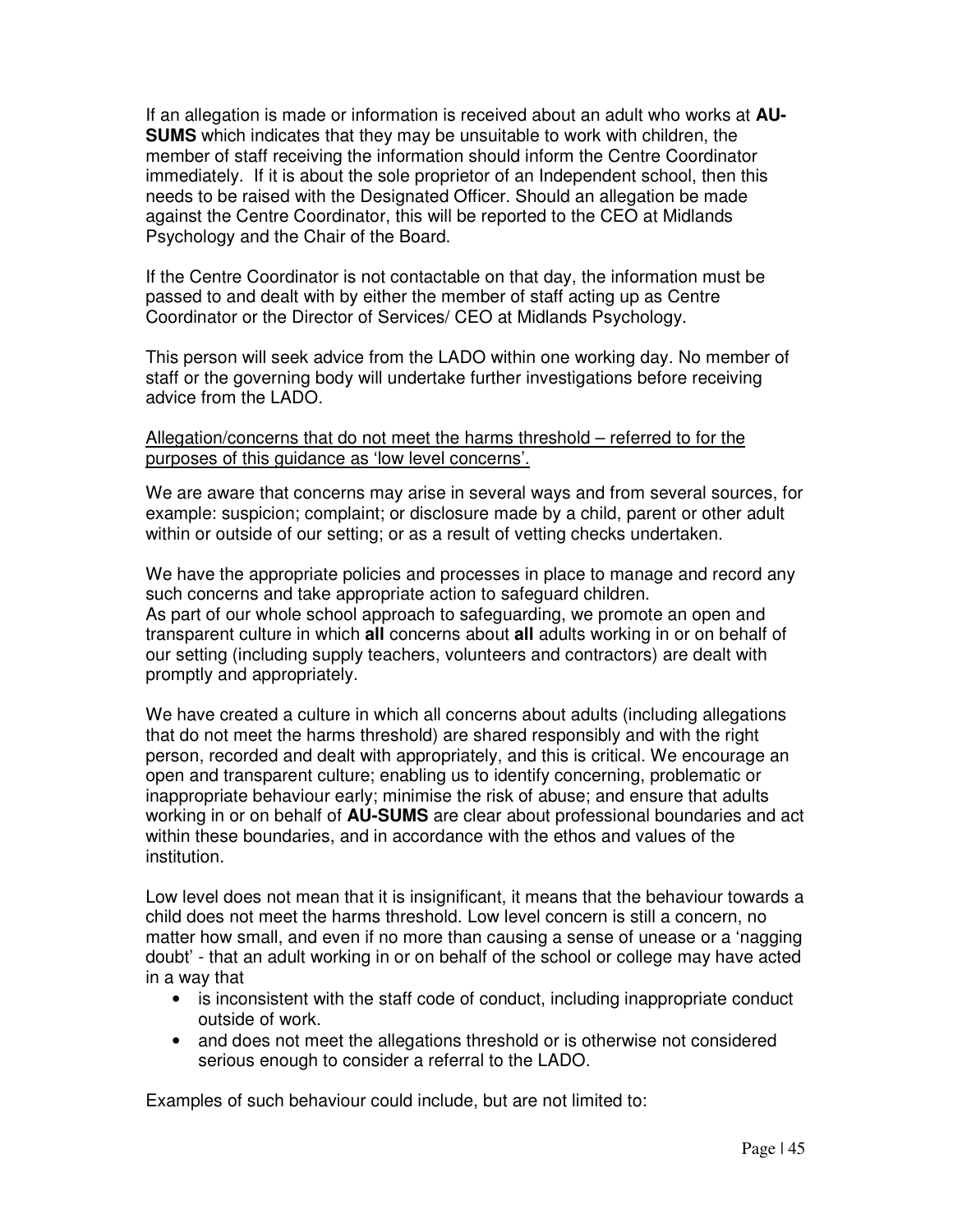If an allegation is made or information is received about an adult who works at **AU-SUMS** which indicates that they may be unsuitable to work with children, the member of staff receiving the information should inform the Centre Coordinator immediately. If it is about the sole proprietor of an Independent school, then this needs to be raised with the Designated Officer. Should an allegation be made against the Centre Coordinator, this will be reported to the CEO at Midlands Psychology and the Chair of the Board.

If the Centre Coordinator is not contactable on that day, the information must be passed to and dealt with by either the member of staff acting up as Centre Coordinator or the Director of Services/ CEO at Midlands Psychology.

This person will seek advice from the LADO within one working day. No member of staff or the governing body will undertake further investigations before receiving advice from the LADO.

<u>Allegation/concerns that do not meet the harms threshold – referred to for the purposes of this guidance as 'low level concerns'.</u>

We are aware that concerns may arise in several ways and from several sources, for example: suspicion; complaint; or disclosure made by a child, parent or other adult within or outside of our setting; or as a result of vetting checks undertaken.

We have the appropriate policies and processes in place to manage and record any such concerns and take appropriate action to safeguard children.
As part of our whole school approach to safeguarding, we promote an open and transparent culture in which **all** concerns about **all** adults working in or on behalf of our setting (including supply teachers, volunteers and contractors) are dealt with promptly and appropriately.

We have created a culture in which all concerns about adults (including allegations that do not meet the harms threshold) are shared responsibly and with the right person, recorded and dealt with appropriately, and this is critical. We encourage an open and transparent culture; enabling us to identify concerning, problematic or inappropriate behaviour early; minimise the risk of abuse; and ensure that adults working in or on behalf of **AU-SUMS** are clear about professional boundaries and act within these boundaries, and in accordance with the ethos and values of the institution.

Low level does not mean that it is insignificant, it means that the behaviour towards a child does not meet the harms threshold. Low level concern is still a concern, no matter how small, and even if no more than causing a sense of unease or a 'nagging doubt' - that an adult working in or on behalf of the school or college may have acted in a way that

- is inconsistent with the staff code of conduct, including inappropriate conduct outside of work.
- and does not meet the allegations threshold or is otherwise not considered serious enough to consider a referral to the LADO.

Examples of such behaviour could include, but are not limited to: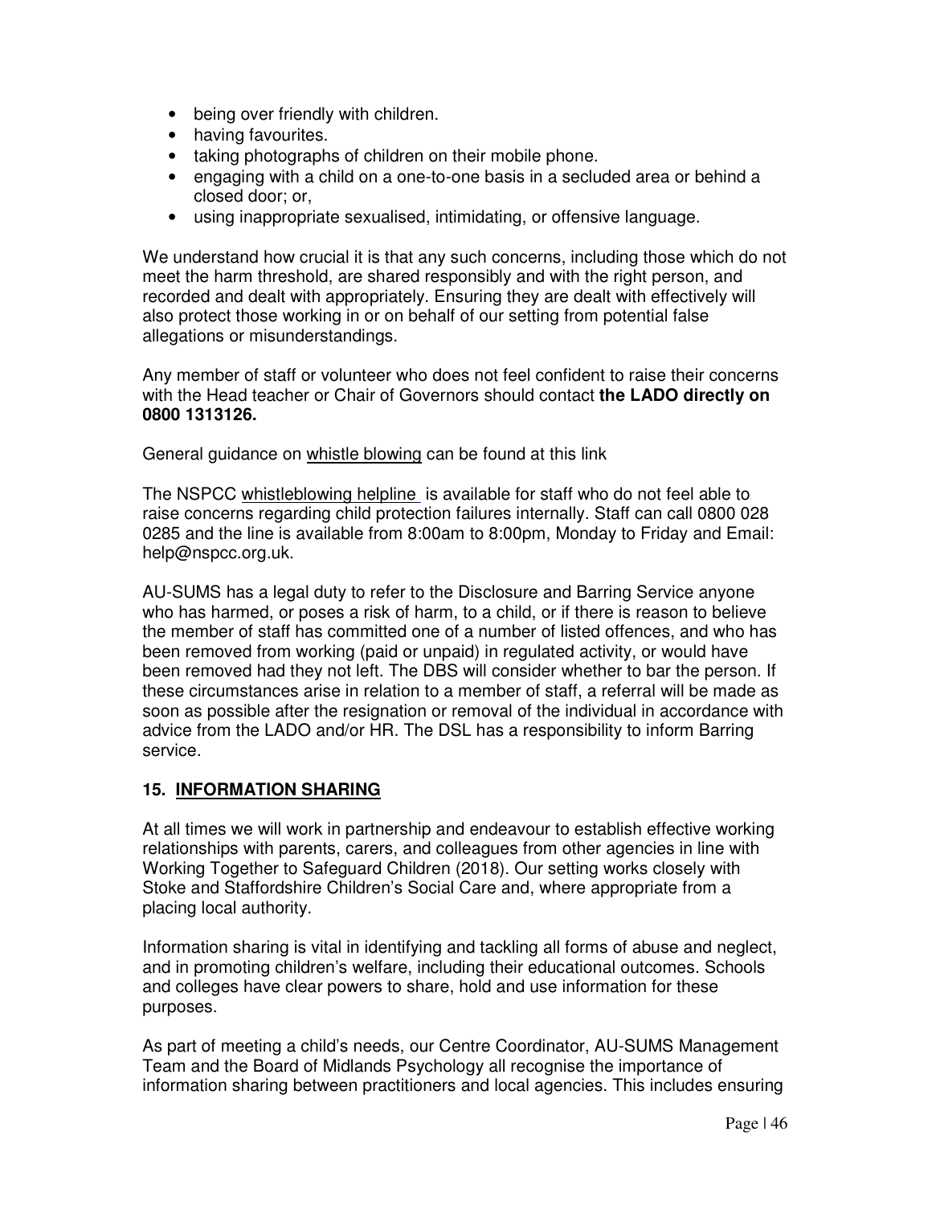- being over friendly with children.
- having favourites.
- taking photographs of children on their mobile phone.
- engaging with a child on a one-to-one basis in a secluded area or behind a closed door; or,
- using inappropriate sexualised, intimidating, or offensive language.

We understand how crucial it is that any such concerns, including those which do not meet the harm threshold, are shared responsibly and with the right person, and recorded and dealt with appropriately. Ensuring they are dealt with effectively will also protect those working in or on behalf of our setting from potential false allegations or misunderstandings.

Any member of staff or volunteer who does not feel confident to raise their concerns with the Head teacher or Chair of Governors should contact **the LADO directly on 0800 1313126.**

General guidance on whistle blowing can be found at this link

The NSPCC whistleblowing helpline is available for staff who do not feel able to raise concerns regarding child protection failures internally. Staff can call 0800 028 0285 and the line is available from 8:00am to 8:00pm, Monday to Friday and Email: help@nspcc.org.uk.

AU-SUMS has a legal duty to refer to the Disclosure and Barring Service anyone who has harmed, or poses a risk of harm, to a child, or if there is reason to believe the member of staff has committed one of a number of listed offences, and who has been removed from working (paid or unpaid) in regulated activity, or would have been removed had they not left. The DBS will consider whether to bar the person. If these circumstances arise in relation to a member of staff, a referral will be made as soon as possible after the resignation or removal of the individual in accordance with advice from the LADO and/or HR. The DSL has a responsibility to inform Barring service.

## 15. INFORMATION SHARING

At all times we will work in partnership and endeavour to establish effective working relationships with parents, carers, and colleagues from other agencies in line with Working Together to Safeguard Children (2018). Our setting works closely with Stoke and Staffordshire Children's Social Care and, where appropriate from a placing local authority.

Information sharing is vital in identifying and tackling all forms of abuse and neglect, and in promoting children's welfare, including their educational outcomes. Schools and colleges have clear powers to share, hold and use information for these purposes.

As part of meeting a child's needs, our Centre Coordinator, AU-SUMS Management Team and the Board of Midlands Psychology all recognise the importance of information sharing between practitioners and local agencies. This includes ensuring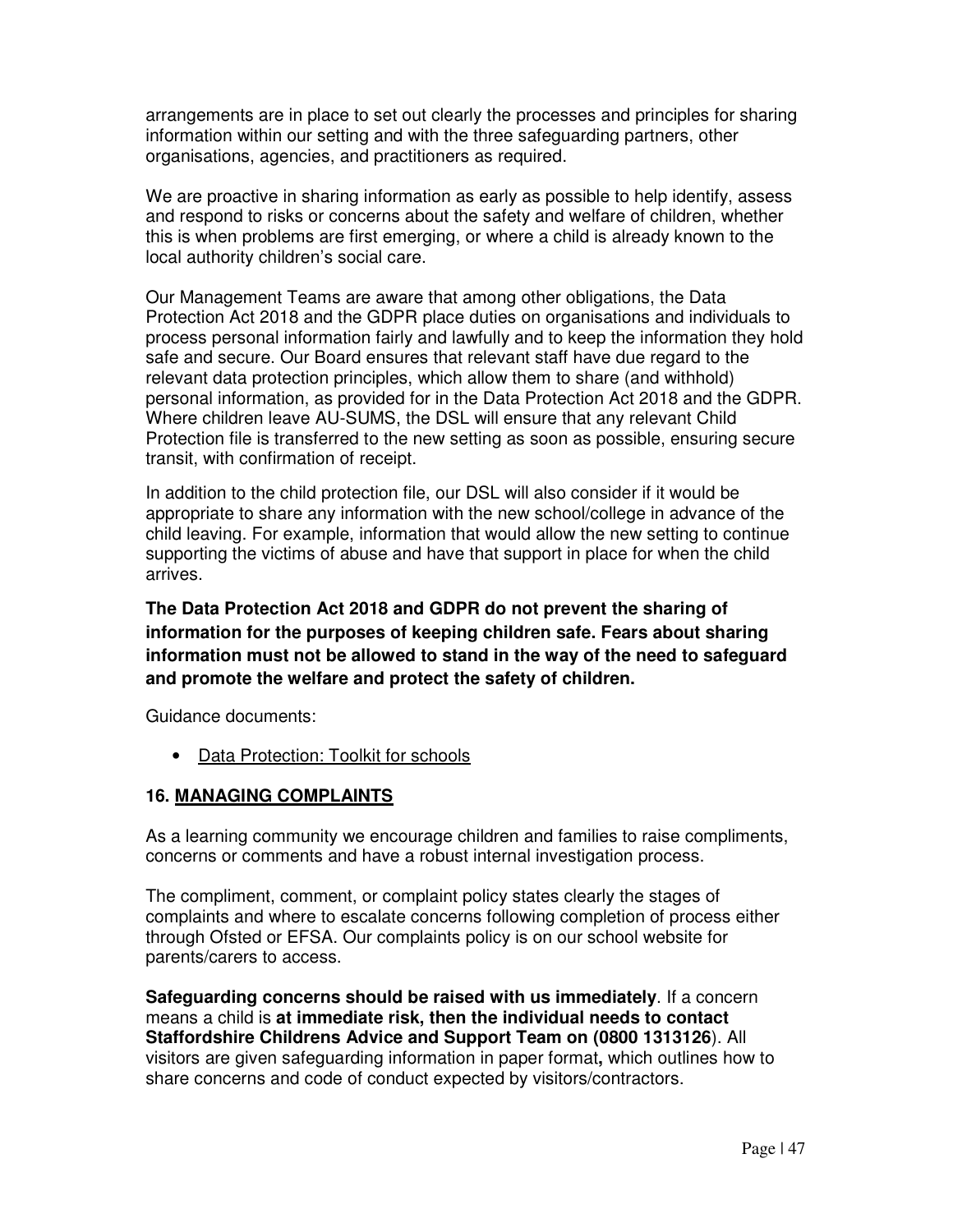arrangements are in place to set out clearly the processes and principles for sharing information within our setting and with the three safeguarding partners, other organisations, agencies, and practitioners as required.

We are proactive in sharing information as early as possible to help identify, assess and respond to risks or concerns about the safety and welfare of children, whether this is when problems are first emerging, or where a child is already known to the local authority children's social care.

Our Management Teams are aware that among other obligations, the Data Protection Act 2018 and the GDPR place duties on organisations and individuals to process personal information fairly and lawfully and to keep the information they hold safe and secure. Our Board ensures that relevant staff have due regard to the relevant data protection principles, which allow them to share (and withhold) personal information, as provided for in the Data Protection Act 2018 and the GDPR. Where children leave AU-SUMS, the DSL will ensure that any relevant Child Protection file is transferred to the new setting as soon as possible, ensuring secure transit, with confirmation of receipt.

In addition to the child protection file, our DSL will also consider if it would be appropriate to share any information with the new school/college in advance of the child leaving. For example, information that would allow the new setting to continue supporting the victims of abuse and have that support in place for when the child arrives.

**The Data Protection Act 2018 and GDPR do not prevent the sharing of information for the purposes of keeping children safe. Fears about sharing information must not be allowed to stand in the way of the need to safeguard and promote the welfare and protect the safety of children.**

Guidance documents:

- Data Protection: Toolkit for schools

## 16. MANAGING COMPLAINTS

As a learning community we encourage children and families to raise compliments, concerns or comments and have a robust internal investigation process.

The compliment, comment, or complaint policy states clearly the stages of complaints and where to escalate concerns following completion of process either through Ofsted or EFSA. Our complaints policy is on our school website for parents/carers to access.

**Safeguarding concerns should be raised with us immediately**. If a concern means a child is **at immediate risk, then the individual needs to contact Staffordshire Childrens Advice and Support Team on (0800 1313126**). All visitors are given safeguarding information in paper format**,** which outlines how to share concerns and code of conduct expected by visitors/contractors.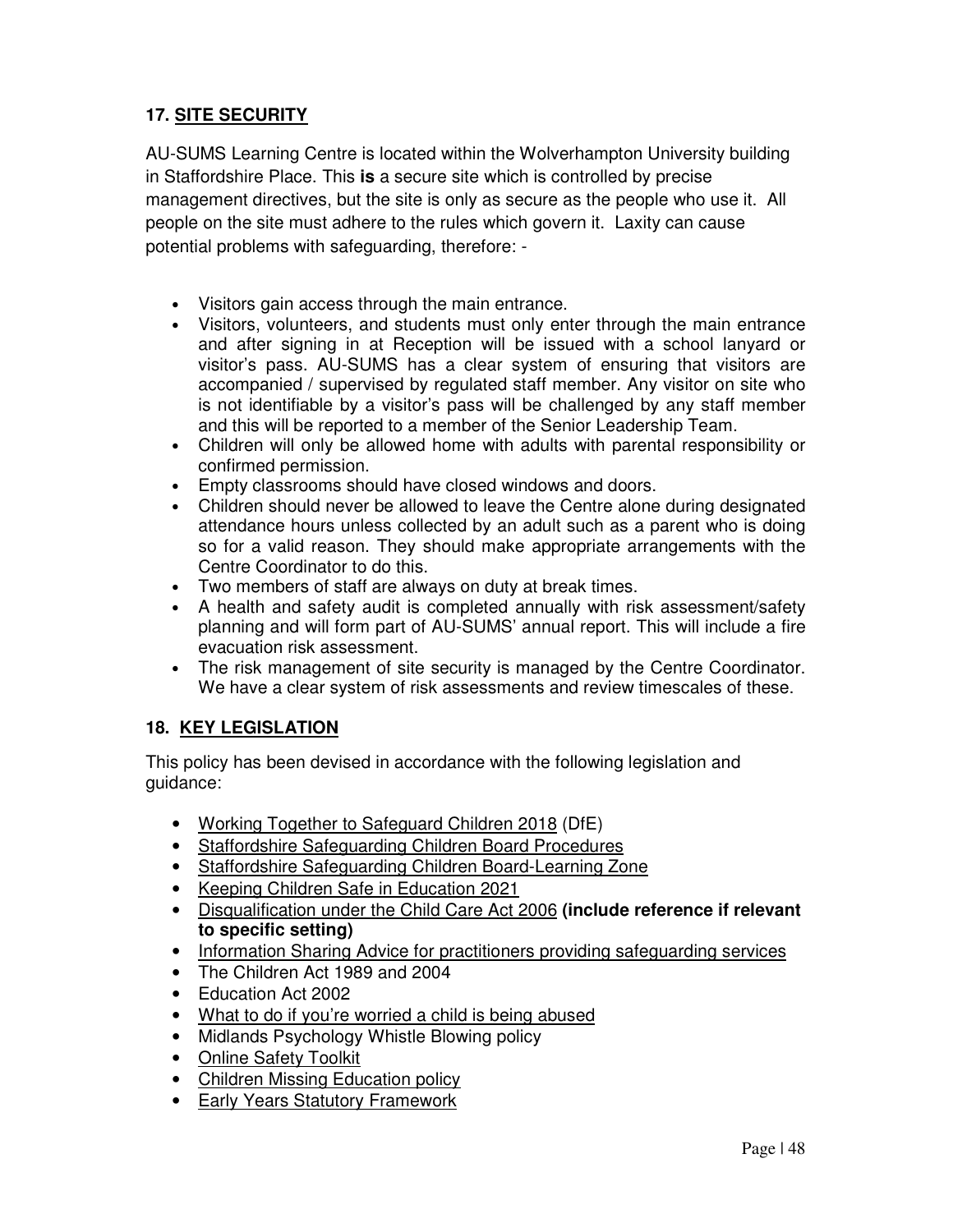## 17. SITE SECURITY

AU-SUMS Learning Centre is located within the Wolverhampton University building in Staffordshire Place. This **is** a secure site which is controlled by precise management directives, but the site is only as secure as the people who use it. All people on the site must adhere to the rules which govern it. Laxity can cause potential problems with safeguarding, therefore: -

- Visitors gain access through the main entrance.
- Visitors, volunteers, and students must only enter through the main entrance and after signing in at Reception will be issued with a school lanyard or visitor's pass. AU-SUMS has a clear system of ensuring that visitors are accompanied / supervised by regulated staff member. Any visitor on site who is not identifiable by a visitor's pass will be challenged by any staff member and this will be reported to a member of the Senior Leadership Team.
- Children will only be allowed home with adults with parental responsibility or confirmed permission.
- Empty classrooms should have closed windows and doors.
- Children should never be allowed to leave the Centre alone during designated attendance hours unless collected by an adult such as a parent who is doing so for a valid reason. They should make appropriate arrangements with the Centre Coordinator to do this.
- Two members of staff are always on duty at break times.
- A health and safety audit is completed annually with risk assessment/safety planning and will form part of AU-SUMS' annual report. This will include a fire evacuation risk assessment.
- The risk management of site security is managed by the Centre Coordinator. We have a clear system of risk assessments and review timescales of these.

## 18. KEY LEGISLATION

This policy has been devised in accordance with the following legislation and guidance:

- Working Together to Safeguard Children 2018 (DfE)
- Staffordshire Safeguarding Children Board Procedures
- Staffordshire Safeguarding Children Board-Learning Zone
- Keeping Children Safe in Education 2021
- Disqualification under the Child Care Act 2006 **(include reference if relevant to specific setting)**
- Information Sharing Advice for practitioners providing safeguarding services
- The Children Act 1989 and 2004
- Education Act 2002
- What to do if you're worried a child is being abused
- Midlands Psychology Whistle Blowing policy
- Online Safety Toolkit
- Children Missing Education policy
- Early Years Statutory Framework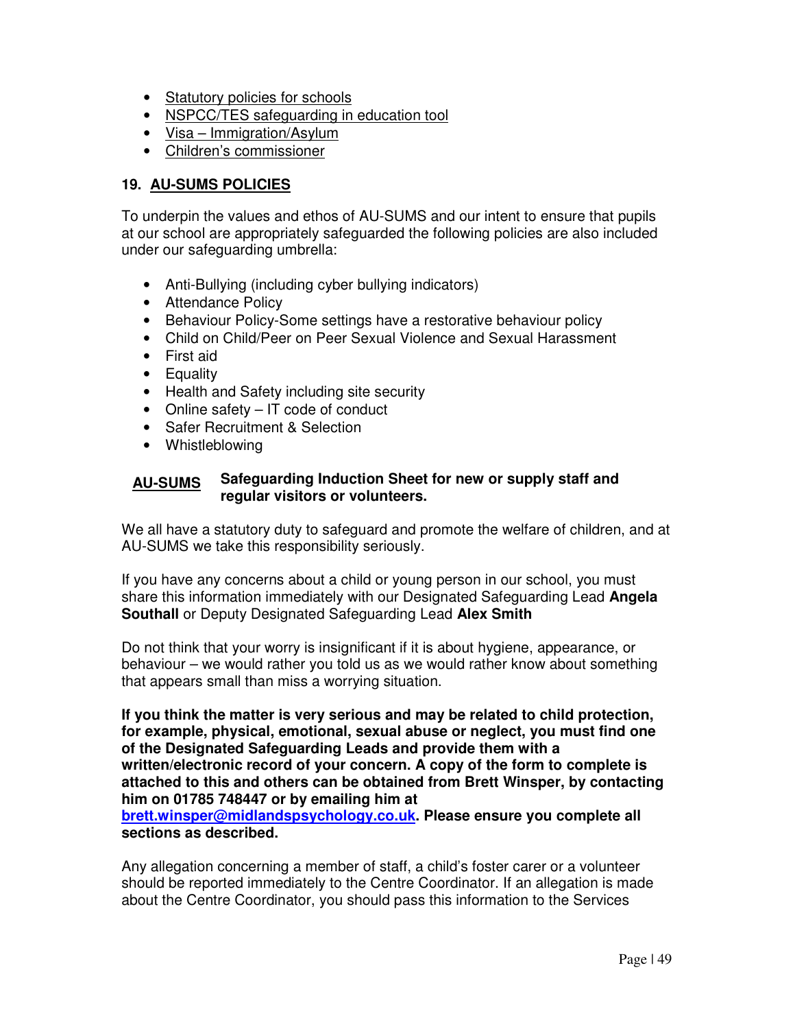- Statutory policies for schools
- NSPCC/TES safeguarding in education tool
- Visa – Immigration/Asylum
- Children's commissioner

## 19. AU-SUMS POLICIES

To underpin the values and ethos of AU-SUMS and our intent to ensure that pupils at our school are appropriately safeguarded the following policies are also included under our safeguarding umbrella:

- Anti-Bullying (including cyber bullying indicators)
- Attendance Policy
- Behaviour Policy-Some settings have a restorative behaviour policy
- Child on Child/Peer on Peer Sexual Violence and Sexual Harassment
- First aid
- Equality
- Health and Safety including site security
- Online safety – IT code of conduct
- Safer Recruitment & Selection
- Whistleblowing

**AU-SUMS** **Safeguarding Induction Sheet for new or supply staff and regular visitors or volunteers.**

We all have a statutory duty to safeguard and promote the welfare of children, and at AU-SUMS we take this responsibility seriously.

If you have any concerns about a child or young person in our school, you must share this information immediately with our Designated Safeguarding Lead **Angela Southall** or Deputy Designated Safeguarding Lead **Alex Smith**

Do not think that your worry is insignificant if it is about hygiene, appearance, or behaviour – we would rather you told us as we would rather know about something that appears small than miss a worrying situation.

**If you think the matter is very serious and may be related to child protection, for example, physical, emotional, sexual abuse or neglect, you must find one of the Designated Safeguarding Leads and provide them with a written/electronic record of your concern. A copy of the form to complete is attached to this and others can be obtained from Brett Winsper, by contacting him on 01785 748447 or by emailing him at brett.winsper@midlandspsychology.co.uk. Please ensure you complete all sections as described.**

Any allegation concerning a member of staff, a child's foster carer or a volunteer should be reported immediately to the Centre Coordinator. If an allegation is made about the Centre Coordinator, you should pass this information to the Services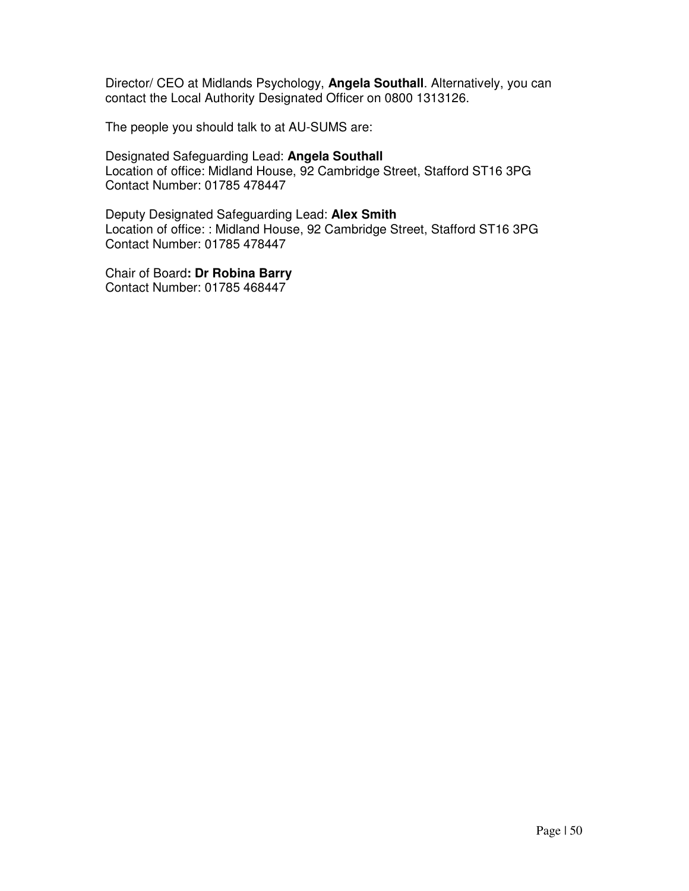Director/ CEO at Midlands Psychology, **Angela Southall**. Alternatively, you can contact the Local Authority Designated Officer on 0800 1313126.

The people you should talk to at AU-SUMS are:

Designated Safeguarding Lead: **Angela Southall**
Location of office: Midland House, 92 Cambridge Street, Stafford ST16 3PG
Contact Number: 01785 478447

Deputy Designated Safeguarding Lead: **Alex Smith**
Location of office: : Midland House, 92 Cambridge Street, Stafford ST16 3PG
Contact Number: 01785 478447

Chair of Board**: Dr Robina Barry**
Contact Number: 01785 468447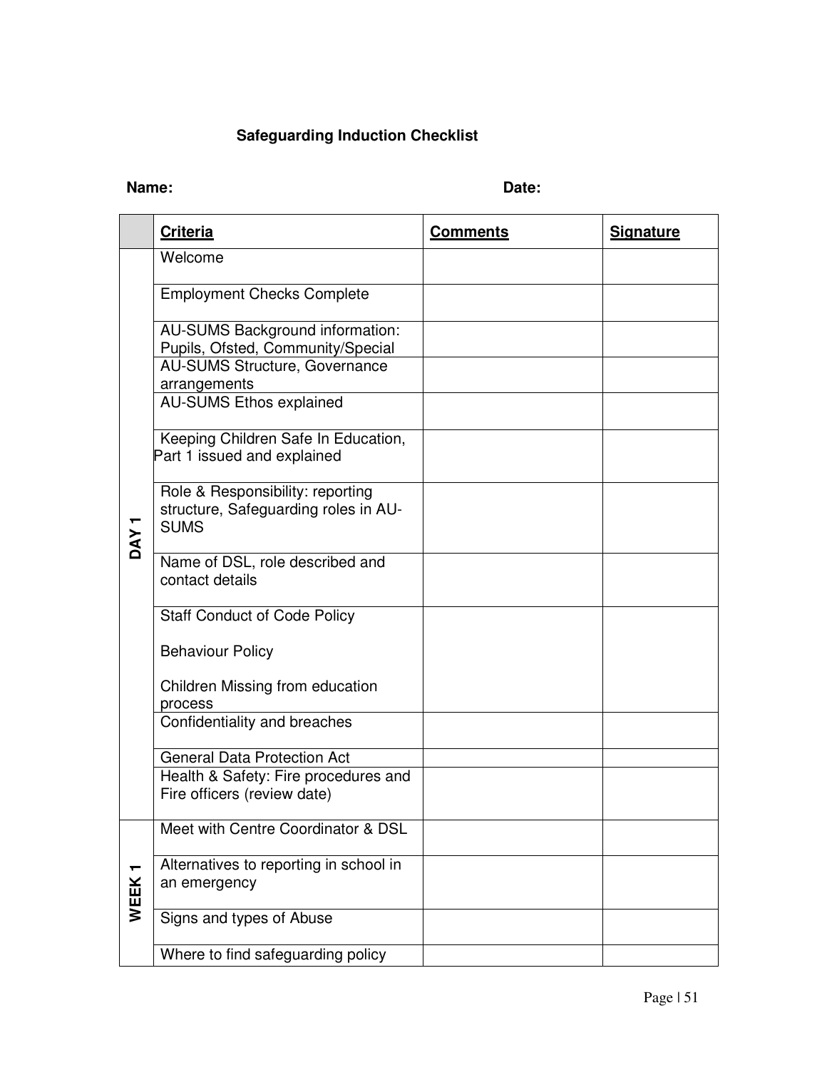**Safeguarding Induction Checklist**

**Name:** **Date:**

| | Criteria | Comments | Signature |
|---|---|---|---|
| DAY 1 | Welcome | | |
| | Employment Checks Complete | | |
| | AU-SUMS Background information: Pupils, Ofsted, Community/Special | | |
| | AU-SUMS Structure, Governance arrangements | | |
| | AU-SUMS Ethos explained | | |
| | Keeping Children Safe In Education, Part 1 issued and explained | | |
| | Role & Responsibility: reporting structure, Safeguarding roles in AU-SUMS | | |
| | Name of DSL, role described and contact details | | |
| | Staff Conduct of Code Policy<br><br>Behaviour Policy<br><br>Children Missing from education process | | |
| | Confidentiality and breaches | | |
| | General Data Protection Act | | |
| | Health & Safety: Fire procedures and Fire officers (review date) | | |
| WEEK 1 | Meet with Centre Coordinator & DSL | | |
| | Alternatives to reporting in school in an emergency | | |
| | Signs and types of Abuse | | |
| | Where to find safeguarding policy | | |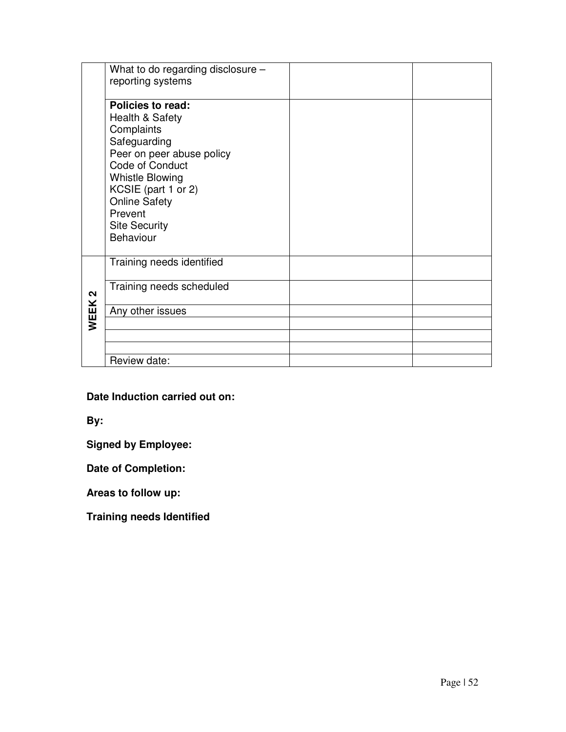| | | | |
|---|---|---|---|
| | What to do regarding disclosure – reporting systems | | |
| | **Policies to read:**<br>Health & Safety<br>Complaints<br>Safeguarding<br>Peer on peer abuse policy<br>Code of Conduct<br>Whistle Blowing<br>KCSIE (part 1 or 2)<br>Online Safety<br>Prevent<br>Site Security<br>Behaviour | | |
| **WEEK 2** | Training needs identified | | |
| | Training needs scheduled | | |
| | Any other issues | | |
| | | | |
| | | | |
| | | | |
| | Review date: | | |

**Date Induction carried out on:**

**By:**

**Signed by Employee:**

**Date of Completion:**

**Areas to follow up:**

**Training needs Identified**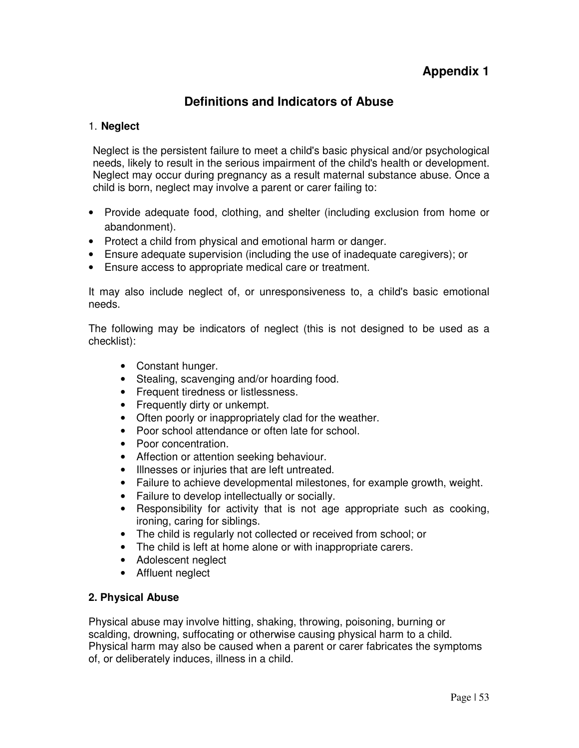# Appendix 1

## Definitions and Indicators of Abuse

### 1. Neglect

Neglect is the persistent failure to meet a child's basic physical and/or psychological needs, likely to result in the serious impairment of the child's health or development. Neglect may occur during pregnancy as a result maternal substance abuse. Once a child is born, neglect may involve a parent or carer failing to:

- Provide adequate food, clothing, and shelter (including exclusion from home or abandonment).
- Protect a child from physical and emotional harm or danger.
- Ensure adequate supervision (including the use of inadequate caregivers); or
- Ensure access to appropriate medical care or treatment.

It may also include neglect of, or unresponsiveness to, a child's basic emotional needs.

The following may be indicators of neglect (this is not designed to be used as a checklist):

- Constant hunger.
- Stealing, scavenging and/or hoarding food.
- Frequent tiredness or listlessness.
- Frequently dirty or unkempt.
- Often poorly or inappropriately clad for the weather.
- Poor school attendance or often late for school.
- Poor concentration.
- Affection or attention seeking behaviour.
- Illnesses or injuries that are left untreated.
- Failure to achieve developmental milestones, for example growth, weight.
- Failure to develop intellectually or socially.
- Responsibility for activity that is not age appropriate such as cooking, ironing, caring for siblings.
- The child is regularly not collected or received from school; or
- The child is left at home alone or with inappropriate carers.
- Adolescent neglect
- Affluent neglect

### 2. Physical Abuse

Physical abuse may involve hitting, shaking, throwing, poisoning, burning or scalding, drowning, suffocating or otherwise causing physical harm to a child. Physical harm may also be caused when a parent or carer fabricates the symptoms of, or deliberately induces, illness in a child.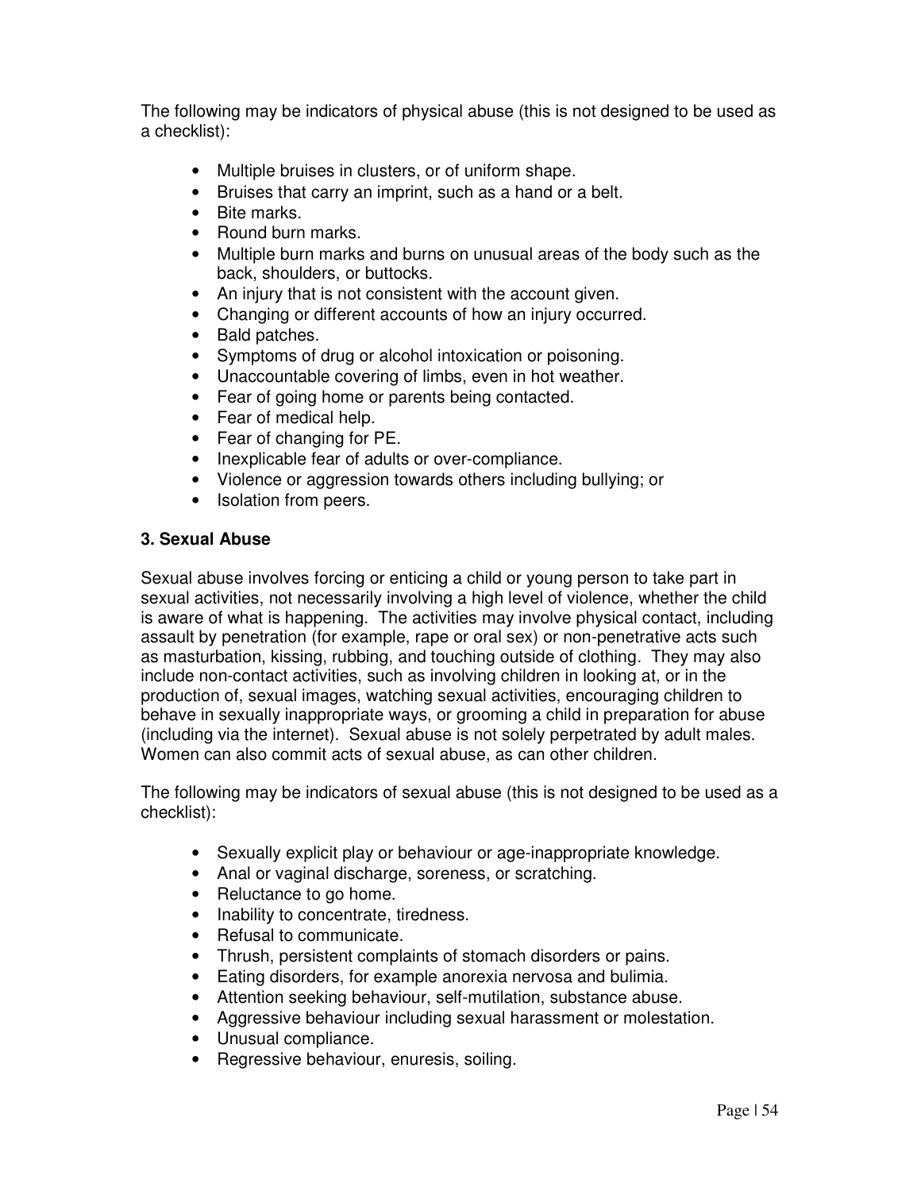The following may be indicators of physical abuse (this is not designed to be used as a checklist):

- Multiple bruises in clusters, or of uniform shape.
- Bruises that carry an imprint, such as a hand or a belt.
- Bite marks.
- Round burn marks.
- Multiple burn marks and burns on unusual areas of the body such as the back, shoulders, or buttocks.
- An injury that is not consistent with the account given.
- Changing or different accounts of how an injury occurred.
- Bald patches.
- Symptoms of drug or alcohol intoxication or poisoning.
- Unaccountable covering of limbs, even in hot weather.
- Fear of going home or parents being contacted.
- Fear of medical help.
- Fear of changing for PE.
- Inexplicable fear of adults or over-compliance.
- Violence or aggression towards others including bullying; or
- Isolation from peers.

### 3. Sexual Abuse

Sexual abuse involves forcing or enticing a child or young person to take part in sexual activities, not necessarily involving a high level of violence, whether the child is aware of what is happening. The activities may involve physical contact, including assault by penetration (for example, rape or oral sex) or non-penetrative acts such as masturbation, kissing, rubbing, and touching outside of clothing. They may also include non-contact activities, such as involving children in looking at, or in the production of, sexual images, watching sexual activities, encouraging children to behave in sexually inappropriate ways, or grooming a child in preparation for abuse (including via the internet). Sexual abuse is not solely perpetrated by adult males. Women can also commit acts of sexual abuse, as can other children.

The following may be indicators of sexual abuse (this is not designed to be used as a checklist):

- Sexually explicit play or behaviour or age-inappropriate knowledge.
- Anal or vaginal discharge, soreness, or scratching.
- Reluctance to go home.
- Inability to concentrate, tiredness.
- Refusal to communicate.
- Thrush, persistent complaints of stomach disorders or pains.
- Eating disorders, for example anorexia nervosa and bulimia.
- Attention seeking behaviour, self-mutilation, substance abuse.
- Aggressive behaviour including sexual harassment or molestation.
- Unusual compliance.
- Regressive behaviour, enuresis, soiling.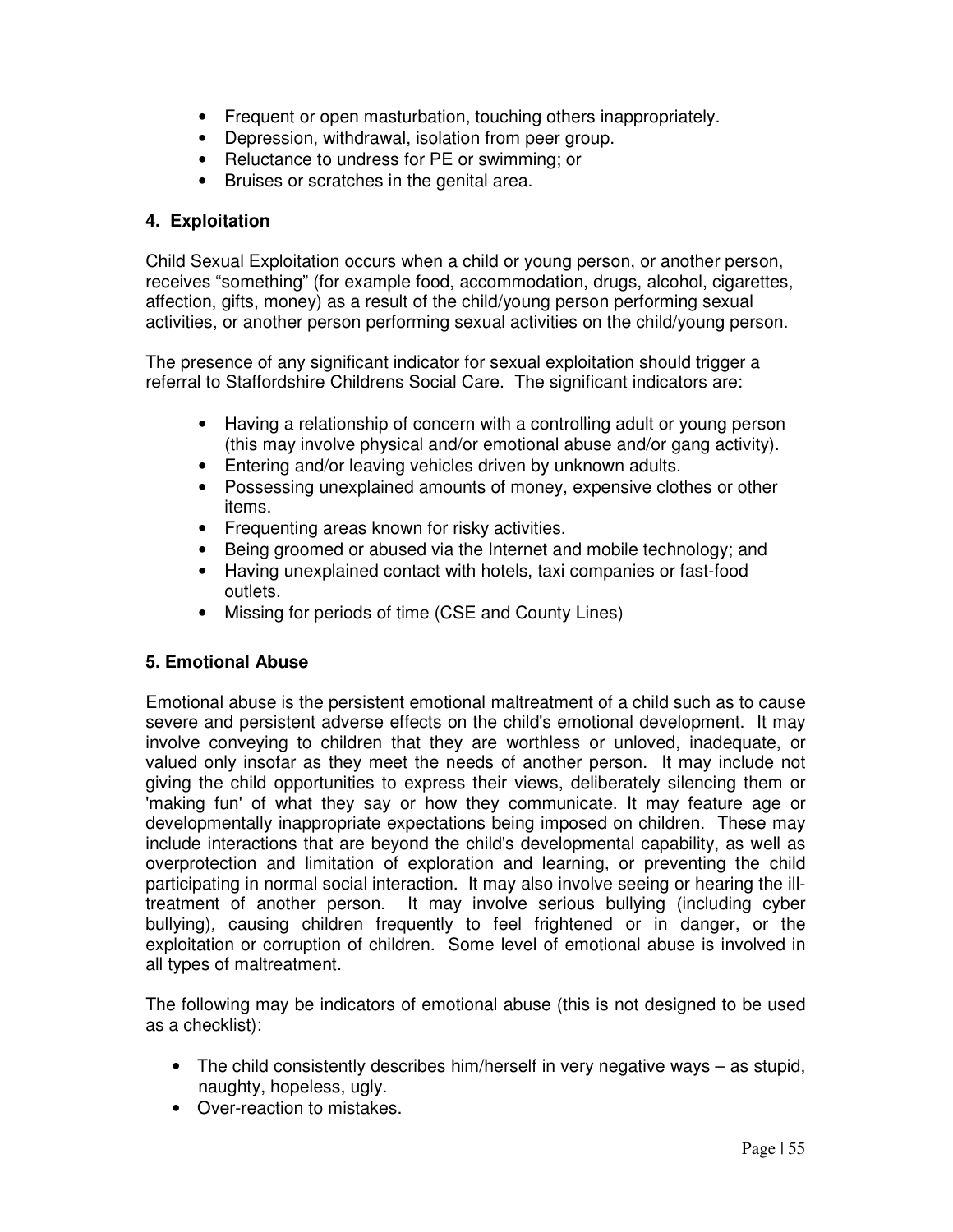- Frequent or open masturbation, touching others inappropriately.
- Depression, withdrawal, isolation from peer group.
- Reluctance to undress for PE or swimming; or
- Bruises or scratches in the genital area.

### 4. Exploitation

Child Sexual Exploitation occurs when a child or young person, or another person, receives "something" (for example food, accommodation, drugs, alcohol, cigarettes, affection, gifts, money) as a result of the child/young person performing sexual activities, or another person performing sexual activities on the child/young person.

The presence of any significant indicator for sexual exploitation should trigger a referral to Staffordshire Childrens Social Care. The significant indicators are:

- Having a relationship of concern with a controlling adult or young person (this may involve physical and/or emotional abuse and/or gang activity).
- Entering and/or leaving vehicles driven by unknown adults.
- Possessing unexplained amounts of money, expensive clothes or other items.
- Frequenting areas known for risky activities.
- Being groomed or abused via the Internet and mobile technology; and
- Having unexplained contact with hotels, taxi companies or fast-food outlets.
- Missing for periods of time (CSE and County Lines)

### 5. Emotional Abuse

Emotional abuse is the persistent emotional maltreatment of a child such as to cause severe and persistent adverse effects on the child's emotional development. It may involve conveying to children that they are worthless or unloved, inadequate, or valued only insofar as they meet the needs of another person. It may include not giving the child opportunities to express their views, deliberately silencing them or 'making fun' of what they say or how they communicate. It may feature age or developmentally inappropriate expectations being imposed on children. These may include interactions that are beyond the child's developmental capability, as well as overprotection and limitation of exploration and learning, or preventing the child participating in normal social interaction. It may also involve seeing or hearing the ill-treatment of another person. It may involve serious bullying (including cyber bullying), causing children frequently to feel frightened or in danger, or the exploitation or corruption of children. Some level of emotional abuse is involved in all types of maltreatment.

The following may be indicators of emotional abuse (this is not designed to be used as a checklist):

- The child consistently describes him/herself in very negative ways – as stupid, naughty, hopeless, ugly.
- Over-reaction to mistakes.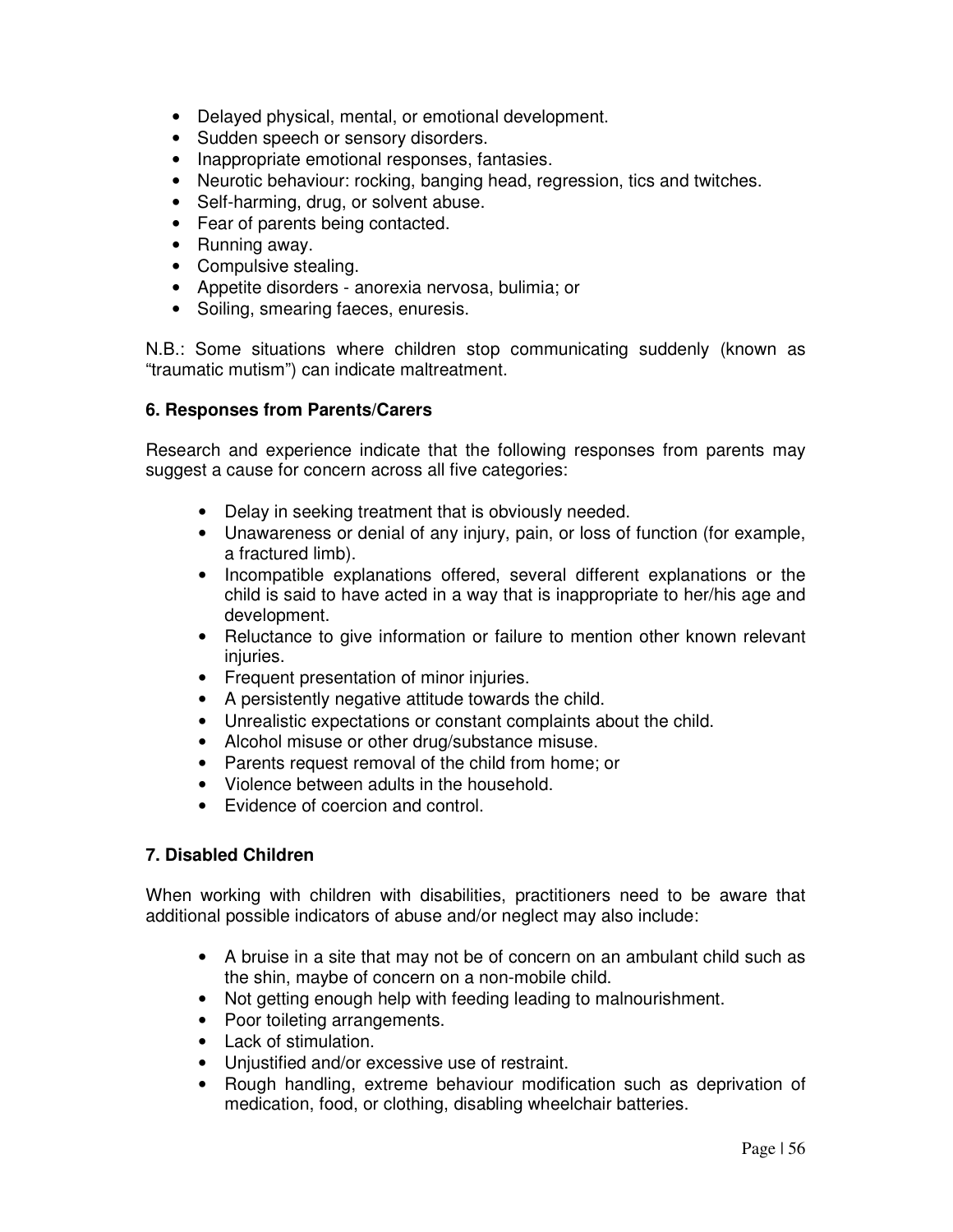- Delayed physical, mental, or emotional development.
- Sudden speech or sensory disorders.
- Inappropriate emotional responses, fantasies.
- Neurotic behaviour: rocking, banging head, regression, tics and twitches.
- Self-harming, drug, or solvent abuse.
- Fear of parents being contacted.
- Running away.
- Compulsive stealing.
- Appetite disorders - anorexia nervosa, bulimia; or
- Soiling, smearing faeces, enuresis.

N.B.: Some situations where children stop communicating suddenly (known as "traumatic mutism") can indicate maltreatment.

**6. Responses from Parents/Carers**

Research and experience indicate that the following responses from parents may suggest a cause for concern across all five categories:

- Delay in seeking treatment that is obviously needed.
- Unawareness or denial of any injury, pain, or loss of function (for example, a fractured limb).
- Incompatible explanations offered, several different explanations or the child is said to have acted in a way that is inappropriate to her/his age and development.
- Reluctance to give information or failure to mention other known relevant injuries.
- Frequent presentation of minor injuries.
- A persistently negative attitude towards the child.
- Unrealistic expectations or constant complaints about the child.
- Alcohol misuse or other drug/substance misuse.
- Parents request removal of the child from home; or
- Violence between adults in the household.
- Evidence of coercion and control.

**7. Disabled Children**

When working with children with disabilities, practitioners need to be aware that additional possible indicators of abuse and/or neglect may also include:

- A bruise in a site that may not be of concern on an ambulant child such as the shin, maybe of concern on a non-mobile child.
- Not getting enough help with feeding leading to malnourishment.
- Poor toileting arrangements.
- Lack of stimulation.
- Unjustified and/or excessive use of restraint.
- Rough handling, extreme behaviour modification such as deprivation of medication, food, or clothing, disabling wheelchair batteries.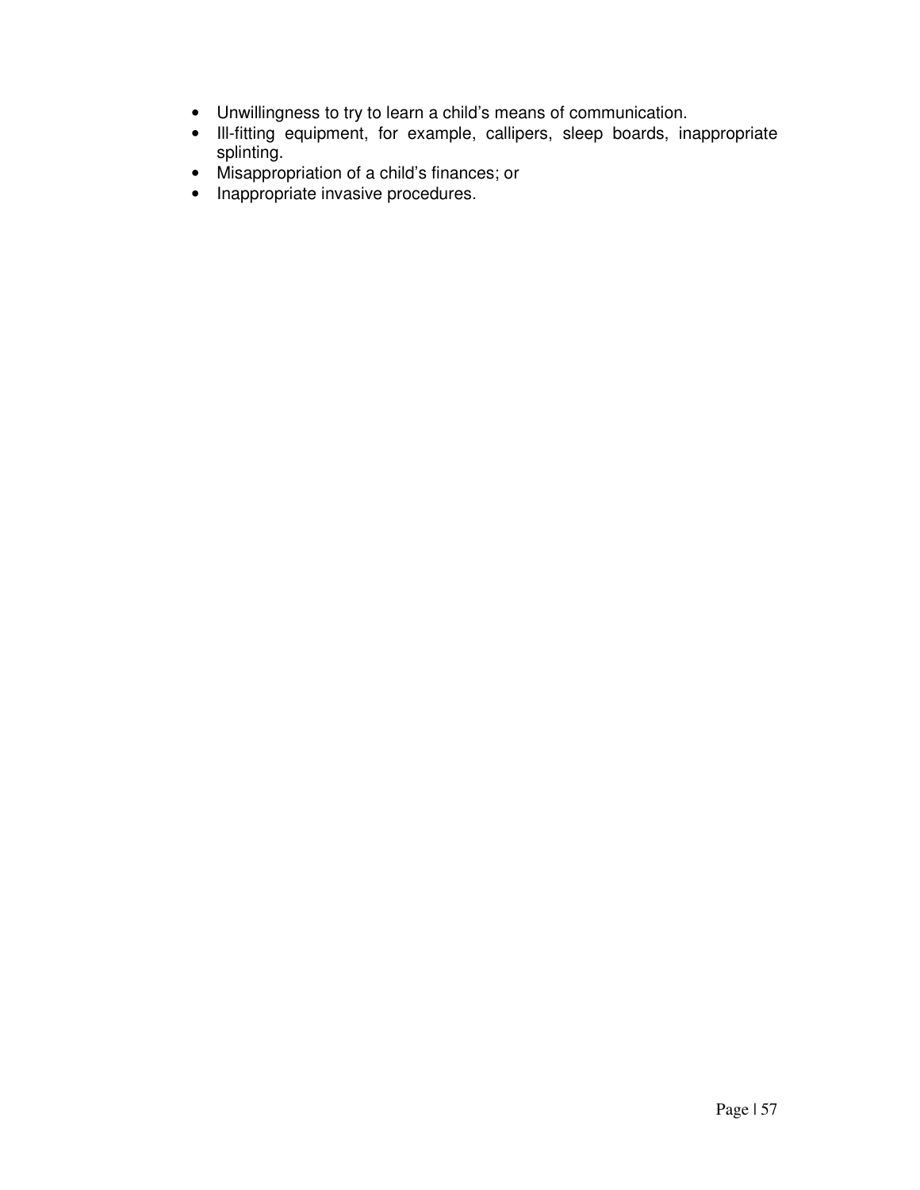- Unwillingness to try to learn a child's means of communication.
- Ill-fitting equipment, for example, callipers, sleep boards, inappropriate splinting.
- Misappropriation of a child's finances; or
- Inappropriate invasive procedures.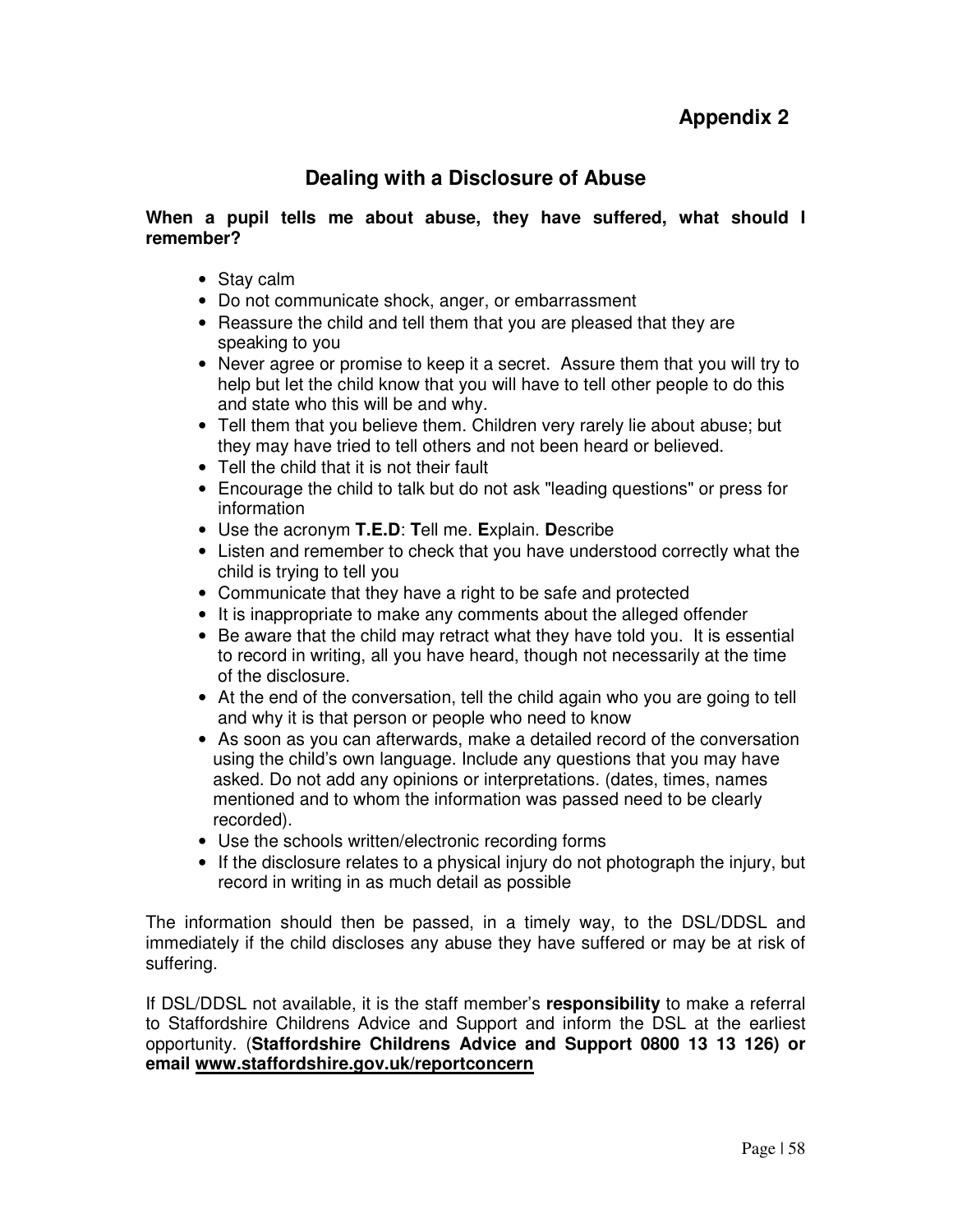# Appendix 2

## Dealing with a Disclosure of Abuse

**When a pupil tells me about abuse, they have suffered, what should I remember?**

- Stay calm
- Do not communicate shock, anger, or embarrassment
- Reassure the child and tell them that you are pleased that they are speaking to you
- Never agree or promise to keep it a secret. Assure them that you will try to help but let the child know that you will have to tell other people to do this and state who this will be and why.
- Tell them that you believe them. Children very rarely lie about abuse; but they may have tried to tell others and not been heard or believed.
- Tell the child that it is not their fault
- Encourage the child to talk but do not ask "leading questions" or press for information
- Use the acronym **T.E.D**: **T**ell me. **E**xplain. **D**escribe
- Listen and remember to check that you have understood correctly what the child is trying to tell you
- Communicate that they have a right to be safe and protected
- It is inappropriate to make any comments about the alleged offender
- Be aware that the child may retract what they have told you. It is essential to record in writing, all you have heard, though not necessarily at the time of the disclosure.
- At the end of the conversation, tell the child again who you are going to tell and why it is that person or people who need to know
- As soon as you can afterwards, make a detailed record of the conversation using the child's own language. Include any questions that you may have asked. Do not add any opinions or interpretations. (dates, times, names mentioned and to whom the information was passed need to be clearly recorded).
- Use the schools written/electronic recording forms
- If the disclosure relates to a physical injury do not photograph the injury, but record in writing in as much detail as possible

The information should then be passed, in a timely way, to the DSL/DDSL and immediately if the child discloses any abuse they have suffered or may be at risk of suffering.

If DSL/DDSL not available, it is the staff member's **responsibility** to make a referral to Staffordshire Childrens Advice and Support and inform the DSL at the earliest opportunity. (**Staffordshire Childrens Advice and Support 0800 13 13 126) or email <u>www.staffordshire.gov.uk/reportconcern</u>**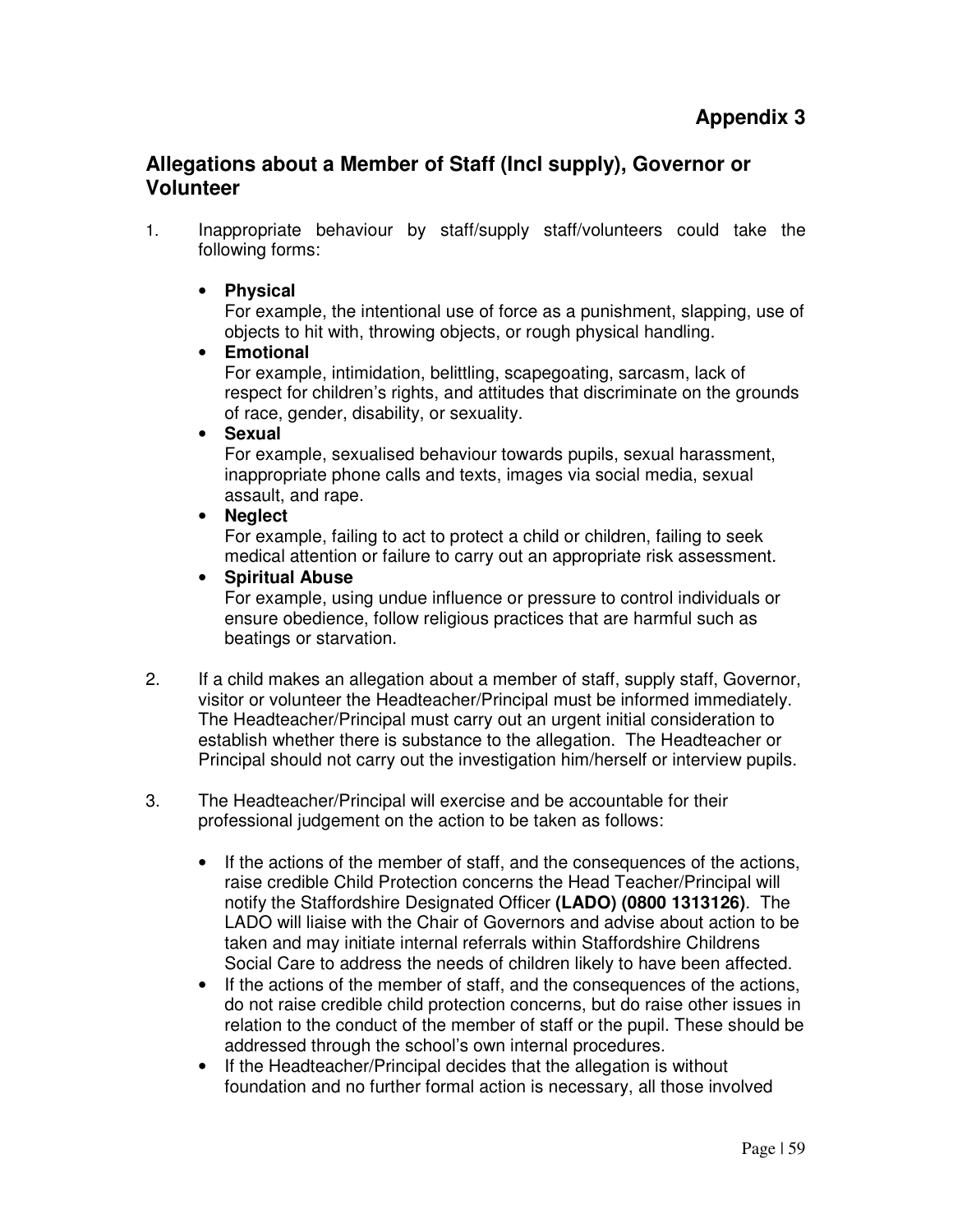## Appendix 3

## Allegations about a Member of Staff (Incl supply), Governor or Volunteer

1. Inappropriate behaviour by staff/supply staff/volunteers could take the following forms:

   - **Physical**
     For example, the intentional use of force as a punishment, slapping, use of objects to hit with, throwing objects, or rough physical handling.
   - **Emotional**
     For example, intimidation, belittling, scapegoating, sarcasm, lack of respect for children's rights, and attitudes that discriminate on the grounds of race, gender, disability, or sexuality.
   - **Sexual**
     For example, sexualised behaviour towards pupils, sexual harassment, inappropriate phone calls and texts, images via social media, sexual assault, and rape.
   - **Neglect**
     For example, failing to act to protect a child or children, failing to seek medical attention or failure to carry out an appropriate risk assessment.
   - **Spiritual Abuse**
     For example, using undue influence or pressure to control individuals or ensure obedience, follow religious practices that are harmful such as beatings or starvation.

2. If a child makes an allegation about a member of staff, supply staff, Governor, visitor or volunteer the Headteacher/Principal must be informed immediately. The Headteacher/Principal must carry out an urgent initial consideration to establish whether there is substance to the allegation. The Headteacher or Principal should not carry out the investigation him/herself or interview pupils.

3. The Headteacher/Principal will exercise and be accountable for their professional judgement on the action to be taken as follows:

   - If the actions of the member of staff, and the consequences of the actions, raise credible Child Protection concerns the Head Teacher/Principal will notify the Staffordshire Designated Officer **(LADO) (0800 1313126)**. The LADO will liaise with the Chair of Governors and advise about action to be taken and may initiate internal referrals within Staffordshire Childrens Social Care to address the needs of children likely to have been affected.
   - If the actions of the member of staff, and the consequences of the actions, do not raise credible child protection concerns, but do raise other issues in relation to the conduct of the member of staff or the pupil. These should be addressed through the school's own internal procedures.
   - If the Headteacher/Principal decides that the allegation is without foundation and no further formal action is necessary, all those involved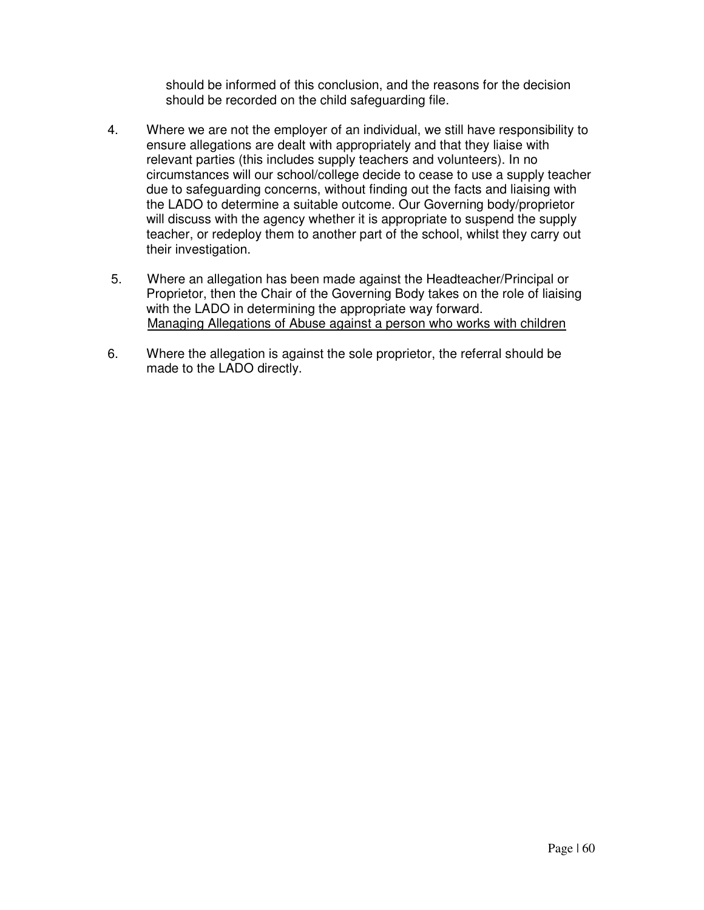should be informed of this conclusion, and the reasons for the decision should be recorded on the child safeguarding file.

4. Where we are not the employer of an individual, we still have responsibility to ensure allegations are dealt with appropriately and that they liaise with relevant parties (this includes supply teachers and volunteers). In no circumstances will our school/college decide to cease to use a supply teacher due to safeguarding concerns, without finding out the facts and liaising with the LADO to determine a suitable outcome. Our Governing body/proprietor will discuss with the agency whether it is appropriate to suspend the supply teacher, or redeploy them to another part of the school, whilst they carry out their investigation.

5. Where an allegation has been made against the Headteacher/Principal or Proprietor, then the Chair of the Governing Body takes on the role of liaising with the LADO in determining the appropriate way forward.
   Managing Allegations of Abuse against a person who works with children

6. Where the allegation is against the sole proprietor, the referral should be made to the LADO directly.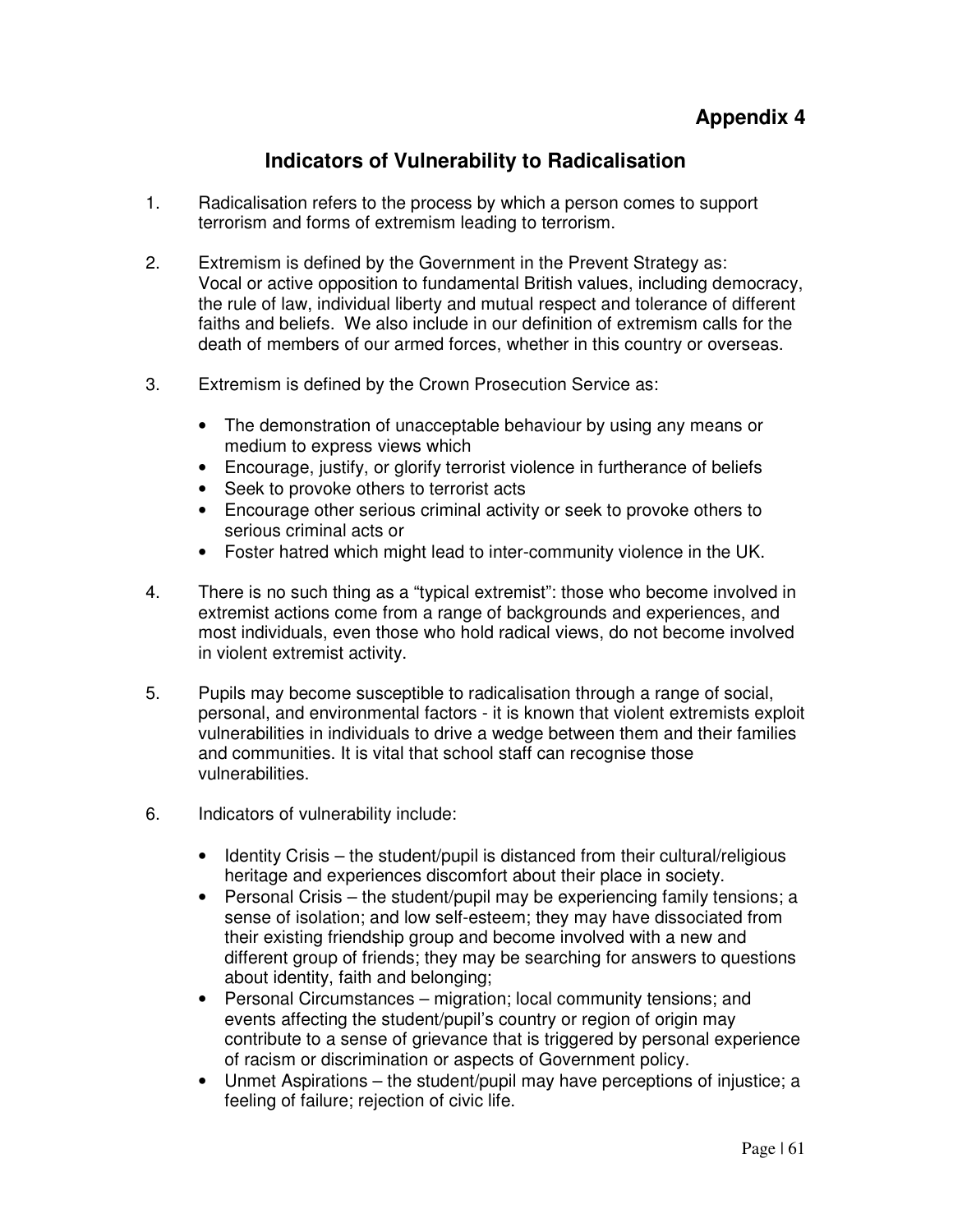**Appendix 4**

## Indicators of Vulnerability to Radicalisation

1. Radicalisation refers to the process by which a person comes to support terrorism and forms of extremism leading to terrorism.

2. Extremism is defined by the Government in the Prevent Strategy as: Vocal or active opposition to fundamental British values, including democracy, the rule of law, individual liberty and mutual respect and tolerance of different faiths and beliefs. We also include in our definition of extremism calls for the death of members of our armed forces, whether in this country or overseas.

3. Extremism is defined by the Crown Prosecution Service as:

   - The demonstration of unacceptable behaviour by using any means or medium to express views which
   - Encourage, justify, or glorify terrorist violence in furtherance of beliefs
   - Seek to provoke others to terrorist acts
   - Encourage other serious criminal activity or seek to provoke others to serious criminal acts or
   - Foster hatred which might lead to inter-community violence in the UK.

4. There is no such thing as a “typical extremist”: those who become involved in extremist actions come from a range of backgrounds and experiences, and most individuals, even those who hold radical views, do not become involved in violent extremist activity.

5. Pupils may become susceptible to radicalisation through a range of social, personal, and environmental factors - it is known that violent extremists exploit vulnerabilities in individuals to drive a wedge between them and their families and communities. It is vital that school staff can recognise those vulnerabilities.

6. Indicators of vulnerability include:

   - Identity Crisis – the student/pupil is distanced from their cultural/religious heritage and experiences discomfort about their place in society.
   - Personal Crisis – the student/pupil may be experiencing family tensions; a sense of isolation; and low self-esteem; they may have dissociated from their existing friendship group and become involved with a new and different group of friends; they may be searching for answers to questions about identity, faith and belonging;
   - Personal Circumstances – migration; local community tensions; and events affecting the student/pupil’s country or region of origin may contribute to a sense of grievance that is triggered by personal experience of racism or discrimination or aspects of Government policy.
   - Unmet Aspirations – the student/pupil may have perceptions of injustice; a feeling of failure; rejection of civic life.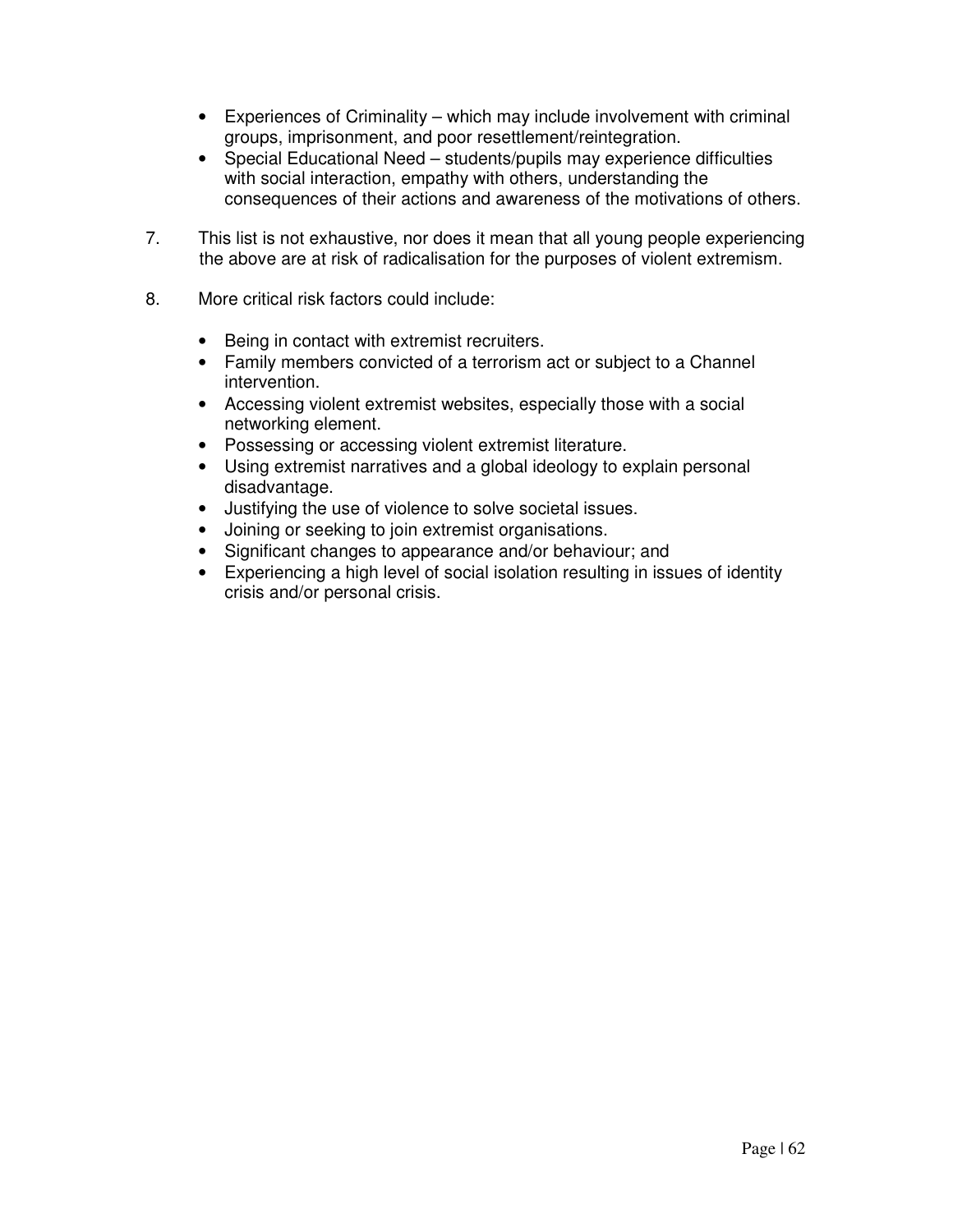- Experiences of Criminality – which may include involvement with criminal groups, imprisonment, and poor resettlement/reintegration.
- Special Educational Need – students/pupils may experience difficulties with social interaction, empathy with others, understanding the consequences of their actions and awareness of the motivations of others.

7. This list is not exhaustive, nor does it mean that all young people experiencing the above are at risk of radicalisation for the purposes of violent extremism.

8. More critical risk factors could include:

   - Being in contact with extremist recruiters.
   - Family members convicted of a terrorism act or subject to a Channel intervention.
   - Accessing violent extremist websites, especially those with a social networking element.
   - Possessing or accessing violent extremist literature.
   - Using extremist narratives and a global ideology to explain personal disadvantage.
   - Justifying the use of violence to solve societal issues.
   - Joining or seeking to join extremist organisations.
   - Significant changes to appearance and/or behaviour; and
   - Experiencing a high level of social isolation resulting in issues of identity crisis and/or personal crisis.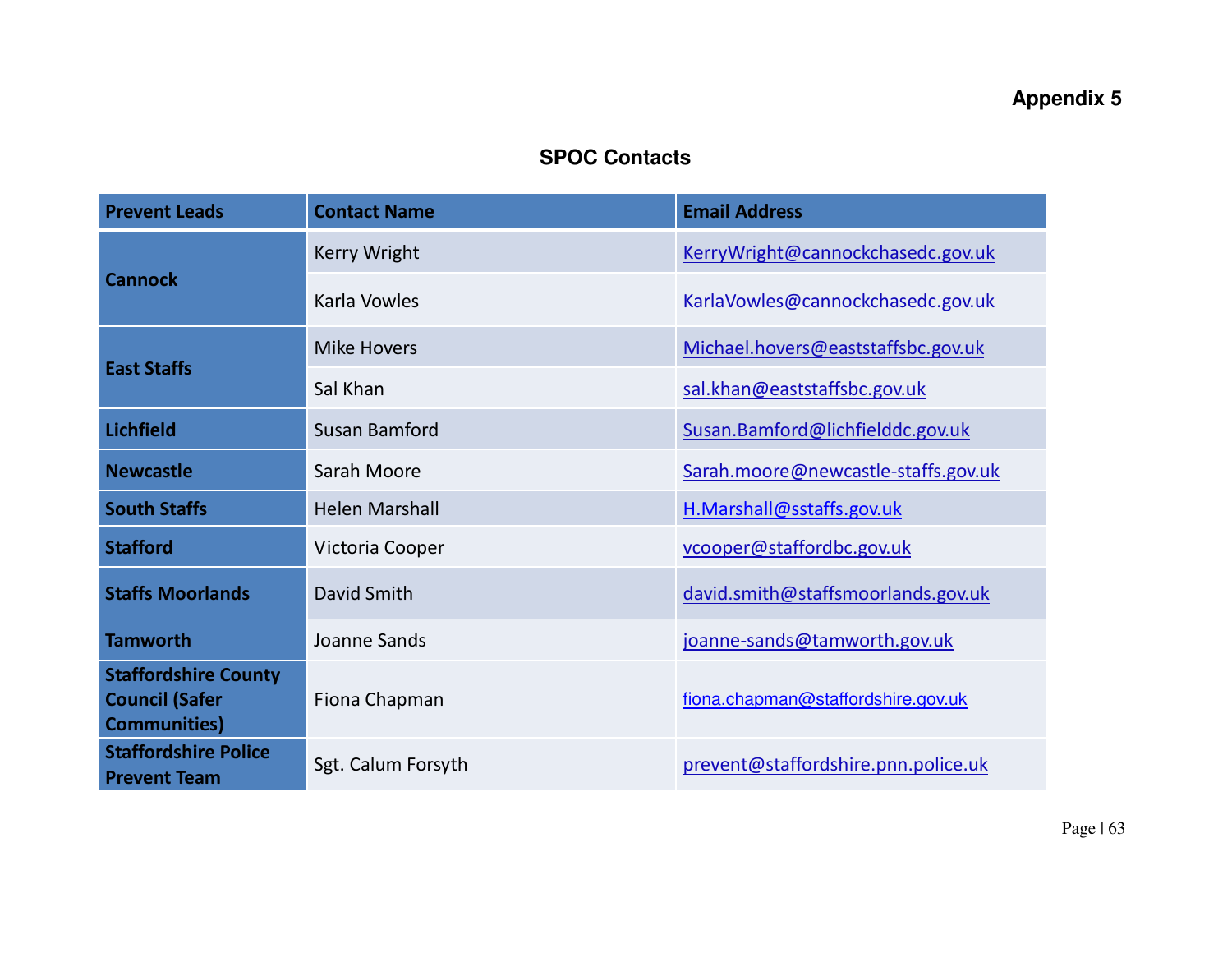Appendix 5

## SPOC Contacts

| Prevent Leads | Contact Name | Email Address |
|---|---|---|
| Cannock | Kerry Wright | KerryWright@cannockchasedc.gov.uk |
| | Karla Vowles | KarlaVowles@cannockchasedc.gov.uk |
| East Staffs | Mike Hovers | Michael.hovers@eaststaffsbc.gov.uk |
| | Sal Khan | sal.khan@eaststaffsbc.gov.uk |
| Lichfield | Susan Bamford | Susan.Bamford@lichfielddc.gov.uk |
| Newcastle | Sarah Moore | Sarah.moore@newcastle-staffs.gov.uk |
| South Staffs | Helen Marshall | H.Marshall@sstaffs.gov.uk |
| Stafford | Victoria Cooper | vcooper@staffordbc.gov.uk |
| Staffs Moorlands | David Smith | david.smith@staffsmoorlands.gov.uk |
| Tamworth | Joanne Sands | joanne-sands@tamworth.gov.uk |
| Staffordshire County Council (Safer Communities) | Fiona Chapman | fiona.chapman@staffordshire.gov.uk |
| Staffordshire Police Prevent Team | Sgt. Calum Forsyth | prevent@staffordshire.pnn.police.uk |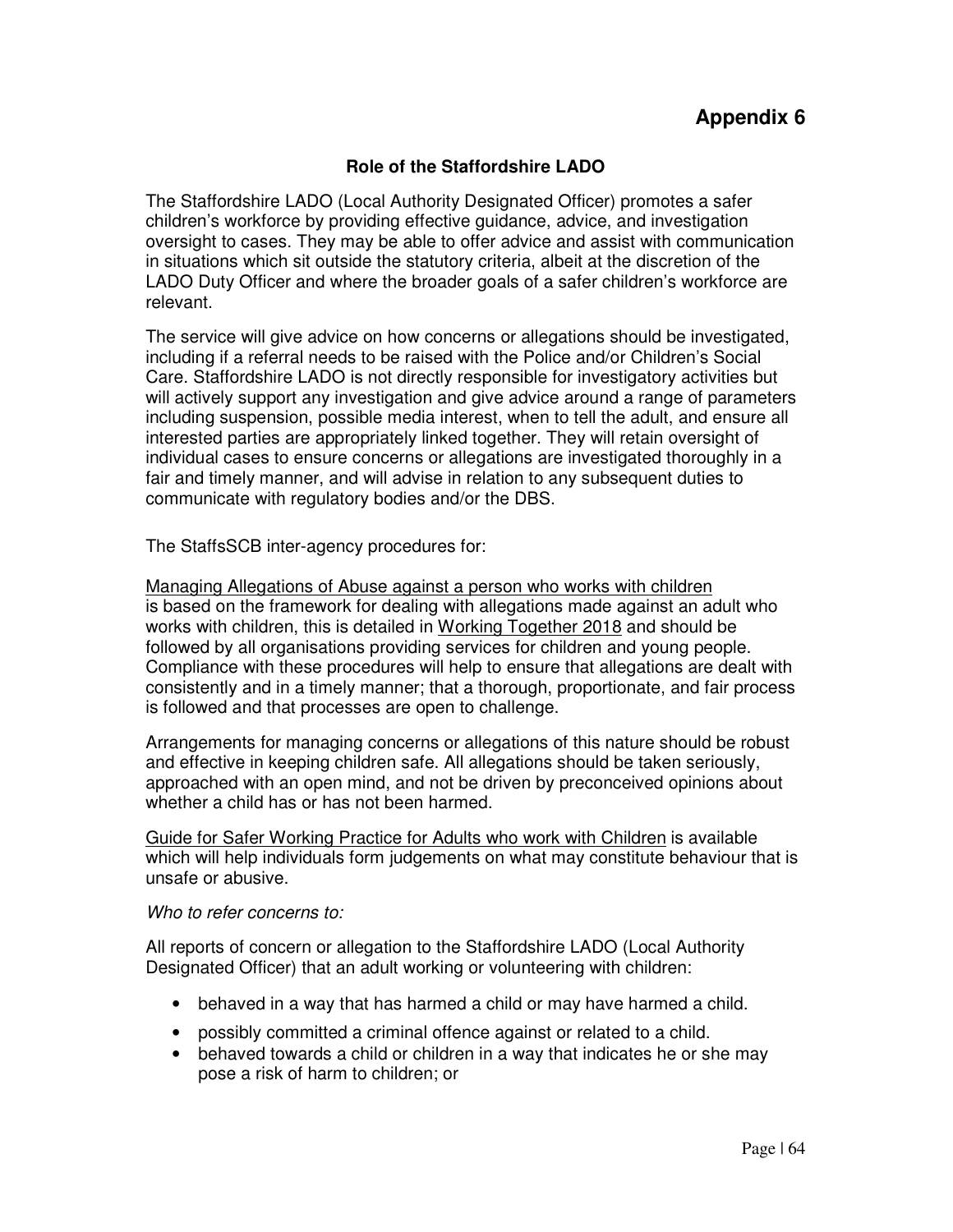# Appendix 6

## Role of the Staffordshire LADO

The Staffordshire LADO (Local Authority Designated Officer) promotes a safer children's workforce by providing effective guidance, advice, and investigation oversight to cases. They may be able to offer advice and assist with communication in situations which sit outside the statutory criteria, albeit at the discretion of the LADO Duty Officer and where the broader goals of a safer children's workforce are relevant.

The service will give advice on how concerns or allegations should be investigated, including if a referral needs to be raised with the Police and/or Children's Social Care. Staffordshire LADO is not directly responsible for investigatory activities but will actively support any investigation and give advice around a range of parameters including suspension, possible media interest, when to tell the adult, and ensure all interested parties are appropriately linked together. They will retain oversight of individual cases to ensure concerns or allegations are investigated thoroughly in a fair and timely manner, and will advise in relation to any subsequent duties to communicate with regulatory bodies and/or the DBS.

The StaffsSCB inter-agency procedures for:

Managing Allegations of Abuse against a person who works with children is based on the framework for dealing with allegations made against an adult who works with children, this is detailed in Working Together 2018 and should be followed by all organisations providing services for children and young people. Compliance with these procedures will help to ensure that allegations are dealt with consistently and in a timely manner; that a thorough, proportionate, and fair process is followed and that processes are open to challenge.

Arrangements for managing concerns or allegations of this nature should be robust and effective in keeping children safe. All allegations should be taken seriously, approached with an open mind, and not be driven by preconceived opinions about whether a child has or has not been harmed.

Guide for Safer Working Practice for Adults who work with Children is available which will help individuals form judgements on what may constitute behaviour that is unsafe or abusive.

*Who to refer concerns to:*

All reports of concern or allegation to the Staffordshire LADO (Local Authority Designated Officer) that an adult working or volunteering with children:

- behaved in a way that has harmed a child or may have harmed a child.
- possibly committed a criminal offence against or related to a child.
- behaved towards a child or children in a way that indicates he or she may pose a risk of harm to children; or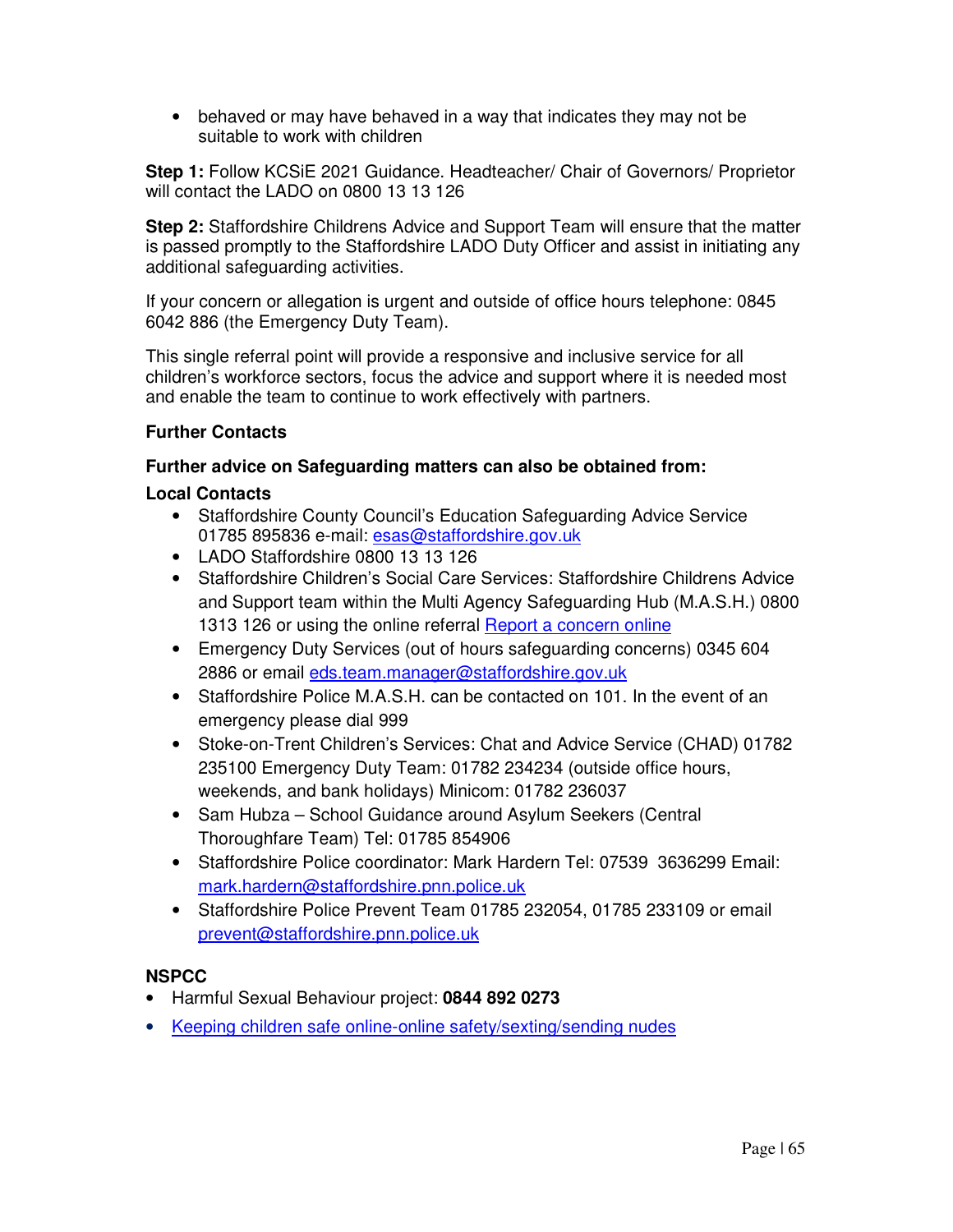- behaved or may have behaved in a way that indicates they may not be suitable to work with children

**Step 1:** Follow KCSiE 2021 Guidance. Headteacher/ Chair of Governors/ Proprietor will contact the LADO on 0800 13 13 126

**Step 2:** Staffordshire Childrens Advice and Support Team will ensure that the matter is passed promptly to the Staffordshire LADO Duty Officer and assist in initiating any additional safeguarding activities.

If your concern or allegation is urgent and outside of office hours telephone: 0845 6042 886 (the Emergency Duty Team).

This single referral point will provide a responsive and inclusive service for all children's workforce sectors, focus the advice and support where it is needed most and enable the team to continue to work effectively with partners.

**Further Contacts**

**Further advice on Safeguarding matters can also be obtained from:**

**Local Contacts**

- Staffordshire County Council's Education Safeguarding Advice Service 01785 895836 e-mail: esas@staffordshire.gov.uk
- LADO Staffordshire 0800 13 13 126
- Staffordshire Children's Social Care Services: Staffordshire Childrens Advice and Support team within the Multi Agency Safeguarding Hub (M.A.S.H.) 0800 1313 126 or using the online referral Report a concern online
- Emergency Duty Services (out of hours safeguarding concerns) 0345 604 2886 or email eds.team.manager@staffordshire.gov.uk
- Staffordshire Police M.A.S.H. can be contacted on 101. In the event of an emergency please dial 999
- Stoke-on-Trent Children's Services: Chat and Advice Service (CHAD) 01782 235100 Emergency Duty Team: 01782 234234 (outside office hours, weekends, and bank holidays) Minicom: 01782 236037
- Sam Hubza – School Guidance around Asylum Seekers (Central Thoroughfare Team) Tel: 01785 854906
- Staffordshire Police coordinator: Mark Hardern Tel: 07539 3636299 Email: mark.hardern@staffordshire.pnn.police.uk
- Staffordshire Police Prevent Team 01785 232054, 01785 233109 or email prevent@staffordshire.pnn.police.uk

**NSPCC**

- Harmful Sexual Behaviour project: **0844 892 0273**
- Keeping children safe online-online safety/sexting/sending nudes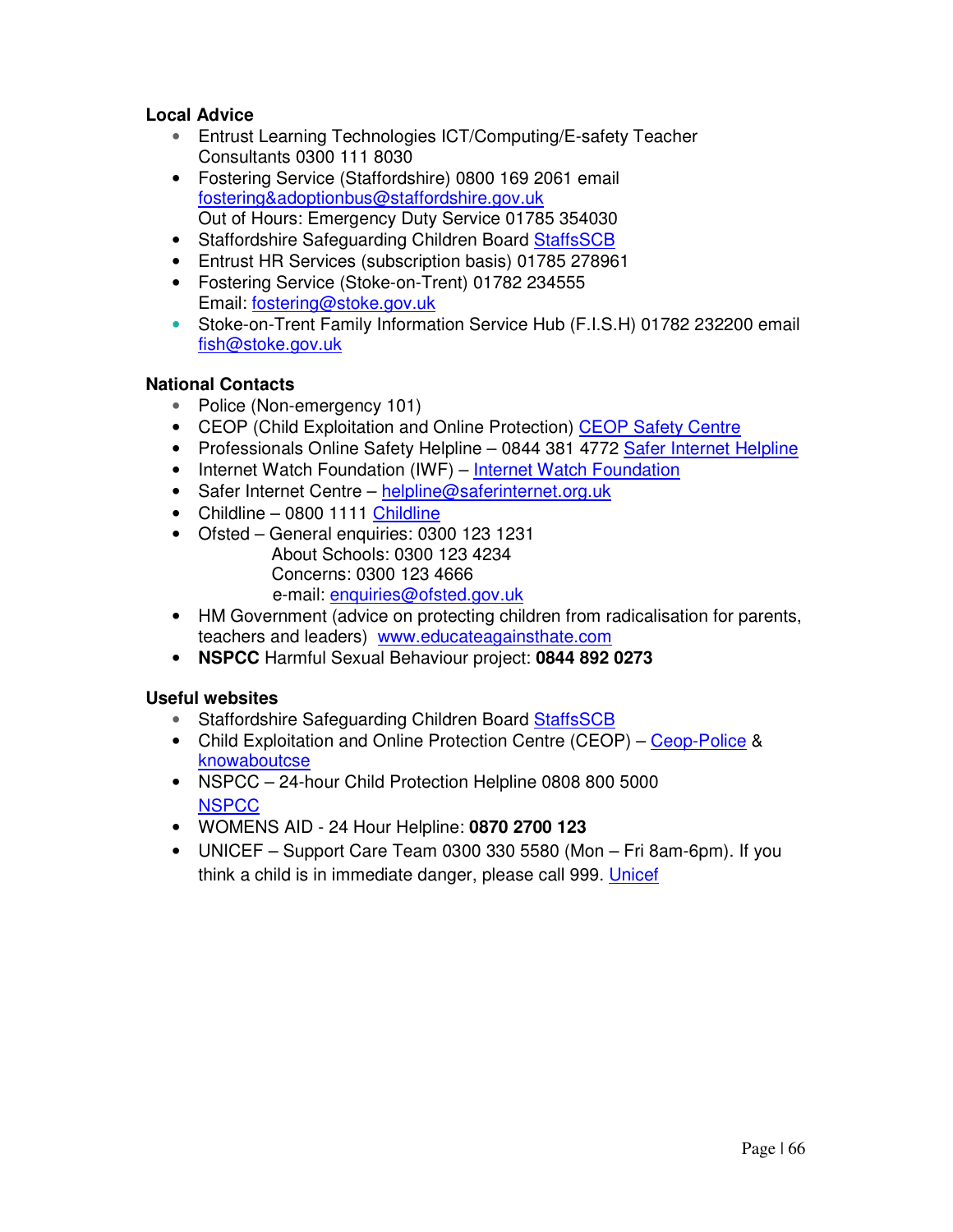**Local Advice**

- Entrust Learning Technologies ICT/Computing/E-safety Teacher Consultants 0300 111 8030
- Fostering Service (Staffordshire) 0800 169 2061 email fostering&adoptionbus@staffordshire.gov.uk
  Out of Hours: Emergency Duty Service 01785 354030
- Staffordshire Safeguarding Children Board StaffsSCB
- Entrust HR Services (subscription basis) 01785 278961
- Fostering Service (Stoke-on-Trent) 01782 234555
  Email: fostering@stoke.gov.uk
- Stoke-on-Trent Family Information Service Hub (F.I.S.H) 01782 232200 email fish@stoke.gov.uk

**National Contacts**

- Police (Non-emergency 101)
- CEOP (Child Exploitation and Online Protection) CEOP Safety Centre
- Professionals Online Safety Helpline – 0844 381 4772 Safer Internet Helpline
- Internet Watch Foundation (IWF) – Internet Watch Foundation
- Safer Internet Centre – helpline@saferinternet.org.uk
- Childline – 0800 1111 Childline
- Ofsted – General enquiries: 0300 123 1231
  About Schools: 0300 123 4234
  Concerns: 0300 123 4666
  e-mail: enquiries@ofsted.gov.uk
- HM Government (advice on protecting children from radicalisation for parents, teachers and leaders) www.educateagainsthate.com
- **NSPCC** Harmful Sexual Behaviour project: **0844 892 0273**

**Useful websites**

- Staffordshire Safeguarding Children Board StaffsSCB
- Child Exploitation and Online Protection Centre (CEOP) – Ceop-Police & knowaboutcse
- NSPCC – 24-hour Child Protection Helpline 0808 800 5000
  NSPCC
- WOMENS AID - 24 Hour Helpline: **0870 2700 123**
- UNICEF – Support Care Team 0300 330 5580 (Mon – Fri 8am-6pm). If you think a child is in immediate danger, please call 999. Unicef